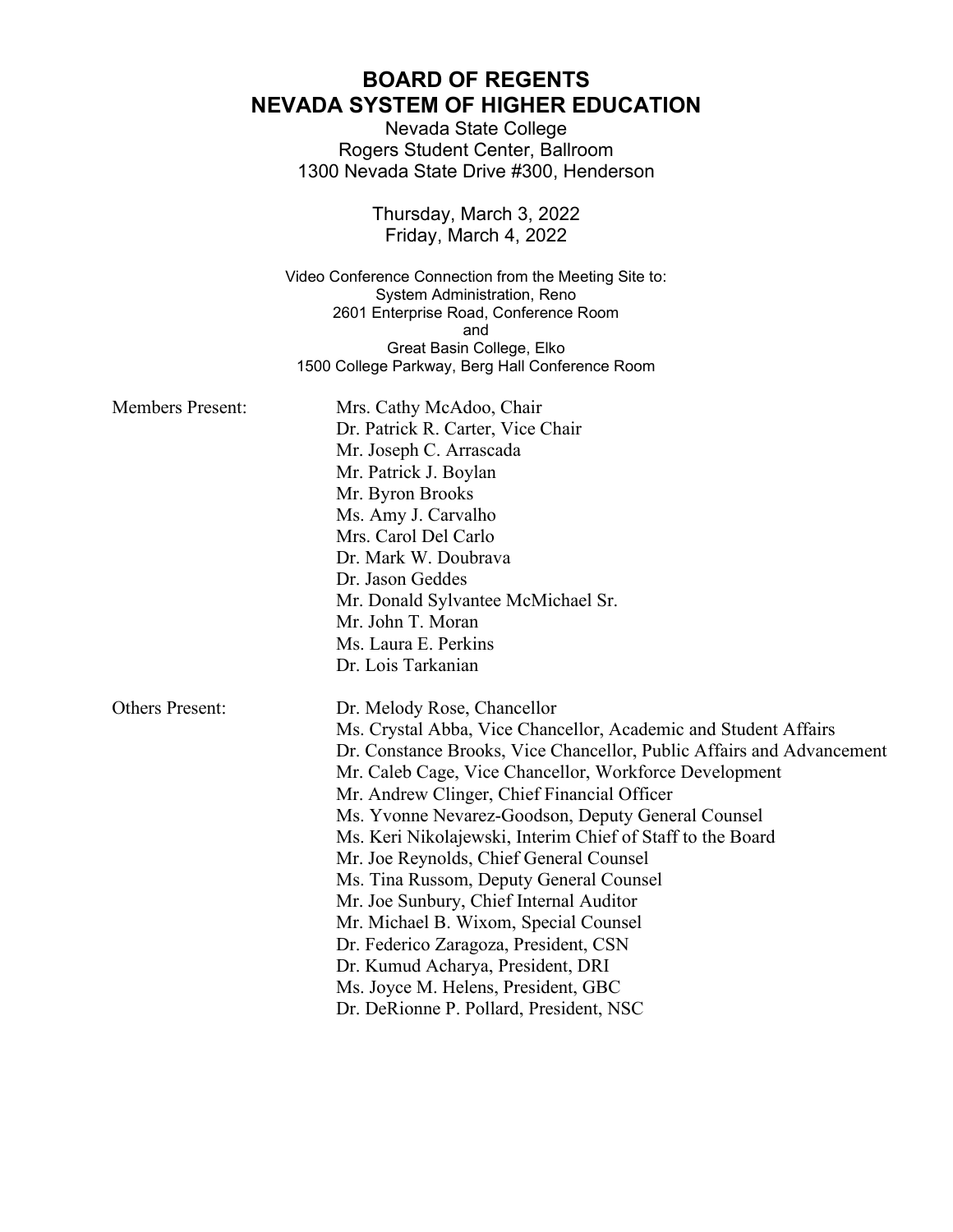# BOARD OF REGENTS
# NEVADA SYSTEM OF HIGHER EDUCATION

Nevada State College
Rogers Student Center, Ballroom
1300 Nevada State Drive #300, Henderson

Thursday, March 3, 2022
Friday, March 4, 2022

Video Conference Connection from the Meeting Site to:
System Administration, Reno
2601 Enterprise Road, Conference Room
and
Great Basin College, Elko
1500 College Parkway, Berg Hall Conference Room

Members Present:
- Mrs. Cathy McAdoo, Chair
- Dr. Patrick R. Carter, Vice Chair
- Mr. Joseph C. Arrascada
- Mr. Patrick J. Boylan
- Mr. Byron Brooks
- Ms. Amy J. Carvalho
- Mrs. Carol Del Carlo
- Dr. Mark W. Doubrava
- Dr. Jason Geddes
- Mr. Donald Sylvantee McMichael Sr.
- Mr. John T. Moran
- Ms. Laura E. Perkins
- Dr. Lois Tarkanian

Others Present:
- Dr. Melody Rose, Chancellor
- Ms. Crystal Abba, Vice Chancellor, Academic and Student Affairs
- Dr. Constance Brooks, Vice Chancellor, Public Affairs and Advancement
- Mr. Caleb Cage, Vice Chancellor, Workforce Development
- Mr. Andrew Clinger, Chief Financial Officer
- Ms. Yvonne Nevarez-Goodson, Deputy General Counsel
- Ms. Keri Nikolajewski, Interim Chief of Staff to the Board
- Mr. Joe Reynolds, Chief General Counsel
- Ms. Tina Russom, Deputy General Counsel
- Mr. Joe Sunbury, Chief Internal Auditor
- Mr. Michael B. Wixom, Special Counsel
- Dr. Federico Zaragoza, President, CSN
- Dr. Kumud Acharya, President, DRI
- Ms. Joyce M. Helens, President, GBC
- Dr. DeRionne P. Pollard, President, NSC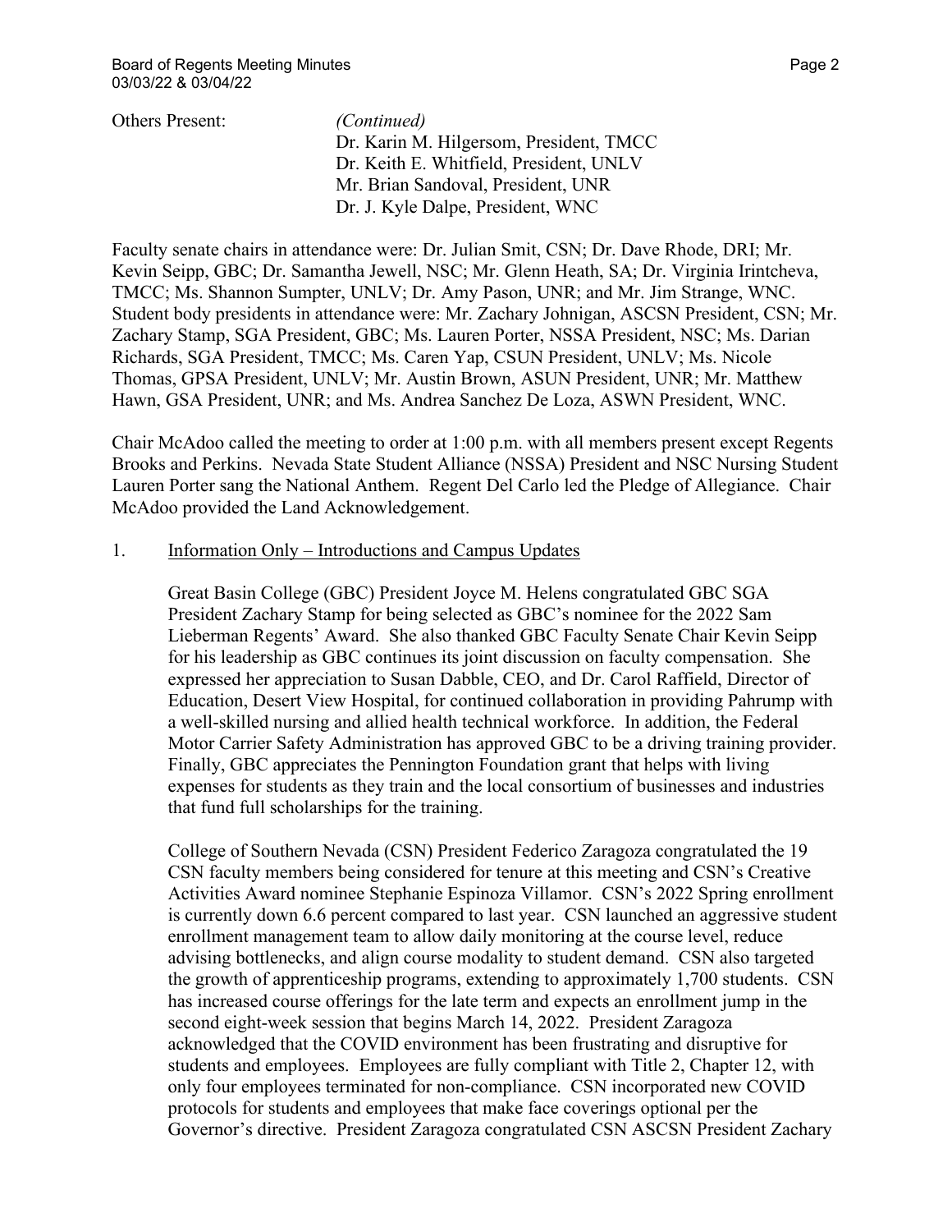Others Present: *(Continued)*
Dr. Karin M. Hilgersom, President, TMCC
Dr. Keith E. Whitfield, President, UNLV
Mr. Brian Sandoval, President, UNR
Dr. J. Kyle Dalpe, President, WNC

Faculty senate chairs in attendance were: Dr. Julian Smit, CSN; Dr. Dave Rhode, DRI; Mr. Kevin Seipp, GBC; Dr. Samantha Jewell, NSC; Mr. Glenn Heath, SA; Dr. Virginia Irintcheva, TMCC; Ms. Shannon Sumpter, UNLV; Dr. Amy Pason, UNR; and Mr. Jim Strange, WNC. Student body presidents in attendance were: Mr. Zachary Johnigan, ASCSN President, CSN; Mr. Zachary Stamp, SGA President, GBC; Ms. Lauren Porter, NSSA President, NSC; Ms. Darian Richards, SGA President, TMCC; Ms. Caren Yap, CSUN President, UNLV; Ms. Nicole Thomas, GPSA President, UNLV; Mr. Austin Brown, ASUN President, UNR; Mr. Matthew Hawn, GSA President, UNR; and Ms. Andrea Sanchez De Loza, ASWN President, WNC.

Chair McAdoo called the meeting to order at 1:00 p.m. with all members present except Regents Brooks and Perkins. Nevada State Student Alliance (NSSA) President and NSC Nursing Student Lauren Porter sang the National Anthem. Regent Del Carlo led the Pledge of Allegiance. Chair McAdoo provided the Land Acknowledgement.

1. Information Only – Introductions and Campus Updates

Great Basin College (GBC) President Joyce M. Helens congratulated GBC SGA President Zachary Stamp for being selected as GBC's nominee for the 2022 Sam Lieberman Regents' Award. She also thanked GBC Faculty Senate Chair Kevin Seipp for his leadership as GBC continues its joint discussion on faculty compensation. She expressed her appreciation to Susan Dabble, CEO, and Dr. Carol Raffield, Director of Education, Desert View Hospital, for continued collaboration in providing Pahrump with a well-skilled nursing and allied health technical workforce. In addition, the Federal Motor Carrier Safety Administration has approved GBC to be a driving training provider. Finally, GBC appreciates the Pennington Foundation grant that helps with living expenses for students as they train and the local consortium of businesses and industries that fund full scholarships for the training.

College of Southern Nevada (CSN) President Federico Zaragoza congratulated the 19 CSN faculty members being considered for tenure at this meeting and CSN's Creative Activities Award nominee Stephanie Espinoza Villamor. CSN's 2022 Spring enrollment is currently down 6.6 percent compared to last year. CSN launched an aggressive student enrollment management team to allow daily monitoring at the course level, reduce advising bottlenecks, and align course modality to student demand. CSN also targeted the growth of apprenticeship programs, extending to approximately 1,700 students. CSN has increased course offerings for the late term and expects an enrollment jump in the second eight-week session that begins March 14, 2022. President Zaragoza acknowledged that the COVID environment has been frustrating and disruptive for students and employees. Employees are fully compliant with Title 2, Chapter 12, with only four employees terminated for non-compliance. CSN incorporated new COVID protocols for students and employees that make face coverings optional per the Governor's directive. President Zaragoza congratulated CSN ASCSN President Zachary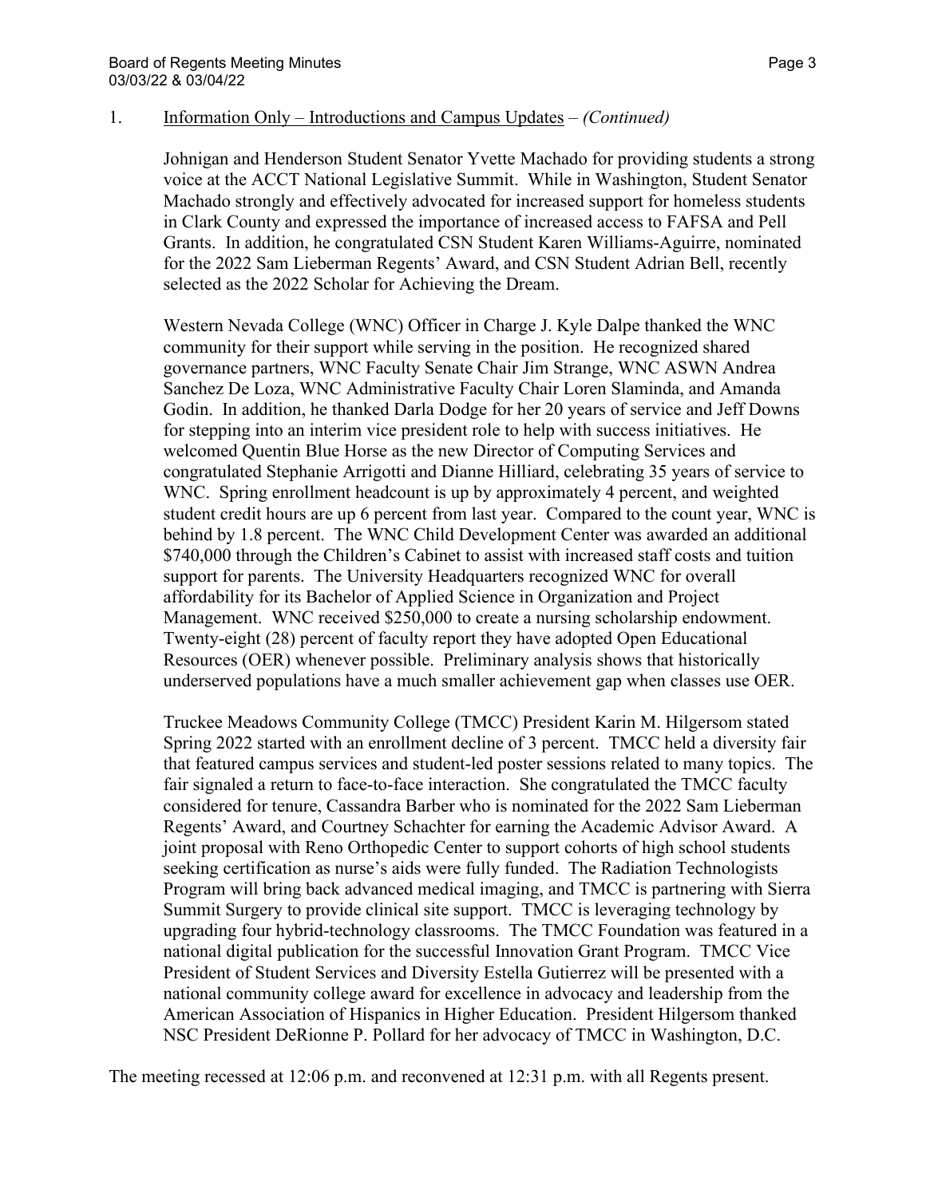1. Information Only – Introductions and Campus Updates – *(Continued)*

Johnigan and Henderson Student Senator Yvette Machado for providing students a strong voice at the ACCT National Legislative Summit. While in Washington, Student Senator Machado strongly and effectively advocated for increased support for homeless students in Clark County and expressed the importance of increased access to FAFSA and Pell Grants. In addition, he congratulated CSN Student Karen Williams-Aguirre, nominated for the 2022 Sam Lieberman Regents' Award, and CSN Student Adrian Bell, recently selected as the 2022 Scholar for Achieving the Dream.

Western Nevada College (WNC) Officer in Charge J. Kyle Dalpe thanked the WNC community for their support while serving in the position. He recognized shared governance partners, WNC Faculty Senate Chair Jim Strange, WNC ASWN Andrea Sanchez De Loza, WNC Administrative Faculty Chair Loren Slaminda, and Amanda Godin. In addition, he thanked Darla Dodge for her 20 years of service and Jeff Downs for stepping into an interim vice president role to help with success initiatives. He welcomed Quentin Blue Horse as the new Director of Computing Services and congratulated Stephanie Arrigotti and Dianne Hilliard, celebrating 35 years of service to WNC. Spring enrollment headcount is up by approximately 4 percent, and weighted student credit hours are up 6 percent from last year. Compared to the count year, WNC is behind by 1.8 percent. The WNC Child Development Center was awarded an additional $740,000 through the Children's Cabinet to assist with increased staff costs and tuition support for parents. The University Headquarters recognized WNC for overall affordability for its Bachelor of Applied Science in Organization and Project Management. WNC received $250,000 to create a nursing scholarship endowment. Twenty-eight (28) percent of faculty report they have adopted Open Educational Resources (OER) whenever possible. Preliminary analysis shows that historically underserved populations have a much smaller achievement gap when classes use OER.

Truckee Meadows Community College (TMCC) President Karin M. Hilgersom stated Spring 2022 started with an enrollment decline of 3 percent. TMCC held a diversity fair that featured campus services and student-led poster sessions related to many topics. The fair signaled a return to face-to-face interaction. She congratulated the TMCC faculty considered for tenure, Cassandra Barber who is nominated for the 2022 Sam Lieberman Regents' Award, and Courtney Schachter for earning the Academic Advisor Award. A joint proposal with Reno Orthopedic Center to support cohorts of high school students seeking certification as nurse's aids were fully funded. The Radiation Technologists Program will bring back advanced medical imaging, and TMCC is partnering with Sierra Summit Surgery to provide clinical site support. TMCC is leveraging technology by upgrading four hybrid-technology classrooms. The TMCC Foundation was featured in a national digital publication for the successful Innovation Grant Program. TMCC Vice President of Student Services and Diversity Estella Gutierrez will be presented with a national community college award for excellence in advocacy and leadership from the American Association of Hispanics in Higher Education. President Hilgersom thanked NSC President DeRionne P. Pollard for her advocacy of TMCC in Washington, D.C.

The meeting recessed at 12:06 p.m. and reconvened at 12:31 p.m. with all Regents present.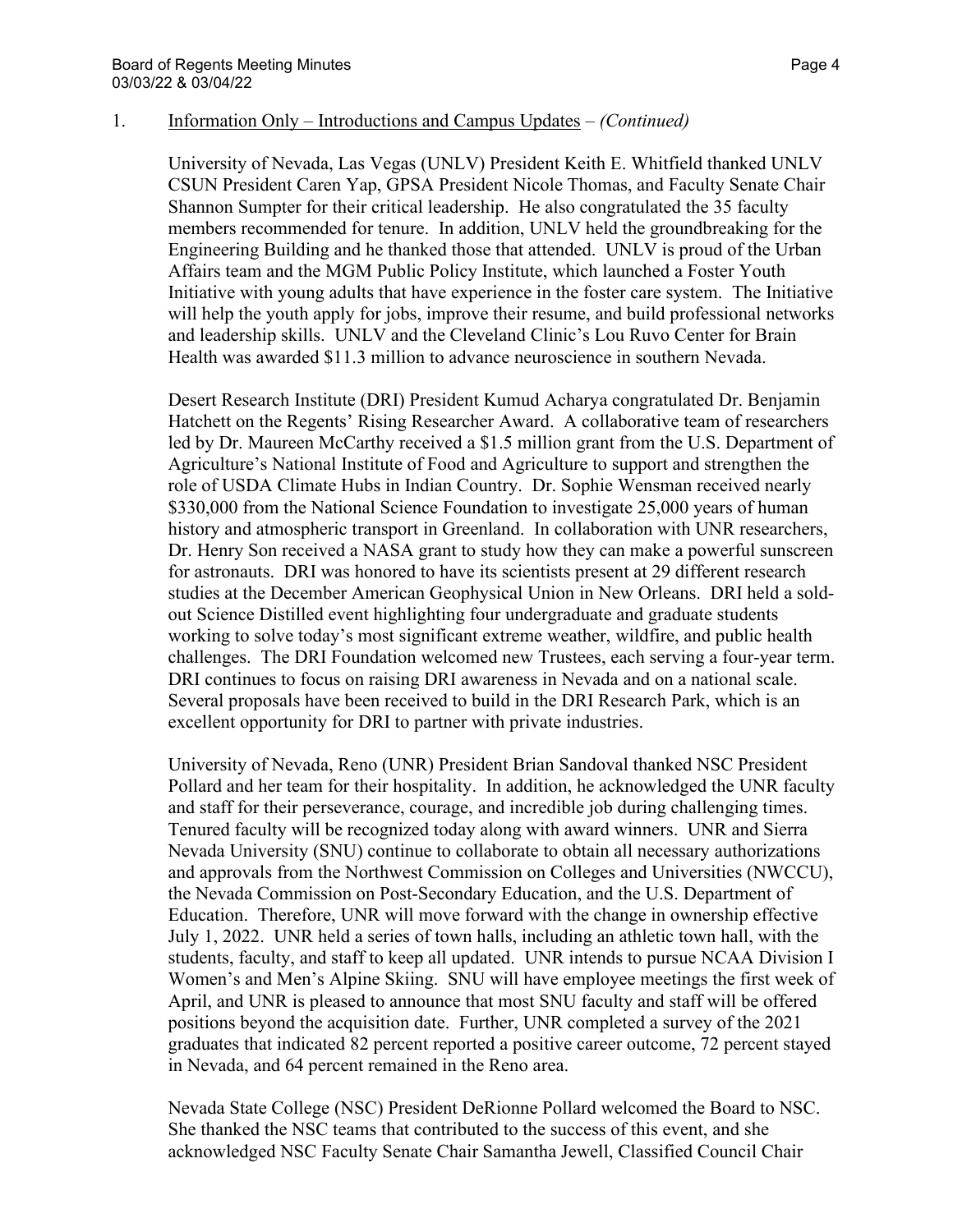1. Information Only – Introductions and Campus Updates – *(Continued)*

University of Nevada, Las Vegas (UNLV) President Keith E. Whitfield thanked UNLV CSUN President Caren Yap, GPSA President Nicole Thomas, and Faculty Senate Chair Shannon Sumpter for their critical leadership. He also congratulated the 35 faculty members recommended for tenure. In addition, UNLV held the groundbreaking for the Engineering Building and he thanked those that attended. UNLV is proud of the Urban Affairs team and the MGM Public Policy Institute, which launched a Foster Youth Initiative with young adults that have experience in the foster care system. The Initiative will help the youth apply for jobs, improve their resume, and build professional networks and leadership skills. UNLV and the Cleveland Clinic's Lou Ruvo Center for Brain Health was awarded $11.3 million to advance neuroscience in southern Nevada.

Desert Research Institute (DRI) President Kumud Acharya congratulated Dr. Benjamin Hatchett on the Regents' Rising Researcher Award. A collaborative team of researchers led by Dr. Maureen McCarthy received a $1.5 million grant from the U.S. Department of Agriculture's National Institute of Food and Agriculture to support and strengthen the role of USDA Climate Hubs in Indian Country. Dr. Sophie Wensman received nearly $330,000 from the National Science Foundation to investigate 25,000 years of human history and atmospheric transport in Greenland. In collaboration with UNR researchers, Dr. Henry Son received a NASA grant to study how they can make a powerful sunscreen for astronauts. DRI was honored to have its scientists present at 29 different research studies at the December American Geophysical Union in New Orleans. DRI held a sold-out Science Distilled event highlighting four undergraduate and graduate students working to solve today's most significant extreme weather, wildfire, and public health challenges. The DRI Foundation welcomed new Trustees, each serving a four-year term. DRI continues to focus on raising DRI awareness in Nevada and on a national scale. Several proposals have been received to build in the DRI Research Park, which is an excellent opportunity for DRI to partner with private industries.

University of Nevada, Reno (UNR) President Brian Sandoval thanked NSC President Pollard and her team for their hospitality. In addition, he acknowledged the UNR faculty and staff for their perseverance, courage, and incredible job during challenging times. Tenured faculty will be recognized today along with award winners. UNR and Sierra Nevada University (SNU) continue to collaborate to obtain all necessary authorizations and approvals from the Northwest Commission on Colleges and Universities (NWCCU), the Nevada Commission on Post-Secondary Education, and the U.S. Department of Education. Therefore, UNR will move forward with the change in ownership effective July 1, 2022. UNR held a series of town halls, including an athletic town hall, with the students, faculty, and staff to keep all updated. UNR intends to pursue NCAA Division I Women's and Men's Alpine Skiing. SNU will have employee meetings the first week of April, and UNR is pleased to announce that most SNU faculty and staff will be offered positions beyond the acquisition date. Further, UNR completed a survey of the 2021 graduates that indicated 82 percent reported a positive career outcome, 72 percent stayed in Nevada, and 64 percent remained in the Reno area.

Nevada State College (NSC) President DeRionne Pollard welcomed the Board to NSC. She thanked the NSC teams that contributed to the success of this event, and she acknowledged NSC Faculty Senate Chair Samantha Jewell, Classified Council Chair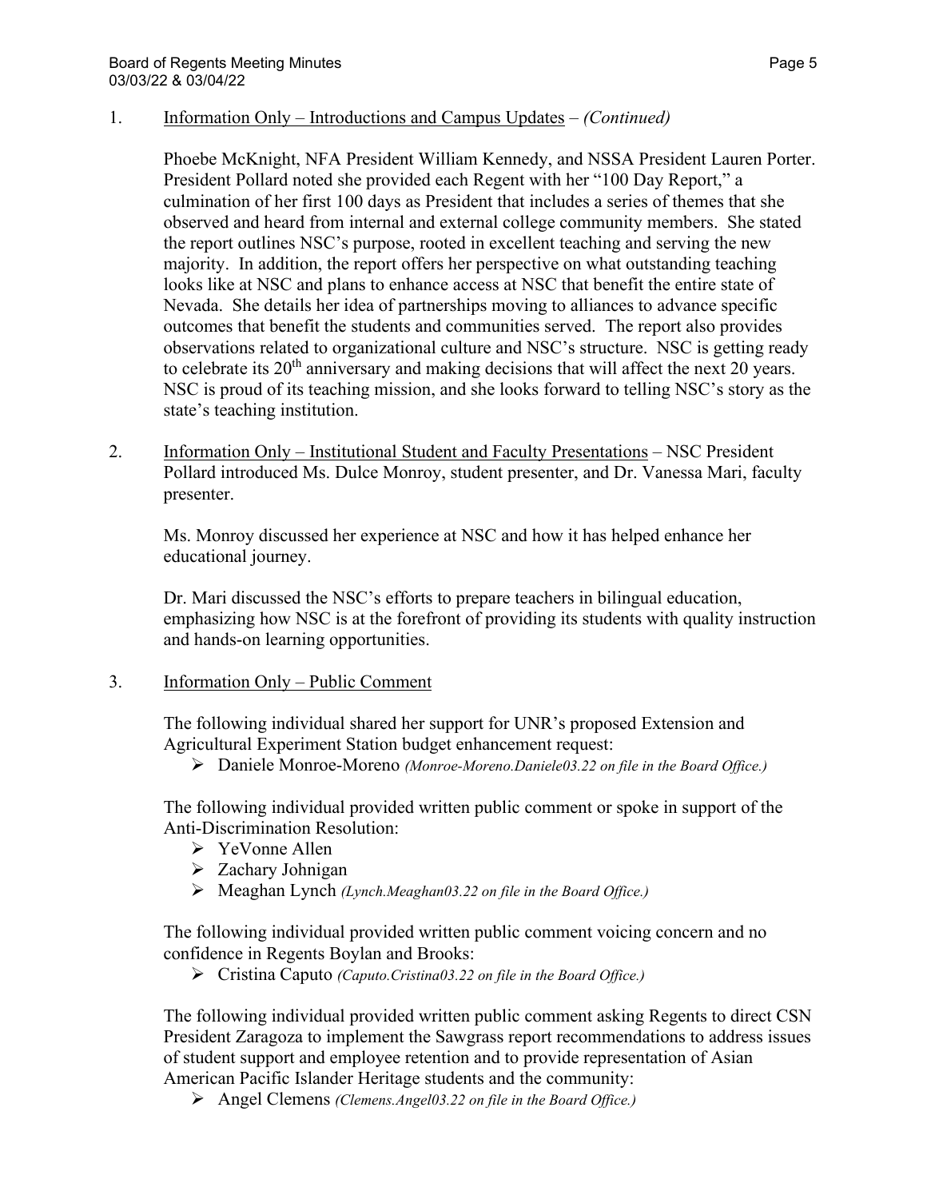1. Information Only – Introductions and Campus Updates – *(Continued)*

   Phoebe McKnight, NFA President William Kennedy, and NSSA President Lauren Porter. President Pollard noted she provided each Regent with her "100 Day Report," a culmination of her first 100 days as President that includes a series of themes that she observed and heard from internal and external college community members. She stated the report outlines NSC's purpose, rooted in excellent teaching and serving the new majority. In addition, the report offers her perspective on what outstanding teaching looks like at NSC and plans to enhance access at NSC that benefit the entire state of Nevada. She details her idea of partnerships moving to alliances to advance specific outcomes that benefit the students and communities served. The report also provides observations related to organizational culture and NSC's structure. NSC is getting ready to celebrate its 20th anniversary and making decisions that will affect the next 20 years. NSC is proud of its teaching mission, and she looks forward to telling NSC's story as the state's teaching institution.

2. Information Only – Institutional Student and Faculty Presentations – NSC President Pollard introduced Ms. Dulce Monroy, student presenter, and Dr. Vanessa Mari, faculty presenter.

   Ms. Monroy discussed her experience at NSC and how it has helped enhance her educational journey.

   Dr. Mari discussed the NSC's efforts to prepare teachers in bilingual education, emphasizing how NSC is at the forefront of providing its students with quality instruction and hands-on learning opportunities.

3. Information Only – Public Comment

   The following individual shared her support for UNR's proposed Extension and Agricultural Experiment Station budget enhancement request:

   - Daniele Monroe-Moreno *(Monroe-Moreno.Daniele03.22 on file in the Board Office.)*

   The following individual provided written public comment or spoke in support of the Anti-Discrimination Resolution:

   - YeVonne Allen
   - Zachary Johnigan
   - Meaghan Lynch *(Lynch.Meaghan03.22 on file in the Board Office.)*

   The following individual provided written public comment voicing concern and no confidence in Regents Boylan and Brooks:

   - Cristina Caputo *(Caputo.Cristina03.22 on file in the Board Office.)*

   The following individual provided written public comment asking Regents to direct CSN President Zaragoza to implement the Sawgrass report recommendations to address issues of student support and employee retention and to provide representation of Asian American Pacific Islander Heritage students and the community:

   - Angel Clemens *(Clemens.Angel03.22 on file in the Board Office.)*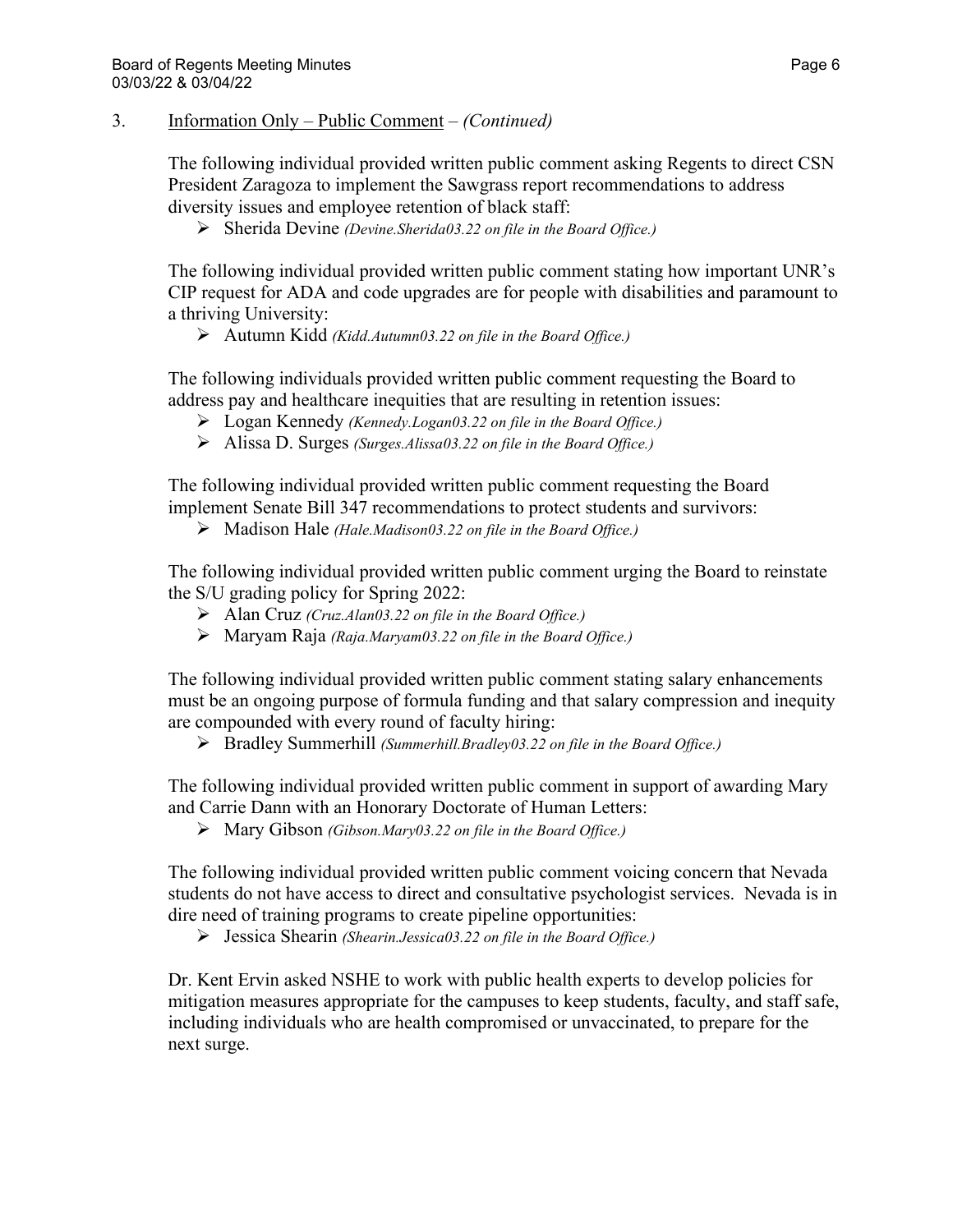3. Information Only – Public Comment – *(Continued)*

The following individual provided written public comment asking Regents to direct CSN President Zaragoza to implement the Sawgrass report recommendations to address diversity issues and employee retention of black staff:

- Sherida Devine *(Devine.Sherida03.22 on file in the Board Office.)*

The following individual provided written public comment stating how important UNR's CIP request for ADA and code upgrades are for people with disabilities and paramount to a thriving University:

- Autumn Kidd *(Kidd.Autumn03.22 on file in the Board Office.)*

The following individuals provided written public comment requesting the Board to address pay and healthcare inequities that are resulting in retention issues:

- Logan Kennedy *(Kennedy.Logan03.22 on file in the Board Office.)*
- Alissa D. Surges *(Surges.Alissa03.22 on file in the Board Office.)*

The following individual provided written public comment requesting the Board implement Senate Bill 347 recommendations to protect students and survivors:

- Madison Hale *(Hale.Madison03.22 on file in the Board Office.)*

The following individual provided written public comment urging the Board to reinstate the S/U grading policy for Spring 2022:

- Alan Cruz *(Cruz.Alan03.22 on file in the Board Office.)*
- Maryam Raja *(Raja.Maryam03.22 on file in the Board Office.)*

The following individual provided written public comment stating salary enhancements must be an ongoing purpose of formula funding and that salary compression and inequity are compounded with every round of faculty hiring:

- Bradley Summerhill *(Summerhill.Bradley03.22 on file in the Board Office.)*

The following individual provided written public comment in support of awarding Mary and Carrie Dann with an Honorary Doctorate of Human Letters:

- Mary Gibson *(Gibson.Mary03.22 on file in the Board Office.)*

The following individual provided written public comment voicing concern that Nevada students do not have access to direct and consultative psychologist services. Nevada is in dire need of training programs to create pipeline opportunities:

- Jessica Shearin *(Shearin.Jessica03.22 on file in the Board Office.)*

Dr. Kent Ervin asked NSHE to work with public health experts to develop policies for mitigation measures appropriate for the campuses to keep students, faculty, and staff safe, including individuals who are health compromised or unvaccinated, to prepare for the next surge.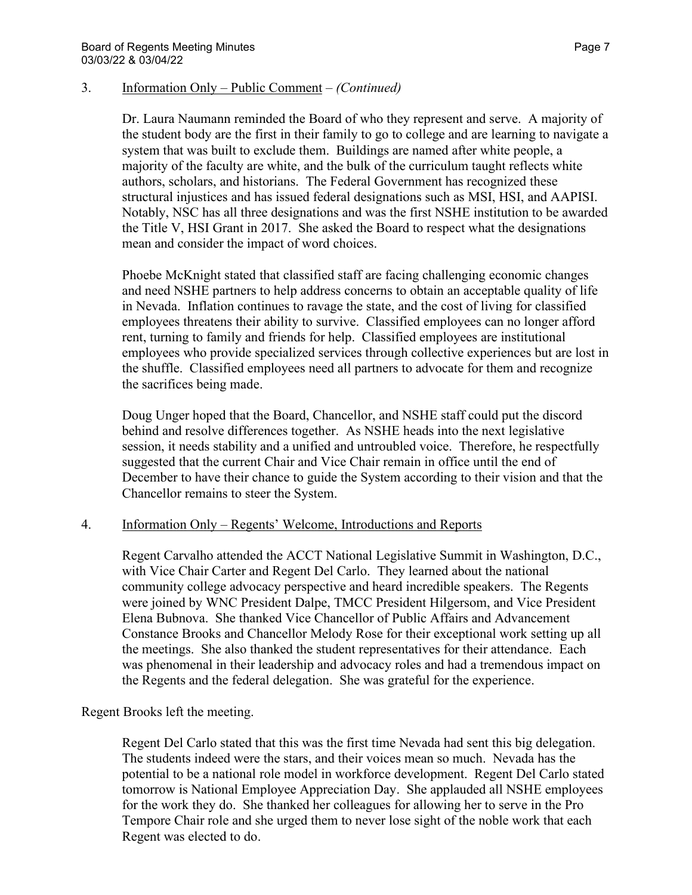3. Information Only – Public Comment – *(Continued)*

Dr. Laura Naumann reminded the Board of who they represent and serve. A majority of the student body are the first in their family to go to college and are learning to navigate a system that was built to exclude them. Buildings are named after white people, a majority of the faculty are white, and the bulk of the curriculum taught reflects white authors, scholars, and historians. The Federal Government has recognized these structural injustices and has issued federal designations such as MSI, HSI, and AAPISI. Notably, NSC has all three designations and was the first NSHE institution to be awarded the Title V, HSI Grant in 2017. She asked the Board to respect what the designations mean and consider the impact of word choices.

Phoebe McKnight stated that classified staff are facing challenging economic changes and need NSHE partners to help address concerns to obtain an acceptable quality of life in Nevada. Inflation continues to ravage the state, and the cost of living for classified employees threatens their ability to survive. Classified employees can no longer afford rent, turning to family and friends for help. Classified employees are institutional employees who provide specialized services through collective experiences but are lost in the shuffle. Classified employees need all partners to advocate for them and recognize the sacrifices being made.

Doug Unger hoped that the Board, Chancellor, and NSHE staff could put the discord behind and resolve differences together. As NSHE heads into the next legislative session, it needs stability and a unified and untroubled voice. Therefore, he respectfully suggested that the current Chair and Vice Chair remain in office until the end of December to have their chance to guide the System according to their vision and that the Chancellor remains to steer the System.

4. Information Only – Regents' Welcome, Introductions and Reports

Regent Carvalho attended the ACCT National Legislative Summit in Washington, D.C., with Vice Chair Carter and Regent Del Carlo. They learned about the national community college advocacy perspective and heard incredible speakers. The Regents were joined by WNC President Dalpe, TMCC President Hilgersom, and Vice President Elena Bubnova. She thanked Vice Chancellor of Public Affairs and Advancement Constance Brooks and Chancellor Melody Rose for their exceptional work setting up all the meetings. She also thanked the student representatives for their attendance. Each was phenomenal in their leadership and advocacy roles and had a tremendous impact on the Regents and the federal delegation. She was grateful for the experience.

Regent Brooks left the meeting.

Regent Del Carlo stated that this was the first time Nevada had sent this big delegation. The students indeed were the stars, and their voices mean so much. Nevada has the potential to be a national role model in workforce development. Regent Del Carlo stated tomorrow is National Employee Appreciation Day. She applauded all NSHE employees for the work they do. She thanked her colleagues for allowing her to serve in the Pro Tempore Chair role and she urged them to never lose sight of the noble work that each Regent was elected to do.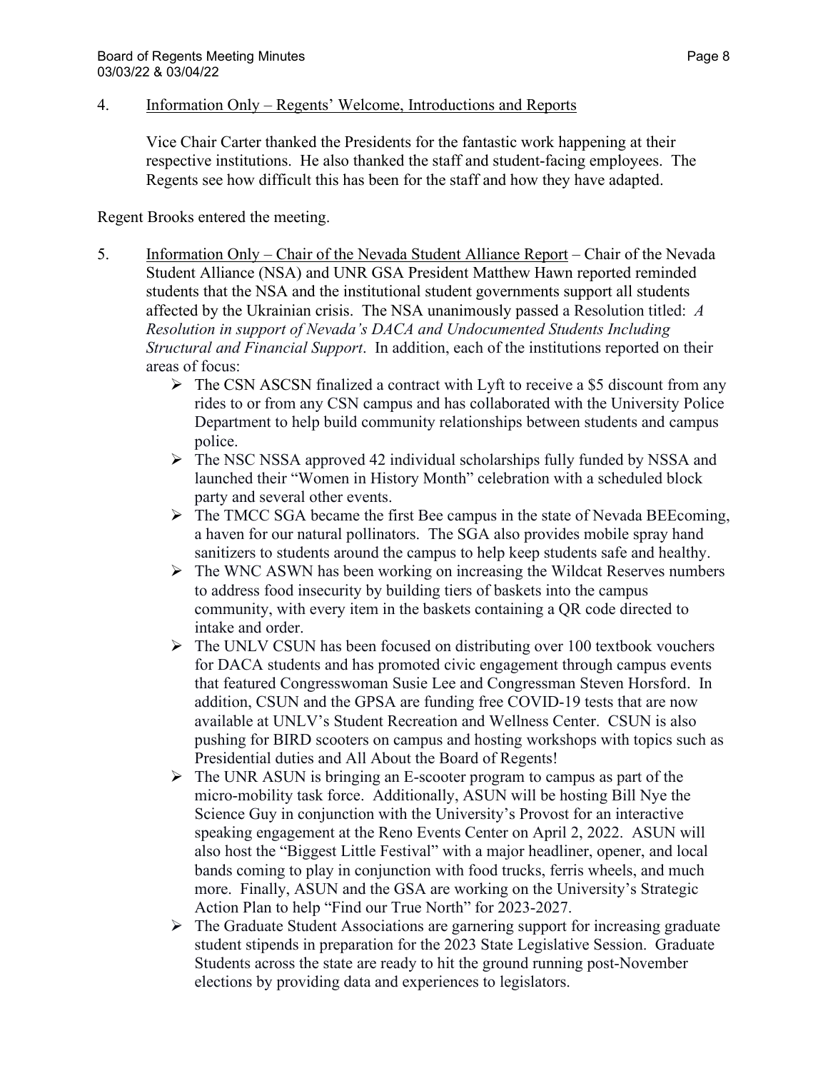4. <u>Information Only – Regents' Welcome, Introductions and Reports</u>

   Vice Chair Carter thanked the Presidents for the fantastic work happening at their respective institutions. He also thanked the staff and student-facing employees. The Regents see how difficult this has been for the staff and how they have adapted.

Regent Brooks entered the meeting.

5. <u>Information Only – Chair of the Nevada Student Alliance Report</u> – Chair of the Nevada Student Alliance (NSA) and UNR GSA President Matthew Hawn reported reminded students that the NSA and the institutional student governments support all students affected by the Ukrainian crisis. The NSA unanimously passed a Resolution titled: *A Resolution in support of Nevada's DACA and Undocumented Students Including Structural and Financial Support*. In addition, each of the institutions reported on their areas of focus:
   - The CSN ASCSN finalized a contract with Lyft to receive a $5 discount from any rides to or from any CSN campus and has collaborated with the University Police Department to help build community relationships between students and campus police.
   - The NSC NSSA approved 42 individual scholarships fully funded by NSSA and launched their "Women in History Month" celebration with a scheduled block party and several other events.
   - The TMCC SGA became the first Bee campus in the state of Nevada BEEcoming, a haven for our natural pollinators. The SGA also provides mobile spray hand sanitizers to students around the campus to help keep students safe and healthy.
   - The WNC ASWN has been working on increasing the Wildcat Reserves numbers to address food insecurity by building tiers of baskets into the campus community, with every item in the baskets containing a QR code directed to intake and order.
   - The UNLV CSUN has been focused on distributing over 100 textbook vouchers for DACA students and has promoted civic engagement through campus events that featured Congresswoman Susie Lee and Congressman Steven Horsford. In addition, CSUN and the GPSA are funding free COVID-19 tests that are now available at UNLV's Student Recreation and Wellness Center. CSUN is also pushing for BIRD scooters on campus and hosting workshops with topics such as Presidential duties and All About the Board of Regents!
   - The UNR ASUN is bringing an E-scooter program to campus as part of the micro-mobility task force. Additionally, ASUN will be hosting Bill Nye the Science Guy in conjunction with the University's Provost for an interactive speaking engagement at the Reno Events Center on April 2, 2022. ASUN will also host the "Biggest Little Festival" with a major headliner, opener, and local bands coming to play in conjunction with food trucks, ferris wheels, and much more. Finally, ASUN and the GSA are working on the University's Strategic Action Plan to help "Find our True North" for 2023-2027.
   - The Graduate Student Associations are garnering support for increasing graduate student stipends in preparation for the 2023 State Legislative Session. Graduate Students across the state are ready to hit the ground running post-November elections by providing data and experiences to legislators.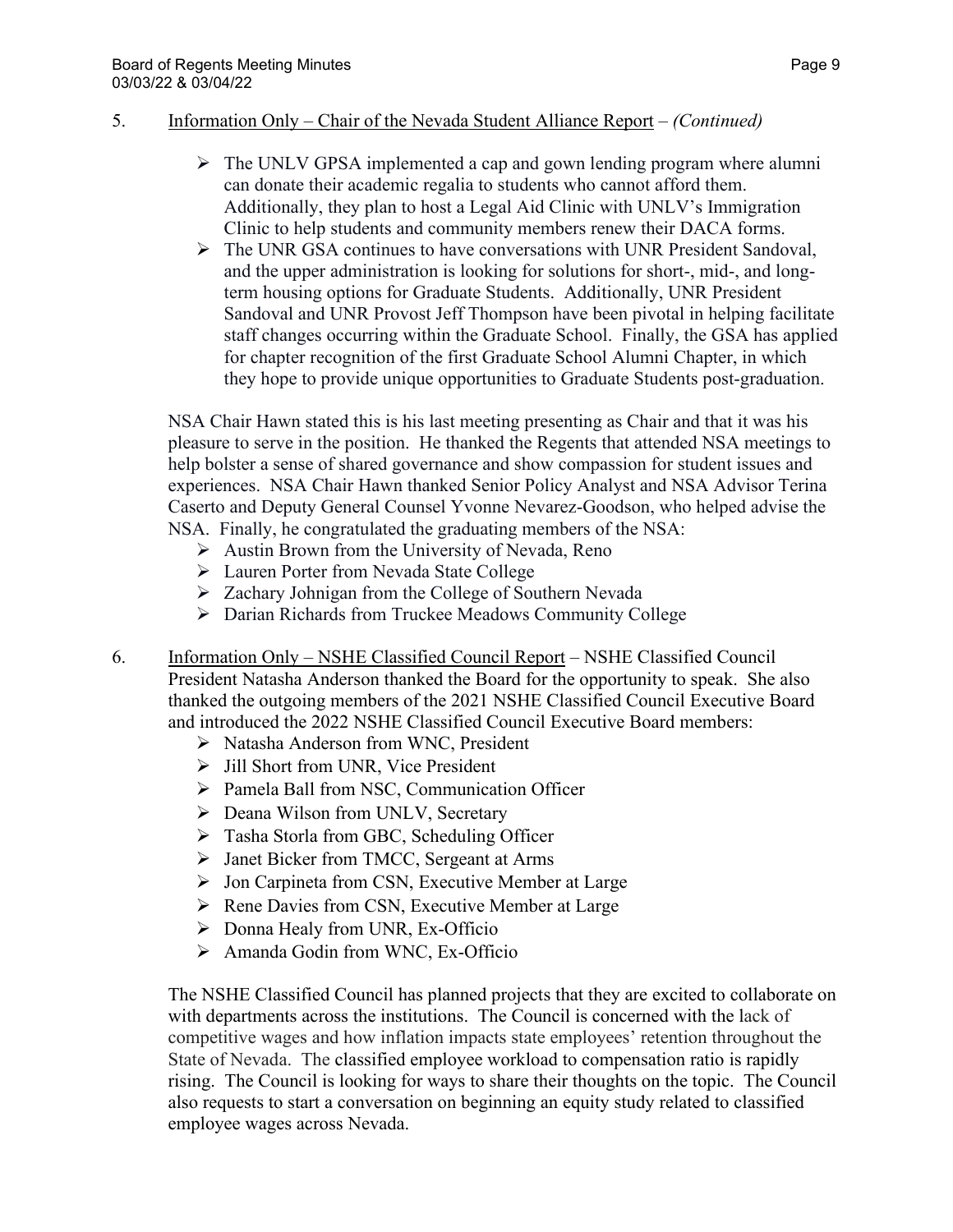5. <u>Information Only – Chair of the Nevada Student Alliance Report</u> – *(Continued)*

   - The UNLV GPSA implemented a cap and gown lending program where alumni can donate their academic regalia to students who cannot afford them. Additionally, they plan to host a Legal Aid Clinic with UNLV's Immigration Clinic to help students and community members renew their DACA forms.
   - The UNR GSA continues to have conversations with UNR President Sandoval, and the upper administration is looking for solutions for short-, mid-, and long-term housing options for Graduate Students. Additionally, UNR President Sandoval and UNR Provost Jeff Thompson have been pivotal in helping facilitate staff changes occurring within the Graduate School. Finally, the GSA has applied for chapter recognition of the first Graduate School Alumni Chapter, in which they hope to provide unique opportunities to Graduate Students post-graduation.

   NSA Chair Hawn stated this is his last meeting presenting as Chair and that it was his pleasure to serve in the position. He thanked the Regents that attended NSA meetings to help bolster a sense of shared governance and show compassion for student issues and experiences. NSA Chair Hawn thanked Senior Policy Analyst and NSA Advisor Terina Caserto and Deputy General Counsel Yvonne Nevarez-Goodson, who helped advise the NSA. Finally, he congratulated the graduating members of the NSA:

   - Austin Brown from the University of Nevada, Reno
   - Lauren Porter from Nevada State College
   - Zachary Johnigan from the College of Southern Nevada
   - Darian Richards from Truckee Meadows Community College

6. <u>Information Only – NSHE Classified Council Report</u> – NSHE Classified Council President Natasha Anderson thanked the Board for the opportunity to speak. She also thanked the outgoing members of the 2021 NSHE Classified Council Executive Board and introduced the 2022 NSHE Classified Council Executive Board members:

   - Natasha Anderson from WNC, President
   - Jill Short from UNR, Vice President
   - Pamela Ball from NSC, Communication Officer
   - Deana Wilson from UNLV, Secretary
   - Tasha Storla from GBC, Scheduling Officer
   - Janet Bicker from TMCC, Sergeant at Arms
   - Jon Carpineta from CSN, Executive Member at Large
   - Rene Davies from CSN, Executive Member at Large
   - Donna Healy from UNR, Ex-Officio
   - Amanda Godin from WNC, Ex-Officio

   The NSHE Classified Council has planned projects that they are excited to collaborate on with departments across the institutions. The Council is concerned with the lack of competitive wages and how inflation impacts state employees' retention throughout the State of Nevada. The classified employee workload to compensation ratio is rapidly rising. The Council is looking for ways to share their thoughts on the topic. The Council also requests to start a conversation on beginning an equity study related to classified employee wages across Nevada.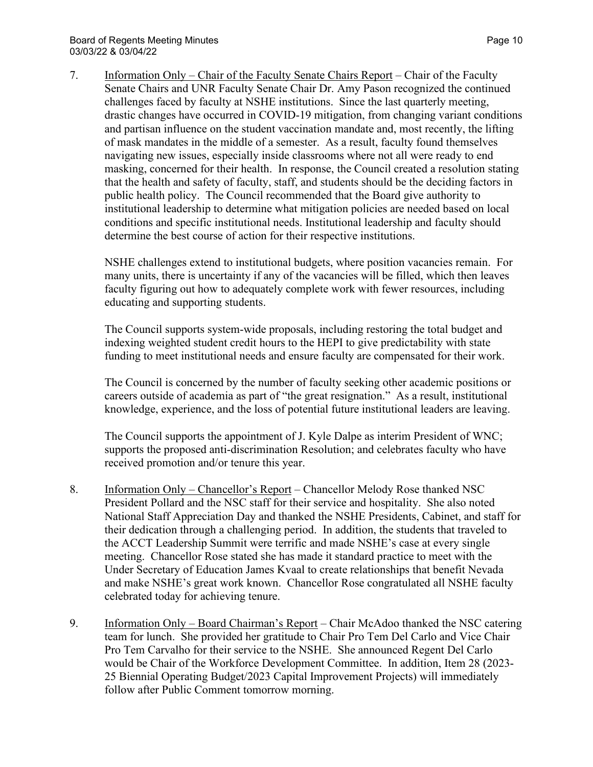7. <u>Information Only – Chair of the Faculty Senate Chairs Report</u> – Chair of the Faculty Senate Chairs and UNR Faculty Senate Chair Dr. Amy Pason recognized the continued challenges faced by faculty at NSHE institutions. Since the last quarterly meeting, drastic changes have occurred in COVID-19 mitigation, from changing variant conditions and partisan influence on the student vaccination mandate and, most recently, the lifting of mask mandates in the middle of a semester. As a result, faculty found themselves navigating new issues, especially inside classrooms where not all were ready to end masking, concerned for their health. In response, the Council created a resolution stating that the health and safety of faculty, staff, and students should be the deciding factors in public health policy. The Council recommended that the Board give authority to institutional leadership to determine what mitigation policies are needed based on local conditions and specific institutional needs. Institutional leadership and faculty should determine the best course of action for their respective institutions.

   NSHE challenges extend to institutional budgets, where position vacancies remain. For many units, there is uncertainty if any of the vacancies will be filled, which then leaves faculty figuring out how to adequately complete work with fewer resources, including educating and supporting students.

   The Council supports system-wide proposals, including restoring the total budget and indexing weighted student credit hours to the HEPI to give predictability with state funding to meet institutional needs and ensure faculty are compensated for their work.

   The Council is concerned by the number of faculty seeking other academic positions or careers outside of academia as part of "the great resignation." As a result, institutional knowledge, experience, and the loss of potential future institutional leaders are leaving.

   The Council supports the appointment of J. Kyle Dalpe as interim President of WNC; supports the proposed anti-discrimination Resolution; and celebrates faculty who have received promotion and/or tenure this year.

8. <u>Information Only – Chancellor's Report</u> – Chancellor Melody Rose thanked NSC President Pollard and the NSC staff for their service and hospitality. She also noted National Staff Appreciation Day and thanked the NSHE Presidents, Cabinet, and staff for their dedication through a challenging period. In addition, the students that traveled to the ACCT Leadership Summit were terrific and made NSHE's case at every single meeting. Chancellor Rose stated she has made it standard practice to meet with the Under Secretary of Education James Kvaal to create relationships that benefit Nevada and make NSHE's great work known. Chancellor Rose congratulated all NSHE faculty celebrated today for achieving tenure.

9. <u>Information Only – Board Chairman's Report</u> – Chair McAdoo thanked the NSC catering team for lunch. She provided her gratitude to Chair Pro Tem Del Carlo and Vice Chair Pro Tem Carvalho for their service to the NSHE. She announced Regent Del Carlo would be Chair of the Workforce Development Committee. In addition, Item 28 (2023-25 Biennial Operating Budget/2023 Capital Improvement Projects) will immediately follow after Public Comment tomorrow morning.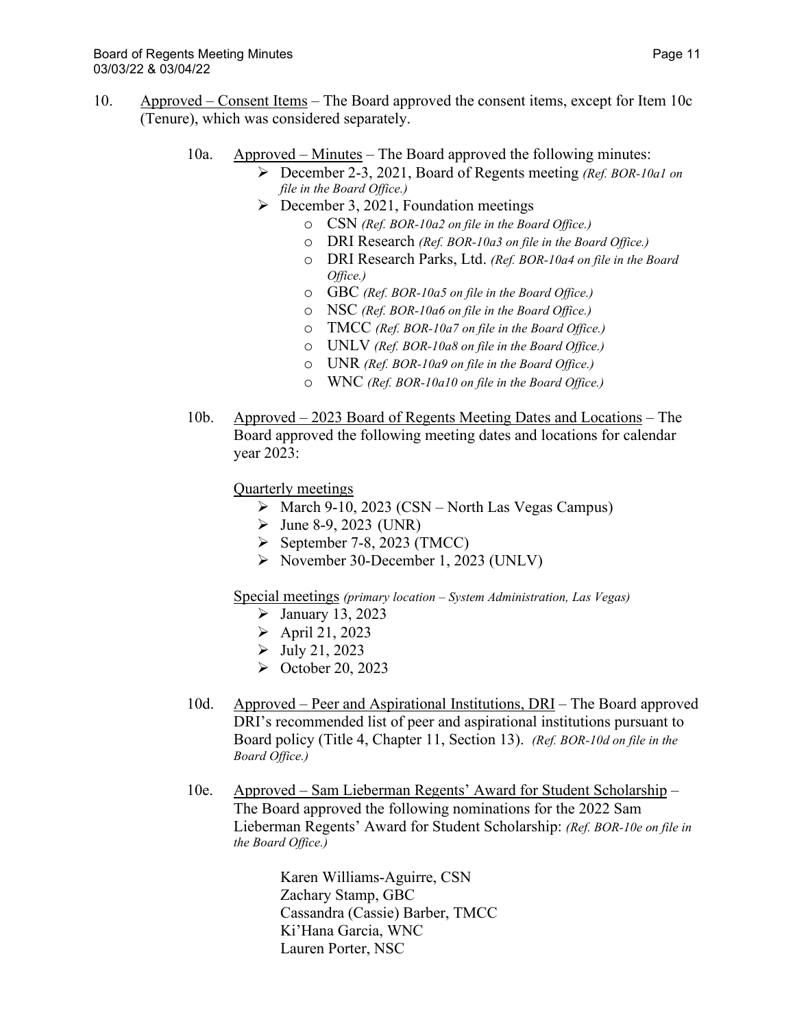10. Approved – Consent Items – The Board approved the consent items, except for Item 10c (Tenure), which was considered separately.

    10a. Approved – Minutes – The Board approved the following minutes:
    - December 2-3, 2021, Board of Regents meeting *(Ref. BOR-10a1 on file in the Board Office.)*
    - December 3, 2021, Foundation meetings
        - CSN *(Ref. BOR-10a2 on file in the Board Office.)*
        - DRI Research *(Ref. BOR-10a3 on file in the Board Office.)*
        - DRI Research Parks, Ltd. *(Ref. BOR-10a4 on file in the Board Office.)*
        - GBC *(Ref. BOR-10a5 on file in the Board Office.)*
        - NSC *(Ref. BOR-10a6 on file in the Board Office.)*
        - TMCC *(Ref. BOR-10a7 on file in the Board Office.)*
        - UNLV *(Ref. BOR-10a8 on file in the Board Office.)*
        - UNR *(Ref. BOR-10a9 on file in the Board Office.)*
        - WNC *(Ref. BOR-10a10 on file in the Board Office.)*

    10b. Approved – 2023 Board of Regents Meeting Dates and Locations – The Board approved the following meeting dates and locations for calendar year 2023:

    Quarterly meetings
    - March 9-10, 2023 (CSN – North Las Vegas Campus)
    - June 8-9, 2023 (UNR)
    - September 7-8, 2023 (TMCC)
    - November 30-December 1, 2023 (UNLV)

    Special meetings *(primary location – System Administration, Las Vegas)*
    - January 13, 2023
    - April 21, 2023
    - July 21, 2023
    - October 20, 2023

    10d. Approved – Peer and Aspirational Institutions, DRI – The Board approved DRI's recommended list of peer and aspirational institutions pursuant to Board policy (Title 4, Chapter 11, Section 13). *(Ref. BOR-10d on file in the Board Office.)*

    10e. Approved – Sam Lieberman Regents' Award for Student Scholarship – The Board approved the following nominations for the 2022 Sam Lieberman Regents' Award for Student Scholarship: *(Ref. BOR-10e on file in the Board Office.)*

    Karen Williams-Aguirre, CSN
    Zachary Stamp, GBC
    Cassandra (Cassie) Barber, TMCC
    Ki'Hana Garcia, WNC
    Lauren Porter, NSC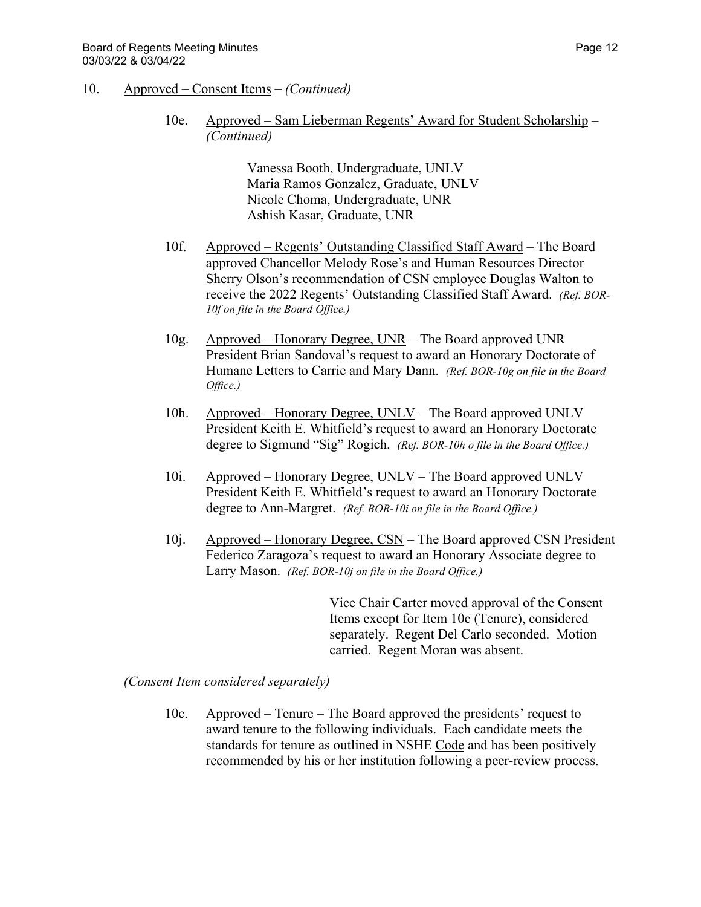10. Approved – Consent Items – *(Continued)*

10e. Approved – Sam Lieberman Regents' Award for Student Scholarship – *(Continued)*

Vanessa Booth, Undergraduate, UNLV
Maria Ramos Gonzalez, Graduate, UNLV
Nicole Choma, Undergraduate, UNR
Ashish Kasar, Graduate, UNR

10f. Approved – Regents' Outstanding Classified Staff Award – The Board approved Chancellor Melody Rose's and Human Resources Director Sherry Olson's recommendation of CSN employee Douglas Walton to receive the 2022 Regents' Outstanding Classified Staff Award. *(Ref. BOR-10f on file in the Board Office.)*

10g. Approved – Honorary Degree, UNR – The Board approved UNR President Brian Sandoval's request to award an Honorary Doctorate of Humane Letters to Carrie and Mary Dann. *(Ref. BOR-10g on file in the Board Office.)*

10h. Approved – Honorary Degree, UNLV – The Board approved UNLV President Keith E. Whitfield's request to award an Honorary Doctorate degree to Sigmund "Sig" Rogich. *(Ref. BOR-10h o file in the Board Office.)*

10i. Approved – Honorary Degree, UNLV – The Board approved UNLV President Keith E. Whitfield's request to award an Honorary Doctorate degree to Ann-Margret. *(Ref. BOR-10i on file in the Board Office.)*

10j. Approved – Honorary Degree, CSN – The Board approved CSN President Federico Zaragoza's request to award an Honorary Associate degree to Larry Mason. *(Ref. BOR-10j on file in the Board Office.)*

Vice Chair Carter moved approval of the Consent Items except for Item 10c (Tenure), considered separately. Regent Del Carlo seconded. Motion carried. Regent Moran was absent.

*(Consent Item considered separately)*

10c. Approved – Tenure – The Board approved the presidents' request to award tenure to the following individuals. Each candidate meets the standards for tenure as outlined in NSHE Code and has been positively recommended by his or her institution following a peer-review process.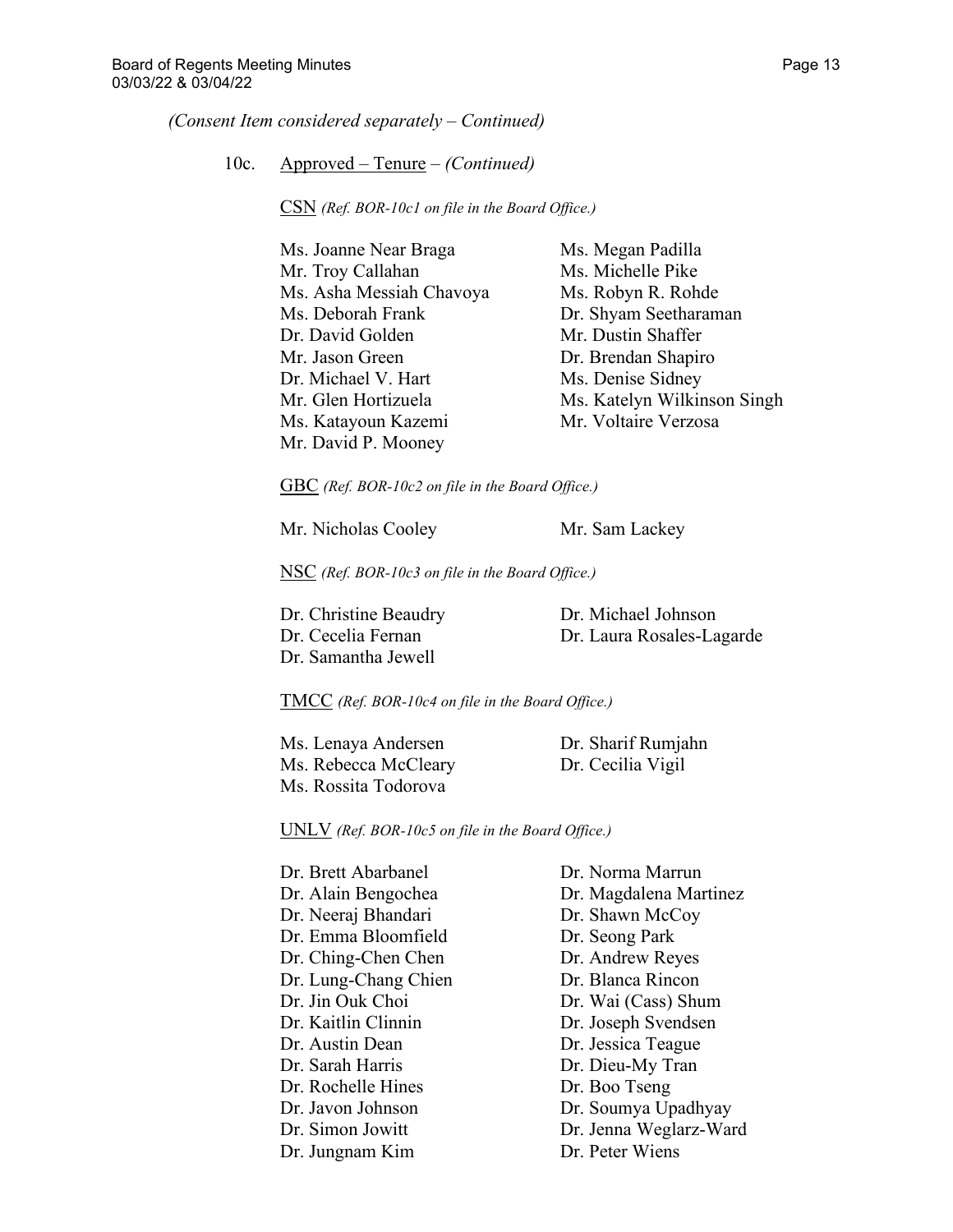*(Consent Item considered separately – Continued)*

10c. Approved – Tenure – *(Continued)*

CSN *(Ref. BOR-10c1 on file in the Board Office.)*

Ms. Joanne Near Braga
Mr. Troy Callahan
Ms. Asha Messiah Chavoya
Ms. Deborah Frank
Dr. David Golden
Mr. Jason Green
Dr. Michael V. Hart
Mr. Glen Hortizuela
Ms. Katayoun Kazemi
Mr. David P. Mooney
Ms. Megan Padilla
Ms. Michelle Pike
Ms. Robyn R. Rohde
Dr. Shyam Seetharaman
Mr. Dustin Shaffer
Dr. Brendan Shapiro
Ms. Denise Sidney
Ms. Katelyn Wilkinson Singh
Mr. Voltaire Verzosa

GBC *(Ref. BOR-10c2 on file in the Board Office.)*

Mr. Nicholas Cooley
Mr. Sam Lackey

NSC *(Ref. BOR-10c3 on file in the Board Office.)*

Dr. Christine Beaudry
Dr. Cecelia Fernan
Dr. Samantha Jewell
Dr. Michael Johnson
Dr. Laura Rosales-Lagarde

TMCC *(Ref. BOR-10c4 on file in the Board Office.)*

Ms. Lenaya Andersen
Ms. Rebecca McCleary
Ms. Rossita Todorova
Dr. Sharif Rumjahn
Dr. Cecilia Vigil

UNLV *(Ref. BOR-10c5 on file in the Board Office.)*

Dr. Brett Abarbanel
Dr. Alain Bengochea
Dr. Neeraj Bhandari
Dr. Emma Bloomfield
Dr. Ching-Chen Chen
Dr. Lung-Chang Chien
Dr. Jin Ouk Choi
Dr. Kaitlin Clinnin
Dr. Austin Dean
Dr. Sarah Harris
Dr. Rochelle Hines
Dr. Javon Johnson
Dr. Simon Jowitt
Dr. Jungnam Kim
Dr. Norma Marrun
Dr. Magdalena Martinez
Dr. Shawn McCoy
Dr. Seong Park
Dr. Andrew Reyes
Dr. Blanca Rincon
Dr. Wai (Cass) Shum
Dr. Joseph Svendsen
Dr. Jessica Teague
Dr. Dieu-My Tran
Dr. Boo Tseng
Dr. Soumya Upadhyay
Dr. Jenna Weglarz-Ward
Dr. Peter Wiens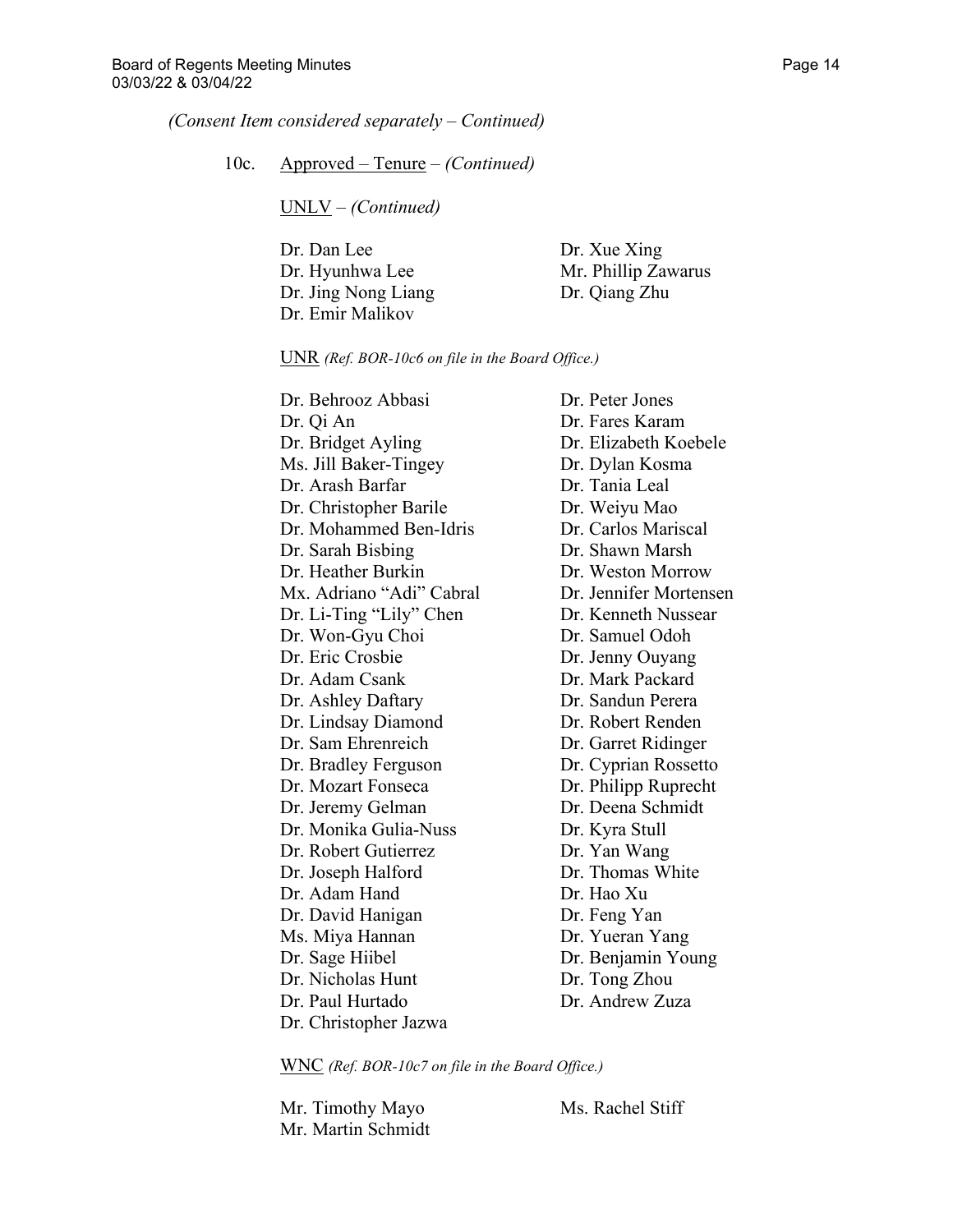*(Consent Item considered separately – Continued)*

10c. Approved – Tenure – *(Continued)*

UNLV – *(Continued)*

Dr. Dan Lee
Dr. Hyunhwa Lee
Dr. Jing Nong Liang
Dr. Emir Malikov
Dr. Xue Xing
Mr. Phillip Zawarus
Dr. Qiang Zhu

UNR *(Ref. BOR-10c6 on file in the Board Office.)*

Dr. Behrooz Abbasi
Dr. Qi An
Dr. Bridget Ayling
Ms. Jill Baker-Tingey
Dr. Arash Barfar
Dr. Christopher Barile
Dr. Mohammed Ben-Idris
Dr. Sarah Bisbing
Dr. Heather Burkin
Mx. Adriano "Adi" Cabral
Dr. Li-Ting "Lily" Chen
Dr. Won-Gyu Choi
Dr. Eric Crosbie
Dr. Adam Csank
Dr. Ashley Daftary
Dr. Lindsay Diamond
Dr. Sam Ehrenreich
Dr. Bradley Ferguson
Dr. Mozart Fonseca
Dr. Jeremy Gelman
Dr. Monika Gulia-Nuss
Dr. Robert Gutierrez
Dr. Joseph Halford
Dr. Adam Hand
Dr. David Hanigan
Ms. Miya Hannan
Dr. Sage Hiibel
Dr. Nicholas Hunt
Dr. Paul Hurtado
Dr. Christopher Jazwa
Dr. Peter Jones
Dr. Fares Karam
Dr. Elizabeth Koebele
Dr. Dylan Kosma
Dr. Tania Leal
Dr. Weiyu Mao
Dr. Carlos Mariscal
Dr. Shawn Marsh
Dr. Weston Morrow
Dr. Jennifer Mortensen
Dr. Kenneth Nussear
Dr. Samuel Odoh
Dr. Jenny Ouyang
Dr. Mark Packard
Dr. Sandun Perera
Dr. Robert Renden
Dr. Garret Ridinger
Dr. Cyprian Rossetto
Dr. Philipp Ruprecht
Dr. Deena Schmidt
Dr. Kyra Stull
Dr. Yan Wang
Dr. Thomas White
Dr. Hao Xu
Dr. Feng Yan
Dr. Yueran Yang
Dr. Benjamin Young
Dr. Tong Zhou
Dr. Andrew Zuza

WNC *(Ref. BOR-10c7 on file in the Board Office.)*

Mr. Timothy Mayo
Mr. Martin Schmidt
Ms. Rachel Stiff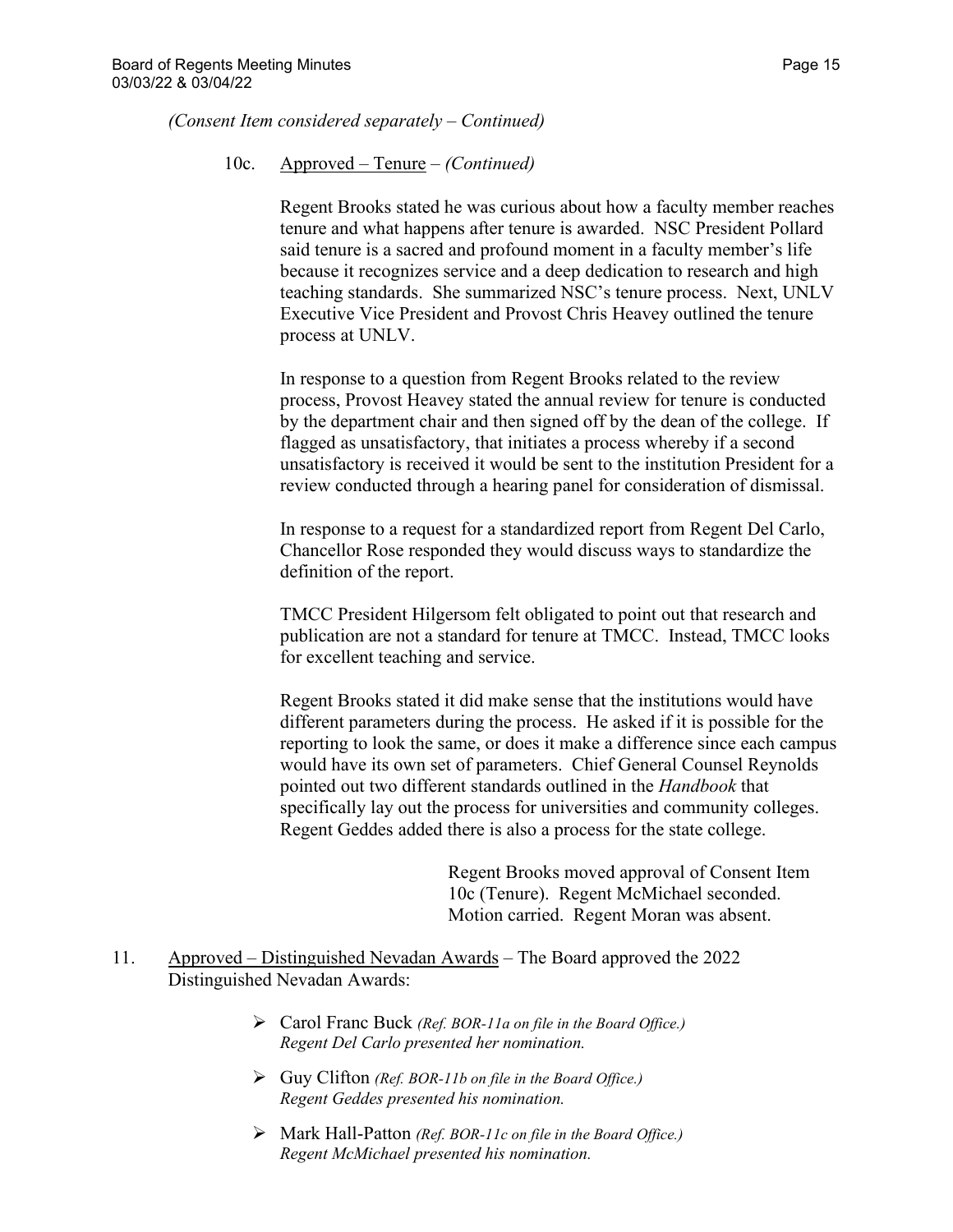*(Consent Item considered separately – Continued)*

10c. Approved – Tenure – *(Continued)*

Regent Brooks stated he was curious about how a faculty member reaches tenure and what happens after tenure is awarded. NSC President Pollard said tenure is a sacred and profound moment in a faculty member's life because it recognizes service and a deep dedication to research and high teaching standards. She summarized NSC's tenure process. Next, UNLV Executive Vice President and Provost Chris Heavey outlined the tenure process at UNLV.

In response to a question from Regent Brooks related to the review process, Provost Heavey stated the annual review for tenure is conducted by the department chair and then signed off by the dean of the college. If flagged as unsatisfactory, that initiates a process whereby if a second unsatisfactory is received it would be sent to the institution President for a review conducted through a hearing panel for consideration of dismissal.

In response to a request for a standardized report from Regent Del Carlo, Chancellor Rose responded they would discuss ways to standardize the definition of the report.

TMCC President Hilgersom felt obligated to point out that research and publication are not a standard for tenure at TMCC. Instead, TMCC looks for excellent teaching and service.

Regent Brooks stated it did make sense that the institutions would have different parameters during the process. He asked if it is possible for the reporting to look the same, or does it make a difference since each campus would have its own set of parameters. Chief General Counsel Reynolds pointed out two different standards outlined in the *Handbook* that specifically lay out the process for universities and community colleges. Regent Geddes added there is also a process for the state college.

> Regent Brooks moved approval of Consent Item 10c (Tenure). Regent McMichael seconded. Motion carried. Regent Moran was absent.

11. Approved – Distinguished Nevadan Awards – The Board approved the 2022 Distinguished Nevadan Awards:

- Carol Franc Buck *(Ref. BOR-11a on file in the Board Office.)*
  *Regent Del Carlo presented her nomination.*
- Guy Clifton *(Ref. BOR-11b on file in the Board Office.)*
  *Regent Geddes presented his nomination.*
- Mark Hall-Patton *(Ref. BOR-11c on file in the Board Office.)*
  *Regent McMichael presented his nomination.*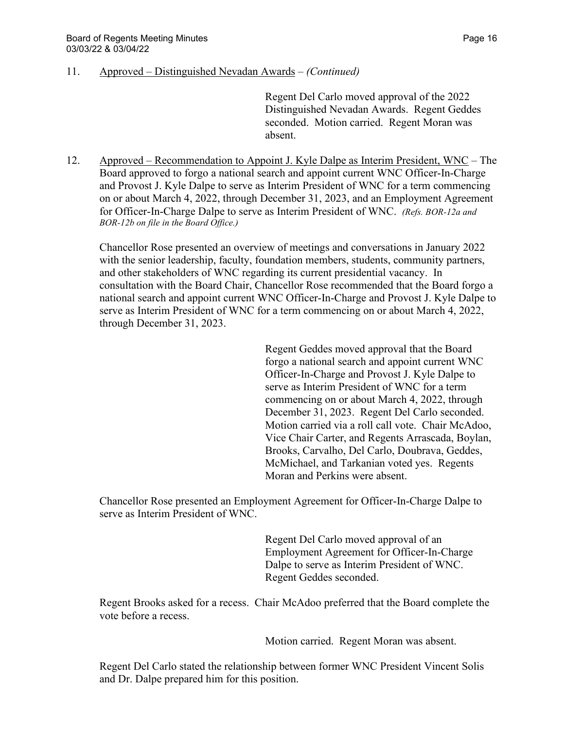11. Approved – Distinguished Nevadan Awards – *(Continued)*

Regent Del Carlo moved approval of the 2022 Distinguished Nevadan Awards. Regent Geddes seconded. Motion carried. Regent Moran was absent.

12. Approved – Recommendation to Appoint J. Kyle Dalpe as Interim President, WNC – The Board approved to forgo a national search and appoint current WNC Officer-In-Charge and Provost J. Kyle Dalpe to serve as Interim President of WNC for a term commencing on or about March 4, 2022, through December 31, 2023, and an Employment Agreement for Officer-In-Charge Dalpe to serve as Interim President of WNC. *(Refs. BOR-12a and BOR-12b on file in the Board Office.)*

Chancellor Rose presented an overview of meetings and conversations in January 2022 with the senior leadership, faculty, foundation members, students, community partners, and other stakeholders of WNC regarding its current presidential vacancy. In consultation with the Board Chair, Chancellor Rose recommended that the Board forgo a national search and appoint current WNC Officer-In-Charge and Provost J. Kyle Dalpe to serve as Interim President of WNC for a term commencing on or about March 4, 2022, through December 31, 2023.

Regent Geddes moved approval that the Board forgo a national search and appoint current WNC Officer-In-Charge and Provost J. Kyle Dalpe to serve as Interim President of WNC for a term commencing on or about March 4, 2022, through December 31, 2023. Regent Del Carlo seconded. Motion carried via a roll call vote. Chair McAdoo, Vice Chair Carter, and Regents Arrascada, Boylan, Brooks, Carvalho, Del Carlo, Doubrava, Geddes, McMichael, and Tarkanian voted yes. Regents Moran and Perkins were absent.

Chancellor Rose presented an Employment Agreement for Officer-In-Charge Dalpe to serve as Interim President of WNC.

Regent Del Carlo moved approval of an Employment Agreement for Officer-In-Charge Dalpe to serve as Interim President of WNC. Regent Geddes seconded.

Regent Brooks asked for a recess. Chair McAdoo preferred that the Board complete the vote before a recess.

Motion carried. Regent Moran was absent.

Regent Del Carlo stated the relationship between former WNC President Vincent Solis and Dr. Dalpe prepared him for this position.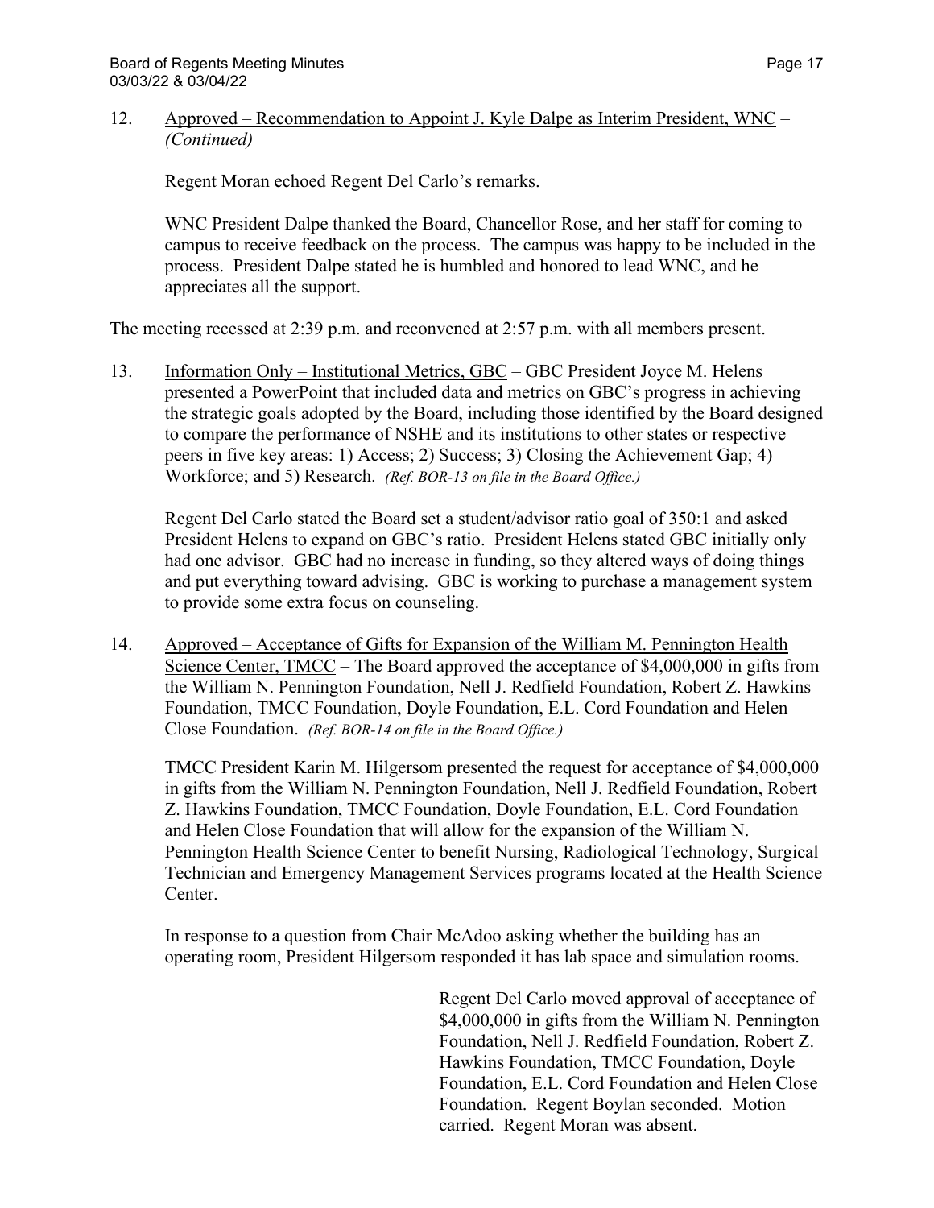12. Approved – Recommendation to Appoint J. Kyle Dalpe as Interim President, WNC – *(Continued)*

    Regent Moran echoed Regent Del Carlo's remarks.

    WNC President Dalpe thanked the Board, Chancellor Rose, and her staff for coming to campus to receive feedback on the process. The campus was happy to be included in the process. President Dalpe stated he is humbled and honored to lead WNC, and he appreciates all the support.

The meeting recessed at 2:39 p.m. and reconvened at 2:57 p.m. with all members present.

13. Information Only – Institutional Metrics, GBC – GBC President Joyce M. Helens presented a PowerPoint that included data and metrics on GBC's progress in achieving the strategic goals adopted by the Board, including those identified by the Board designed to compare the performance of NSHE and its institutions to other states or respective peers in five key areas: 1) Access; 2) Success; 3) Closing the Achievement Gap; 4) Workforce; and 5) Research. *(Ref. BOR-13 on file in the Board Office.)*

    Regent Del Carlo stated the Board set a student/advisor ratio goal of 350:1 and asked President Helens to expand on GBC's ratio. President Helens stated GBC initially only had one advisor. GBC had no increase in funding, so they altered ways of doing things and put everything toward advising. GBC is working to purchase a management system to provide some extra focus on counseling.

14. Approved – Acceptance of Gifts for Expansion of the William M. Pennington Health Science Center, TMCC – The Board approved the acceptance of $4,000,000 in gifts from the William N. Pennington Foundation, Nell J. Redfield Foundation, Robert Z. Hawkins Foundation, TMCC Foundation, Doyle Foundation, E.L. Cord Foundation and Helen Close Foundation. *(Ref. BOR-14 on file in the Board Office.)*

    TMCC President Karin M. Hilgersom presented the request for acceptance of $4,000,000 in gifts from the William N. Pennington Foundation, Nell J. Redfield Foundation, Robert Z. Hawkins Foundation, TMCC Foundation, Doyle Foundation, E.L. Cord Foundation and Helen Close Foundation that will allow for the expansion of the William N. Pennington Health Science Center to benefit Nursing, Radiological Technology, Surgical Technician and Emergency Management Services programs located at the Health Science Center.

    In response to a question from Chair McAdoo asking whether the building has an operating room, President Hilgersom responded it has lab space and simulation rooms.

    Regent Del Carlo moved approval of acceptance of $4,000,000 in gifts from the William N. Pennington Foundation, Nell J. Redfield Foundation, Robert Z. Hawkins Foundation, TMCC Foundation, Doyle Foundation, E.L. Cord Foundation and Helen Close Foundation. Regent Boylan seconded. Motion carried. Regent Moran was absent.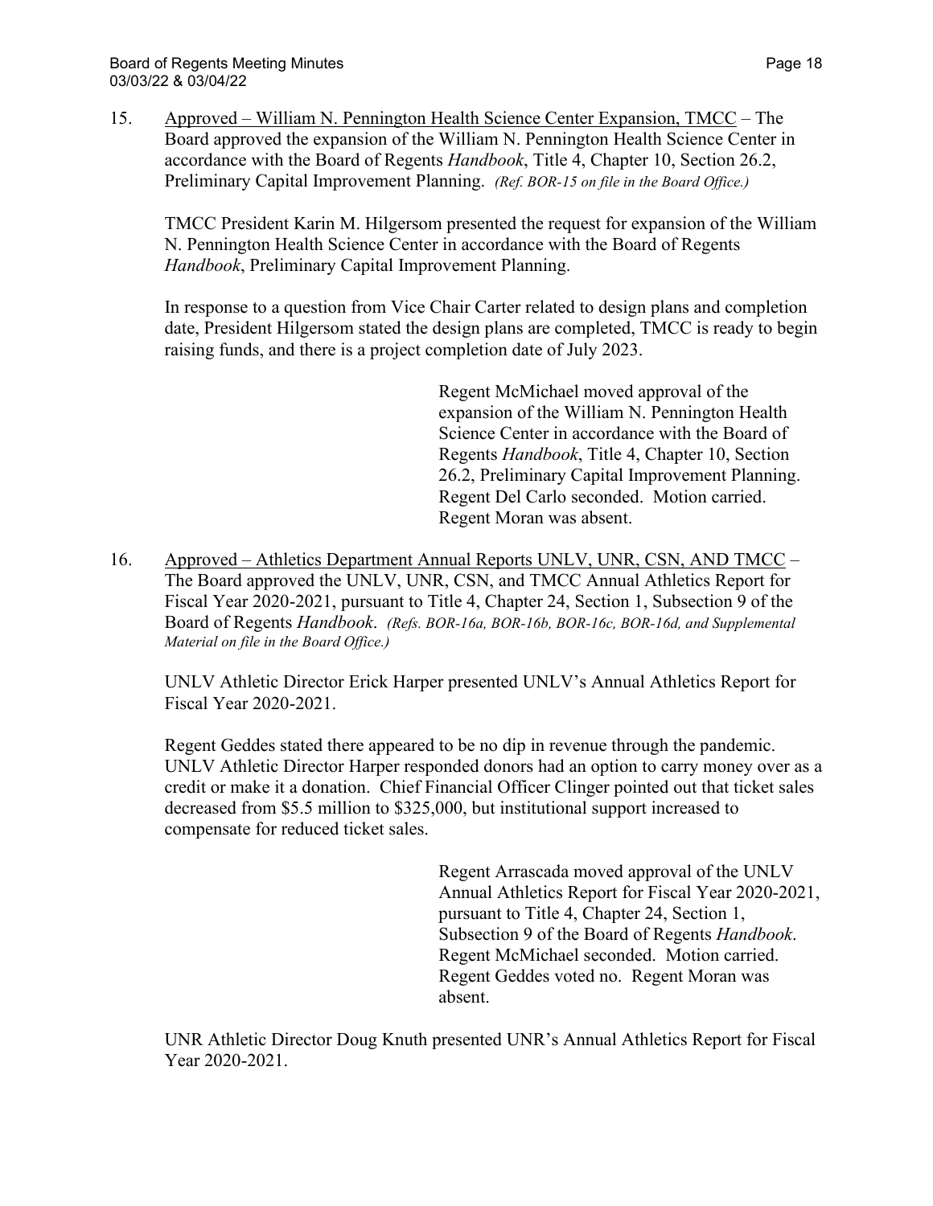15. Approved – William N. Pennington Health Science Center Expansion, TMCC – The Board approved the expansion of the William N. Pennington Health Science Center in accordance with the Board of Regents *Handbook*, Title 4, Chapter 10, Section 26.2, Preliminary Capital Improvement Planning. *(Ref. BOR-15 on file in the Board Office.)*

    TMCC President Karin M. Hilgersom presented the request for expansion of the William N. Pennington Health Science Center in accordance with the Board of Regents *Handbook*, Preliminary Capital Improvement Planning.

    In response to a question from Vice Chair Carter related to design plans and completion date, President Hilgersom stated the design plans are completed, TMCC is ready to begin raising funds, and there is a project completion date of July 2023.

    Regent McMichael moved approval of the expansion of the William N. Pennington Health Science Center in accordance with the Board of Regents *Handbook*, Title 4, Chapter 10, Section 26.2, Preliminary Capital Improvement Planning. Regent Del Carlo seconded. Motion carried. Regent Moran was absent.

16. Approved – Athletics Department Annual Reports UNLV, UNR, CSN, AND TMCC – The Board approved the UNLV, UNR, CSN, and TMCC Annual Athletics Report for Fiscal Year 2020-2021, pursuant to Title 4, Chapter 24, Section 1, Subsection 9 of the Board of Regents *Handbook*. *(Refs. BOR-16a, BOR-16b, BOR-16c, BOR-16d, and Supplemental Material on file in the Board Office.)*

    UNLV Athletic Director Erick Harper presented UNLV's Annual Athletics Report for Fiscal Year 2020-2021.

    Regent Geddes stated there appeared to be no dip in revenue through the pandemic. UNLV Athletic Director Harper responded donors had an option to carry money over as a credit or make it a donation. Chief Financial Officer Clinger pointed out that ticket sales decreased from $5.5 million to $325,000, but institutional support increased to compensate for reduced ticket sales.

    Regent Arrascada moved approval of the UNLV Annual Athletics Report for Fiscal Year 2020-2021, pursuant to Title 4, Chapter 24, Section 1, Subsection 9 of the Board of Regents *Handbook*. Regent McMichael seconded. Motion carried. Regent Geddes voted no. Regent Moran was absent.

    UNR Athletic Director Doug Knuth presented UNR's Annual Athletics Report for Fiscal Year 2020-2021.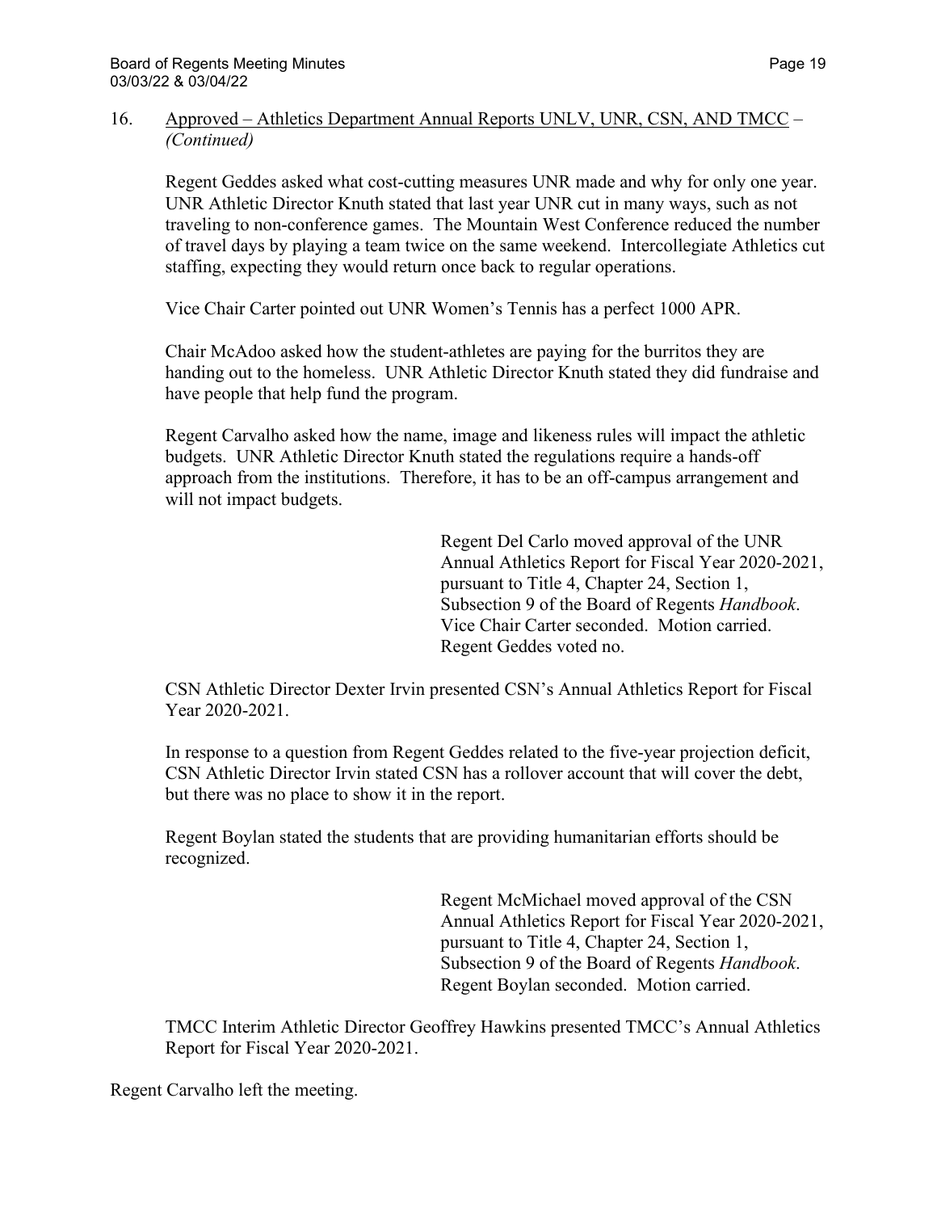16. Approved – Athletics Department Annual Reports UNLV, UNR, CSN, AND TMCC – *(Continued)*

Regent Geddes asked what cost-cutting measures UNR made and why for only one year. UNR Athletic Director Knuth stated that last year UNR cut in many ways, such as not traveling to non-conference games. The Mountain West Conference reduced the number of travel days by playing a team twice on the same weekend. Intercollegiate Athletics cut staffing, expecting they would return once back to regular operations.

Vice Chair Carter pointed out UNR Women's Tennis has a perfect 1000 APR.

Chair McAdoo asked how the student-athletes are paying for the burritos they are handing out to the homeless. UNR Athletic Director Knuth stated they did fundraise and have people that help fund the program.

Regent Carvalho asked how the name, image and likeness rules will impact the athletic budgets. UNR Athletic Director Knuth stated the regulations require a hands-off approach from the institutions. Therefore, it has to be an off-campus arrangement and will not impact budgets.

> Regent Del Carlo moved approval of the UNR Annual Athletics Report for Fiscal Year 2020-2021, pursuant to Title 4, Chapter 24, Section 1, Subsection 9 of the Board of Regents *Handbook*. Vice Chair Carter seconded. Motion carried. Regent Geddes voted no.

CSN Athletic Director Dexter Irvin presented CSN's Annual Athletics Report for Fiscal Year 2020-2021.

In response to a question from Regent Geddes related to the five-year projection deficit, CSN Athletic Director Irvin stated CSN has a rollover account that will cover the debt, but there was no place to show it in the report.

Regent Boylan stated the students that are providing humanitarian efforts should be recognized.

> Regent McMichael moved approval of the CSN Annual Athletics Report for Fiscal Year 2020-2021, pursuant to Title 4, Chapter 24, Section 1, Subsection 9 of the Board of Regents *Handbook*. Regent Boylan seconded. Motion carried.

TMCC Interim Athletic Director Geoffrey Hawkins presented TMCC's Annual Athletics Report for Fiscal Year 2020-2021.

Regent Carvalho left the meeting.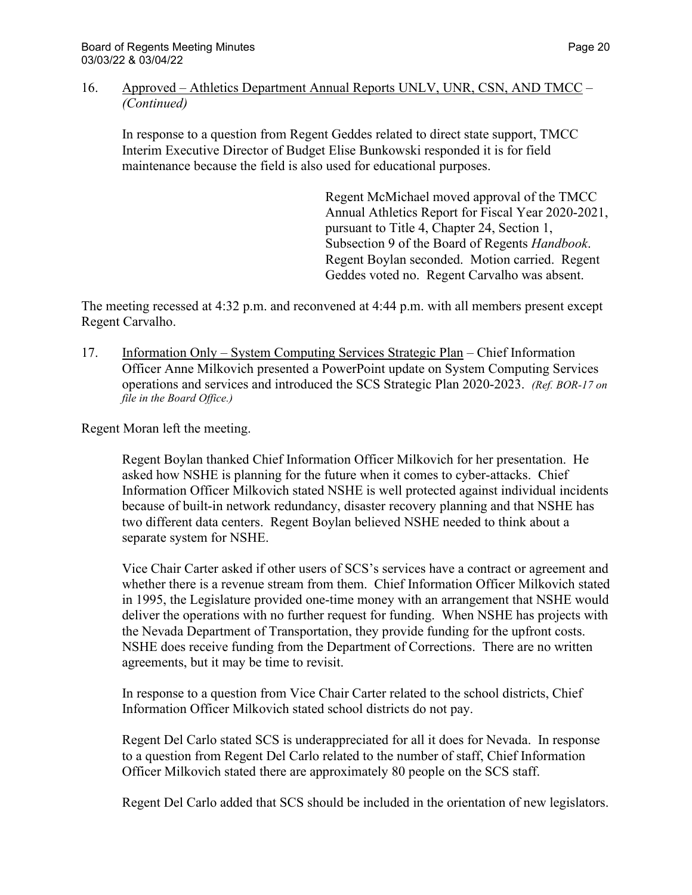16. Approved – Athletics Department Annual Reports UNLV, UNR, CSN, AND TMCC – *(Continued)*

In response to a question from Regent Geddes related to direct state support, TMCC Interim Executive Director of Budget Elise Bunkowski responded it is for field maintenance because the field is also used for educational purposes.

> Regent McMichael moved approval of the TMCC Annual Athletics Report for Fiscal Year 2020-2021, pursuant to Title 4, Chapter 24, Section 1, Subsection 9 of the Board of Regents *Handbook*. Regent Boylan seconded. Motion carried. Regent Geddes voted no. Regent Carvalho was absent.

The meeting recessed at 4:32 p.m. and reconvened at 4:44 p.m. with all members present except Regent Carvalho.

17. Information Only – System Computing Services Strategic Plan – Chief Information Officer Anne Milkovich presented a PowerPoint update on System Computing Services operations and services and introduced the SCS Strategic Plan 2020-2023. *(Ref. BOR-17 on file in the Board Office.)*

Regent Moran left the meeting.

Regent Boylan thanked Chief Information Officer Milkovich for her presentation. He asked how NSHE is planning for the future when it comes to cyber-attacks. Chief Information Officer Milkovich stated NSHE is well protected against individual incidents because of built-in network redundancy, disaster recovery planning and that NSHE has two different data centers. Regent Boylan believed NSHE needed to think about a separate system for NSHE.

Vice Chair Carter asked if other users of SCS's services have a contract or agreement and whether there is a revenue stream from them. Chief Information Officer Milkovich stated in 1995, the Legislature provided one-time money with an arrangement that NSHE would deliver the operations with no further request for funding. When NSHE has projects with the Nevada Department of Transportation, they provide funding for the upfront costs. NSHE does receive funding from the Department of Corrections. There are no written agreements, but it may be time to revisit.

In response to a question from Vice Chair Carter related to the school districts, Chief Information Officer Milkovich stated school districts do not pay.

Regent Del Carlo stated SCS is underappreciated for all it does for Nevada. In response to a question from Regent Del Carlo related to the number of staff, Chief Information Officer Milkovich stated there are approximately 80 people on the SCS staff.

Regent Del Carlo added that SCS should be included in the orientation of new legislators.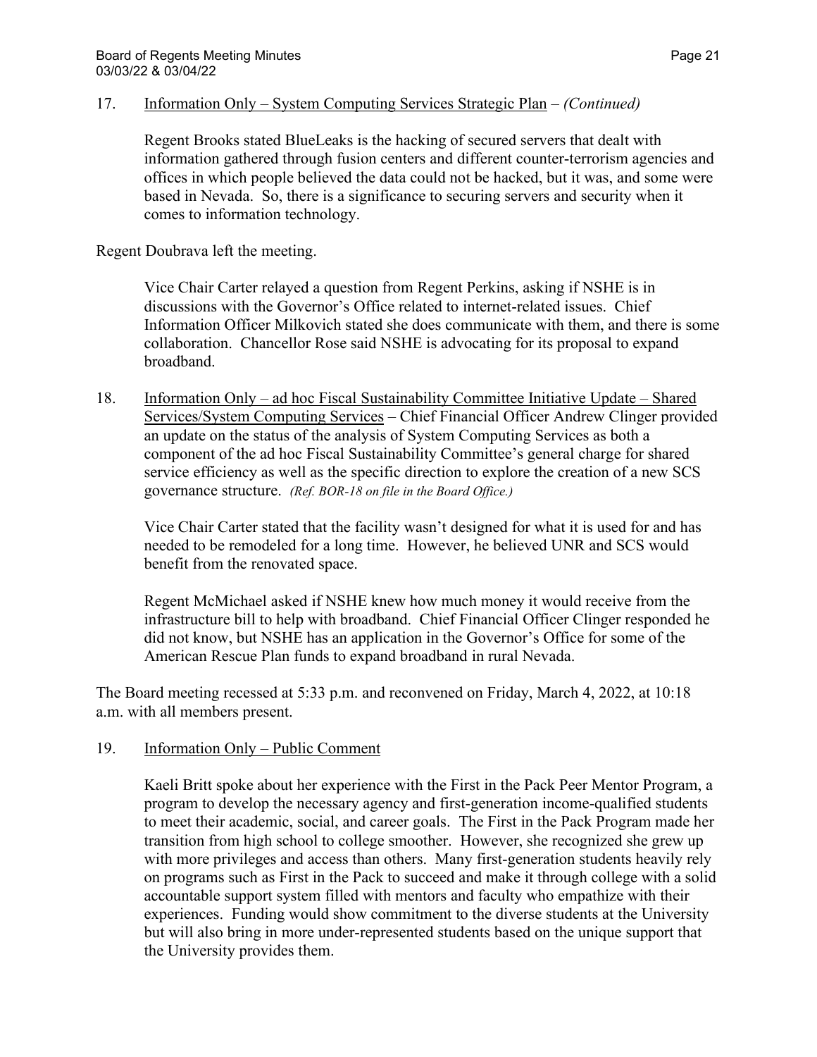17. Information Only – System Computing Services Strategic Plan – *(Continued)*

    Regent Brooks stated BlueLeaks is the hacking of secured servers that dealt with information gathered through fusion centers and different counter-terrorism agencies and offices in which people believed the data could not be hacked, but it was, and some were based in Nevada. So, there is a significance to securing servers and security when it comes to information technology.

Regent Doubrava left the meeting.

    Vice Chair Carter relayed a question from Regent Perkins, asking if NSHE is in discussions with the Governor's Office related to internet-related issues. Chief Information Officer Milkovich stated she does communicate with them, and there is some collaboration. Chancellor Rose said NSHE is advocating for its proposal to expand broadband.

18. Information Only – ad hoc Fiscal Sustainability Committee Initiative Update – Shared Services/System Computing Services – Chief Financial Officer Andrew Clinger provided an update on the status of the analysis of System Computing Services as both a component of the ad hoc Fiscal Sustainability Committee's general charge for shared service efficiency as well as the specific direction to explore the creation of a new SCS governance structure. *(Ref. BOR-18 on file in the Board Office.)*

    Vice Chair Carter stated that the facility wasn't designed for what it is used for and has needed to be remodeled for a long time. However, he believed UNR and SCS would benefit from the renovated space.

    Regent McMichael asked if NSHE knew how much money it would receive from the infrastructure bill to help with broadband. Chief Financial Officer Clinger responded he did not know, but NSHE has an application in the Governor's Office for some of the American Rescue Plan funds to expand broadband in rural Nevada.

The Board meeting recessed at 5:33 p.m. and reconvened on Friday, March 4, 2022, at 10:18 a.m. with all members present.

19. Information Only – Public Comment

    Kaeli Britt spoke about her experience with the First in the Pack Peer Mentor Program, a program to develop the necessary agency and first-generation income-qualified students to meet their academic, social, and career goals. The First in the Pack Program made her transition from high school to college smoother. However, she recognized she grew up with more privileges and access than others. Many first-generation students heavily rely on programs such as First in the Pack to succeed and make it through college with a solid accountable support system filled with mentors and faculty who empathize with their experiences. Funding would show commitment to the diverse students at the University but will also bring in more under-represented students based on the unique support that the University provides them.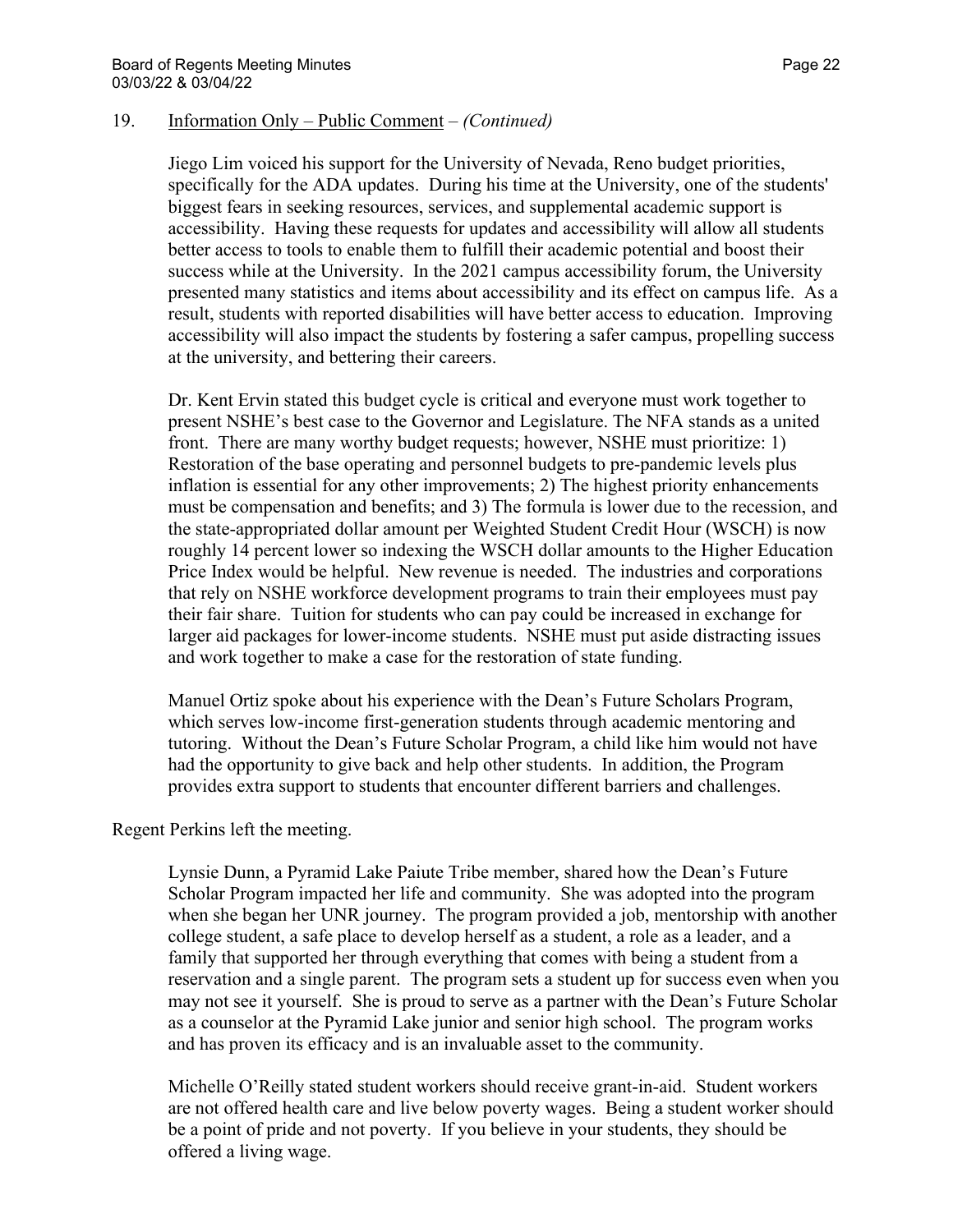19. Information Only – Public Comment – *(Continued)*

Jiego Lim voiced his support for the University of Nevada, Reno budget priorities, specifically for the ADA updates. During his time at the University, one of the students' biggest fears in seeking resources, services, and supplemental academic support is accessibility. Having these requests for updates and accessibility will allow all students better access to tools to enable them to fulfill their academic potential and boost their success while at the University. In the 2021 campus accessibility forum, the University presented many statistics and items about accessibility and its effect on campus life. As a result, students with reported disabilities will have better access to education. Improving accessibility will also impact the students by fostering a safer campus, propelling success at the university, and bettering their careers.

Dr. Kent Ervin stated this budget cycle is critical and everyone must work together to present NSHE's best case to the Governor and Legislature. The NFA stands as a united front. There are many worthy budget requests; however, NSHE must prioritize: 1) Restoration of the base operating and personnel budgets to pre-pandemic levels plus inflation is essential for any other improvements; 2) The highest priority enhancements must be compensation and benefits; and 3) The formula is lower due to the recession, and the state-appropriated dollar amount per Weighted Student Credit Hour (WSCH) is now roughly 14 percent lower so indexing the WSCH dollar amounts to the Higher Education Price Index would be helpful. New revenue is needed. The industries and corporations that rely on NSHE workforce development programs to train their employees must pay their fair share. Tuition for students who can pay could be increased in exchange for larger aid packages for lower-income students. NSHE must put aside distracting issues and work together to make a case for the restoration of state funding.

Manuel Ortiz spoke about his experience with the Dean's Future Scholars Program, which serves low-income first-generation students through academic mentoring and tutoring. Without the Dean's Future Scholar Program, a child like him would not have had the opportunity to give back and help other students. In addition, the Program provides extra support to students that encounter different barriers and challenges.

Regent Perkins left the meeting.

Lynsie Dunn, a Pyramid Lake Paiute Tribe member, shared how the Dean's Future Scholar Program impacted her life and community. She was adopted into the program when she began her UNR journey. The program provided a job, mentorship with another college student, a safe place to develop herself as a student, a role as a leader, and a family that supported her through everything that comes with being a student from a reservation and a single parent. The program sets a student up for success even when you may not see it yourself. She is proud to serve as a partner with the Dean's Future Scholar as a counselor at the Pyramid Lake junior and senior high school. The program works and has proven its efficacy and is an invaluable asset to the community.

Michelle O'Reilly stated student workers should receive grant-in-aid. Student workers are not offered health care and live below poverty wages. Being a student worker should be a point of pride and not poverty. If you believe in your students, they should be offered a living wage.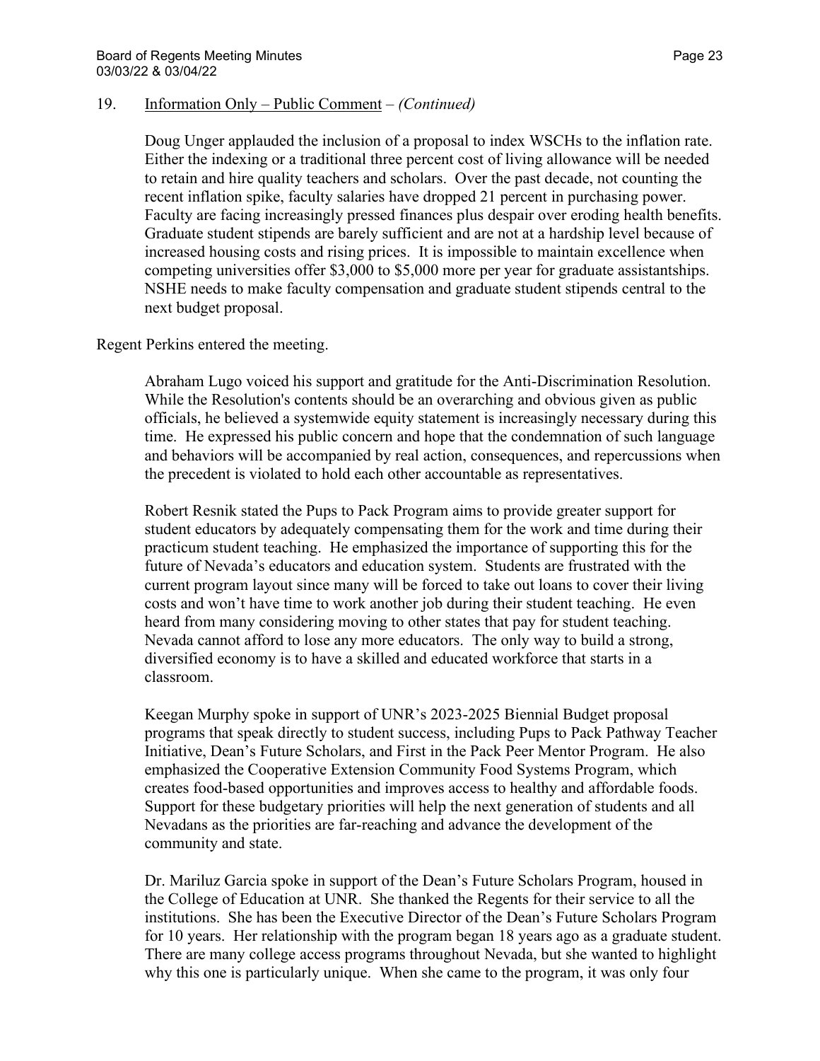19. Information Only – Public Comment – *(Continued)*

Doug Unger applauded the inclusion of a proposal to index WSCHs to the inflation rate. Either the indexing or a traditional three percent cost of living allowance will be needed to retain and hire quality teachers and scholars. Over the past decade, not counting the recent inflation spike, faculty salaries have dropped 21 percent in purchasing power. Faculty are facing increasingly pressed finances plus despair over eroding health benefits. Graduate student stipends are barely sufficient and are not at a hardship level because of increased housing costs and rising prices. It is impossible to maintain excellence when competing universities offer \$3,000 to \$5,000 more per year for graduate assistantships. NSHE needs to make faculty compensation and graduate student stipends central to the next budget proposal.

Regent Perkins entered the meeting.

Abraham Lugo voiced his support and gratitude for the Anti-Discrimination Resolution. While the Resolution's contents should be an overarching and obvious given as public officials, he believed a systemwide equity statement is increasingly necessary during this time. He expressed his public concern and hope that the condemnation of such language and behaviors will be accompanied by real action, consequences, and repercussions when the precedent is violated to hold each other accountable as representatives.

Robert Resnik stated the Pups to Pack Program aims to provide greater support for student educators by adequately compensating them for the work and time during their practicum student teaching. He emphasized the importance of supporting this for the future of Nevada's educators and education system. Students are frustrated with the current program layout since many will be forced to take out loans to cover their living costs and won't have time to work another job during their student teaching. He even heard from many considering moving to other states that pay for student teaching. Nevada cannot afford to lose any more educators. The only way to build a strong, diversified economy is to have a skilled and educated workforce that starts in a classroom.

Keegan Murphy spoke in support of UNR's 2023-2025 Biennial Budget proposal programs that speak directly to student success, including Pups to Pack Pathway Teacher Initiative, Dean's Future Scholars, and First in the Pack Peer Mentor Program. He also emphasized the Cooperative Extension Community Food Systems Program, which creates food-based opportunities and improves access to healthy and affordable foods. Support for these budgetary priorities will help the next generation of students and all Nevadans as the priorities are far-reaching and advance the development of the community and state.

Dr. Mariluz Garcia spoke in support of the Dean's Future Scholars Program, housed in the College of Education at UNR. She thanked the Regents for their service to all the institutions. She has been the Executive Director of the Dean's Future Scholars Program for 10 years. Her relationship with the program began 18 years ago as a graduate student. There are many college access programs throughout Nevada, but she wanted to highlight why this one is particularly unique. When she came to the program, it was only four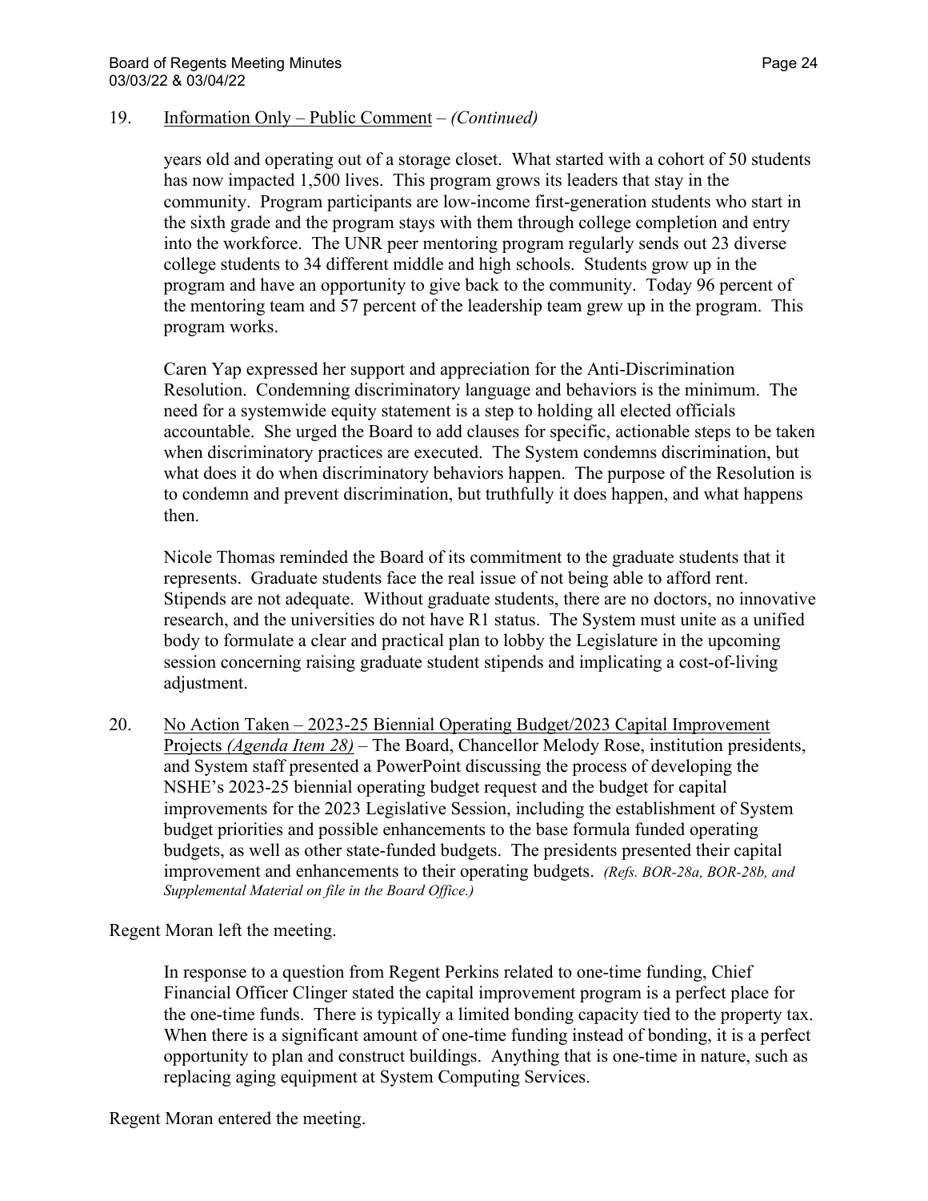19. Information Only – Public Comment – *(Continued)*

years old and operating out of a storage closet. What started with a cohort of 50 students has now impacted 1,500 lives. This program grows its leaders that stay in the community. Program participants are low-income first-generation students who start in the sixth grade and the program stays with them through college completion and entry into the workforce. The UNR peer mentoring program regularly sends out 23 diverse college students to 34 different middle and high schools. Students grow up in the program and have an opportunity to give back to the community. Today 96 percent of the mentoring team and 57 percent of the leadership team grew up in the program. This program works.

Caren Yap expressed her support and appreciation for the Anti-Discrimination Resolution. Condemning discriminatory language and behaviors is the minimum. The need for a systemwide equity statement is a step to holding all elected officials accountable. She urged the Board to add clauses for specific, actionable steps to be taken when discriminatory practices are executed. The System condemns discrimination, but what does it do when discriminatory behaviors happen. The purpose of the Resolution is to condemn and prevent discrimination, but truthfully it does happen, and what happens then.

Nicole Thomas reminded the Board of its commitment to the graduate students that it represents. Graduate students face the real issue of not being able to afford rent. Stipends are not adequate. Without graduate students, there are no doctors, no innovative research, and the universities do not have R1 status. The System must unite as a unified body to formulate a clear and practical plan to lobby the Legislature in the upcoming session concerning raising graduate student stipends and implicating a cost-of-living adjustment.

20. No Action Taken – 2023-25 Biennial Operating Budget/2023 Capital Improvement Projects *(Agenda Item 28)* – The Board, Chancellor Melody Rose, institution presidents, and System staff presented a PowerPoint discussing the process of developing the NSHE's 2023-25 biennial operating budget request and the budget for capital improvements for the 2023 Legislative Session, including the establishment of System budget priorities and possible enhancements to the base formula funded operating budgets, as well as other state-funded budgets. The presidents presented their capital improvement and enhancements to their operating budgets. *(Refs. BOR-28a, BOR-28b, and Supplemental Material on file in the Board Office.)*

Regent Moran left the meeting.

In response to a question from Regent Perkins related to one-time funding, Chief Financial Officer Clinger stated the capital improvement program is a perfect place for the one-time funds. There is typically a limited bonding capacity tied to the property tax. When there is a significant amount of one-time funding instead of bonding, it is a perfect opportunity to plan and construct buildings. Anything that is one-time in nature, such as replacing aging equipment at System Computing Services.

Regent Moran entered the meeting.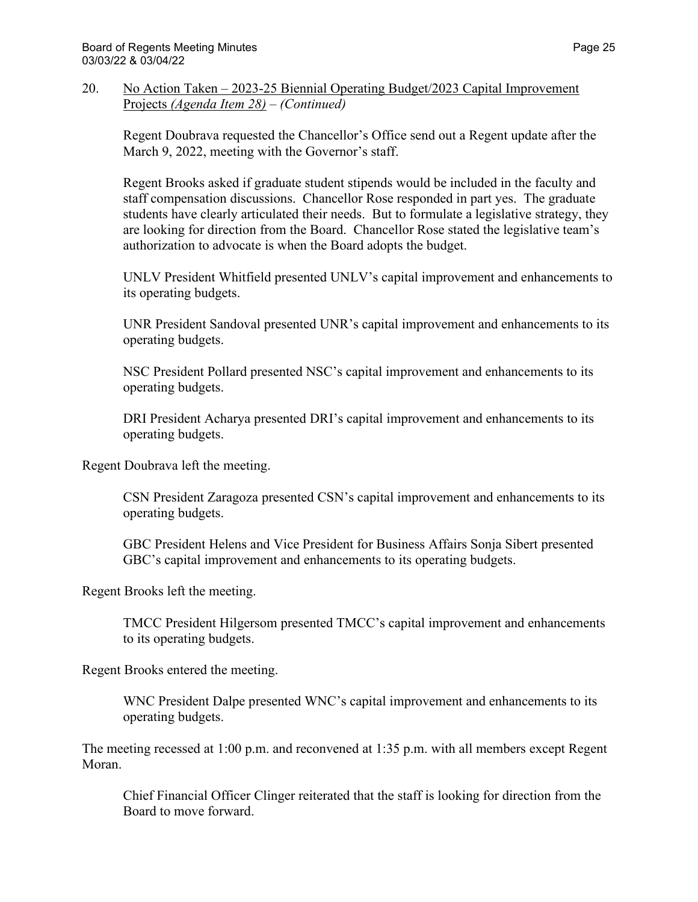20. <u>No Action Taken – 2023-25 Biennial Operating Budget/2023 Capital Improvement Projects *(Agenda Item 28)*</u> – *(Continued)*

    Regent Doubrava requested the Chancellor's Office send out a Regent update after the March 9, 2022, meeting with the Governor's staff.

    Regent Brooks asked if graduate student stipends would be included in the faculty and staff compensation discussions. Chancellor Rose responded in part yes. The graduate students have clearly articulated their needs. But to formulate a legislative strategy, they are looking for direction from the Board. Chancellor Rose stated the legislative team's authorization to advocate is when the Board adopts the budget.

    UNLV President Whitfield presented UNLV's capital improvement and enhancements to its operating budgets.

    UNR President Sandoval presented UNR's capital improvement and enhancements to its operating budgets.

    NSC President Pollard presented NSC's capital improvement and enhancements to its operating budgets.

    DRI President Acharya presented DRI's capital improvement and enhancements to its operating budgets.

Regent Doubrava left the meeting.

    CSN President Zaragoza presented CSN's capital improvement and enhancements to its operating budgets.

    GBC President Helens and Vice President for Business Affairs Sonja Sibert presented GBC's capital improvement and enhancements to its operating budgets.

Regent Brooks left the meeting.

    TMCC President Hilgersom presented TMCC's capital improvement and enhancements to its operating budgets.

Regent Brooks entered the meeting.

    WNC President Dalpe presented WNC's capital improvement and enhancements to its operating budgets.

The meeting recessed at 1:00 p.m. and reconvened at 1:35 p.m. with all members except Regent Moran.

    Chief Financial Officer Clinger reiterated that the staff is looking for direction from the Board to move forward.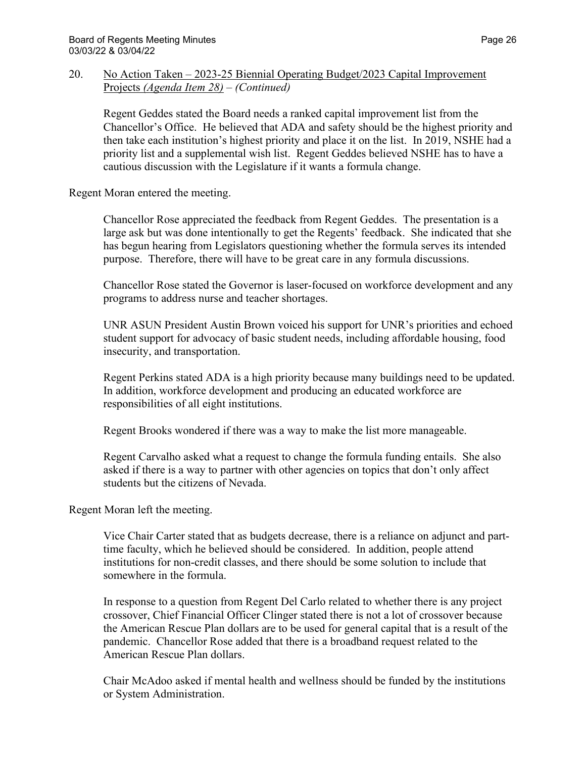20. <u>No Action Taken – 2023-25 Biennial Operating Budget/2023 Capital Improvement Projects *(Agenda Item 28)*</u> – *(Continued)*

Regent Geddes stated the Board needs a ranked capital improvement list from the Chancellor's Office. He believed that ADA and safety should be the highest priority and then take each institution's highest priority and place it on the list. In 2019, NSHE had a priority list and a supplemental wish list. Regent Geddes believed NSHE has to have a cautious discussion with the Legislature if it wants a formula change.

Regent Moran entered the meeting.

Chancellor Rose appreciated the feedback from Regent Geddes. The presentation is a large ask but was done intentionally to get the Regents' feedback. She indicated that she has begun hearing from Legislators questioning whether the formula serves its intended purpose. Therefore, there will have to be great care in any formula discussions.

Chancellor Rose stated the Governor is laser-focused on workforce development and any programs to address nurse and teacher shortages.

UNR ASUN President Austin Brown voiced his support for UNR's priorities and echoed student support for advocacy of basic student needs, including affordable housing, food insecurity, and transportation.

Regent Perkins stated ADA is a high priority because many buildings need to be updated. In addition, workforce development and producing an educated workforce are responsibilities of all eight institutions.

Regent Brooks wondered if there was a way to make the list more manageable.

Regent Carvalho asked what a request to change the formula funding entails. She also asked if there is a way to partner with other agencies on topics that don't only affect students but the citizens of Nevada.

Regent Moran left the meeting.

Vice Chair Carter stated that as budgets decrease, there is a reliance on adjunct and part-time faculty, which he believed should be considered. In addition, people attend institutions for non-credit classes, and there should be some solution to include that somewhere in the formula.

In response to a question from Regent Del Carlo related to whether there is any project crossover, Chief Financial Officer Clinger stated there is not a lot of crossover because the American Rescue Plan dollars are to be used for general capital that is a result of the pandemic. Chancellor Rose added that there is a broadband request related to the American Rescue Plan dollars.

Chair McAdoo asked if mental health and wellness should be funded by the institutions or System Administration.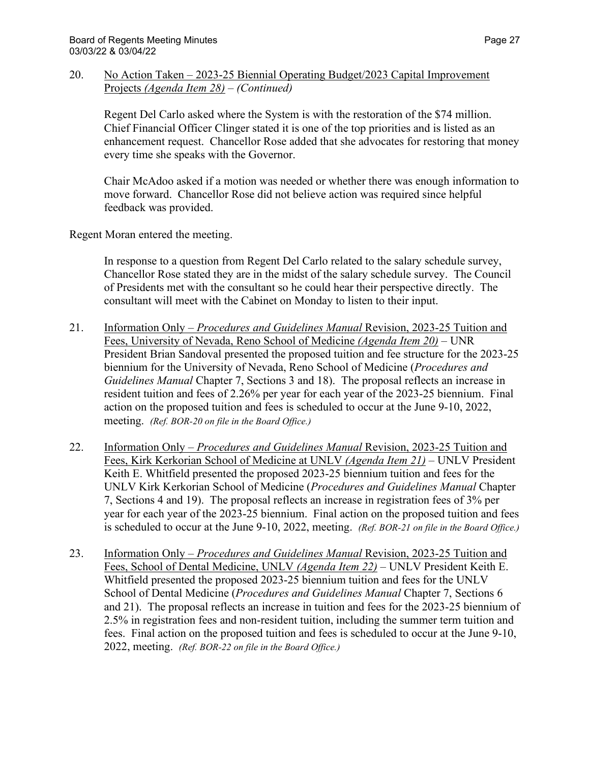20. <u>No Action Taken – 2023-25 Biennial Operating Budget/2023 Capital Improvement Projects *(Agenda Item 28)* – *(Continued)*</u>

    Regent Del Carlo asked where the System is with the restoration of the $74 million. Chief Financial Officer Clinger stated it is one of the top priorities and is listed as an enhancement request. Chancellor Rose added that she advocates for restoring that money every time she speaks with the Governor.

    Chair McAdoo asked if a motion was needed or whether there was enough information to move forward. Chancellor Rose did not believe action was required since helpful feedback was provided.

Regent Moran entered the meeting.

In response to a question from Regent Del Carlo related to the salary schedule survey, Chancellor Rose stated they are in the midst of the salary schedule survey. The Council of Presidents met with the consultant so he could hear their perspective directly. The consultant will meet with the Cabinet on Monday to listen to their input.

21. <u>Information Only – *Procedures and Guidelines Manual* Revision, 2023-25 Tuition and Fees, University of Nevada, Reno School of Medicine *(Agenda Item 20)*</u> – UNR President Brian Sandoval presented the proposed tuition and fee structure for the 2023-25 biennium for the University of Nevada, Reno School of Medicine (*Procedures and Guidelines Manual* Chapter 7, Sections 3 and 18). The proposal reflects an increase in resident tuition and fees of 2.26% per year for each year of the 2023-25 biennium. Final action on the proposed tuition and fees is scheduled to occur at the June 9-10, 2022, meeting. *(Ref. BOR-20 on file in the Board Office.)*

22. <u>Information Only – *Procedures and Guidelines Manual* Revision, 2023-25 Tuition and Fees, Kirk Kerkorian School of Medicine at UNLV *(Agenda Item 21)*</u> – UNLV President Keith E. Whitfield presented the proposed 2023-25 biennium tuition and fees for the UNLV Kirk Kerkorian School of Medicine (*Procedures and Guidelines Manual* Chapter 7, Sections 4 and 19). The proposal reflects an increase in registration fees of 3% per year for each year of the 2023-25 biennium. Final action on the proposed tuition and fees is scheduled to occur at the June 9-10, 2022, meeting. *(Ref. BOR-21 on file in the Board Office.)*

23. <u>Information Only – *Procedures and Guidelines Manual* Revision, 2023-25 Tuition and Fees, School of Dental Medicine, UNLV *(Agenda Item 22)*</u> – UNLV President Keith E. Whitfield presented the proposed 2023-25 biennium tuition and fees for the UNLV School of Dental Medicine (*Procedures and Guidelines Manual* Chapter 7, Sections 6 and 21). The proposal reflects an increase in tuition and fees for the 2023-25 biennium of 2.5% in registration fees and non-resident tuition, including the summer term tuition and fees. Final action on the proposed tuition and fees is scheduled to occur at the June 9-10, 2022, meeting. *(Ref. BOR-22 on file in the Board Office.)*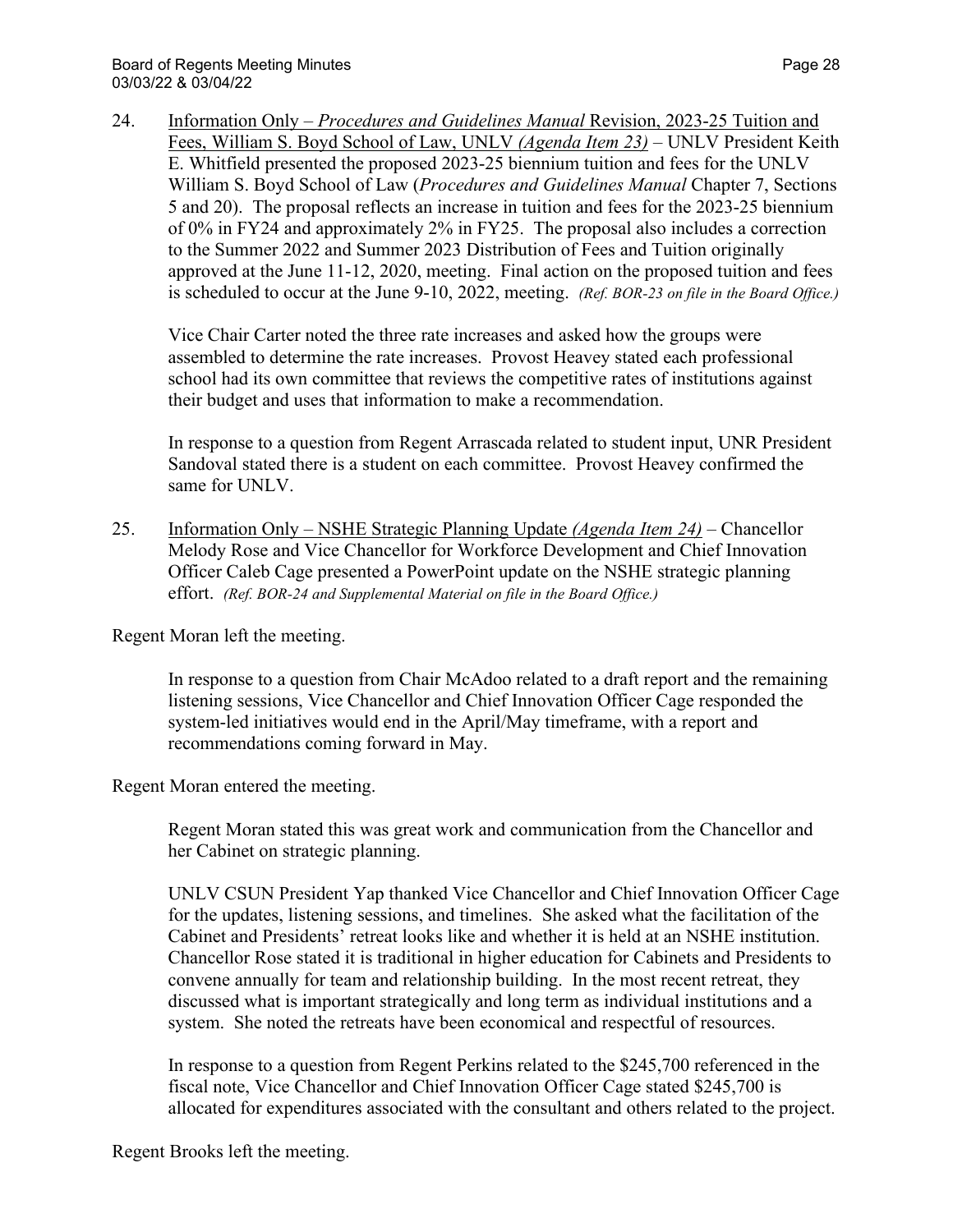24. Information Only – *Procedures and Guidelines Manual* Revision, 2023-25 Tuition and Fees, William S. Boyd School of Law, UNLV *(Agenda Item 23)* – UNLV President Keith E. Whitfield presented the proposed 2023-25 biennium tuition and fees for the UNLV William S. Boyd School of Law (*Procedures and Guidelines Manual* Chapter 7, Sections 5 and 20). The proposal reflects an increase in tuition and fees for the 2023-25 biennium of 0% in FY24 and approximately 2% in FY25. The proposal also includes a correction to the Summer 2022 and Summer 2023 Distribution of Fees and Tuition originally approved at the June 11-12, 2020, meeting. Final action on the proposed tuition and fees is scheduled to occur at the June 9-10, 2022, meeting. *(Ref. BOR-23 on file in the Board Office.)*

    Vice Chair Carter noted the three rate increases and asked how the groups were assembled to determine the rate increases. Provost Heavey stated each professional school had its own committee that reviews the competitive rates of institutions against their budget and uses that information to make a recommendation.

    In response to a question from Regent Arrascada related to student input, UNR President Sandoval stated there is a student on each committee. Provost Heavey confirmed the same for UNLV.

25. Information Only – NSHE Strategic Planning Update *(Agenda Item 24)* – Chancellor Melody Rose and Vice Chancellor for Workforce Development and Chief Innovation Officer Caleb Cage presented a PowerPoint update on the NSHE strategic planning effort. *(Ref. BOR-24 and Supplemental Material on file in the Board Office.)*

Regent Moran left the meeting.

In response to a question from Chair McAdoo related to a draft report and the remaining listening sessions, Vice Chancellor and Chief Innovation Officer Cage responded the system-led initiatives would end in the April/May timeframe, with a report and recommendations coming forward in May.

Regent Moran entered the meeting.

Regent Moran stated this was great work and communication from the Chancellor and her Cabinet on strategic planning.

UNLV CSUN President Yap thanked Vice Chancellor and Chief Innovation Officer Cage for the updates, listening sessions, and timelines. She asked what the facilitation of the Cabinet and Presidents' retreat looks like and whether it is held at an NSHE institution. Chancellor Rose stated it is traditional in higher education for Cabinets and Presidents to convene annually for team and relationship building. In the most recent retreat, they discussed what is important strategically and long term as individual institutions and a system. She noted the retreats have been economical and respectful of resources.

In response to a question from Regent Perkins related to the $245,700 referenced in the fiscal note, Vice Chancellor and Chief Innovation Officer Cage stated $245,700 is allocated for expenditures associated with the consultant and others related to the project.

Regent Brooks left the meeting.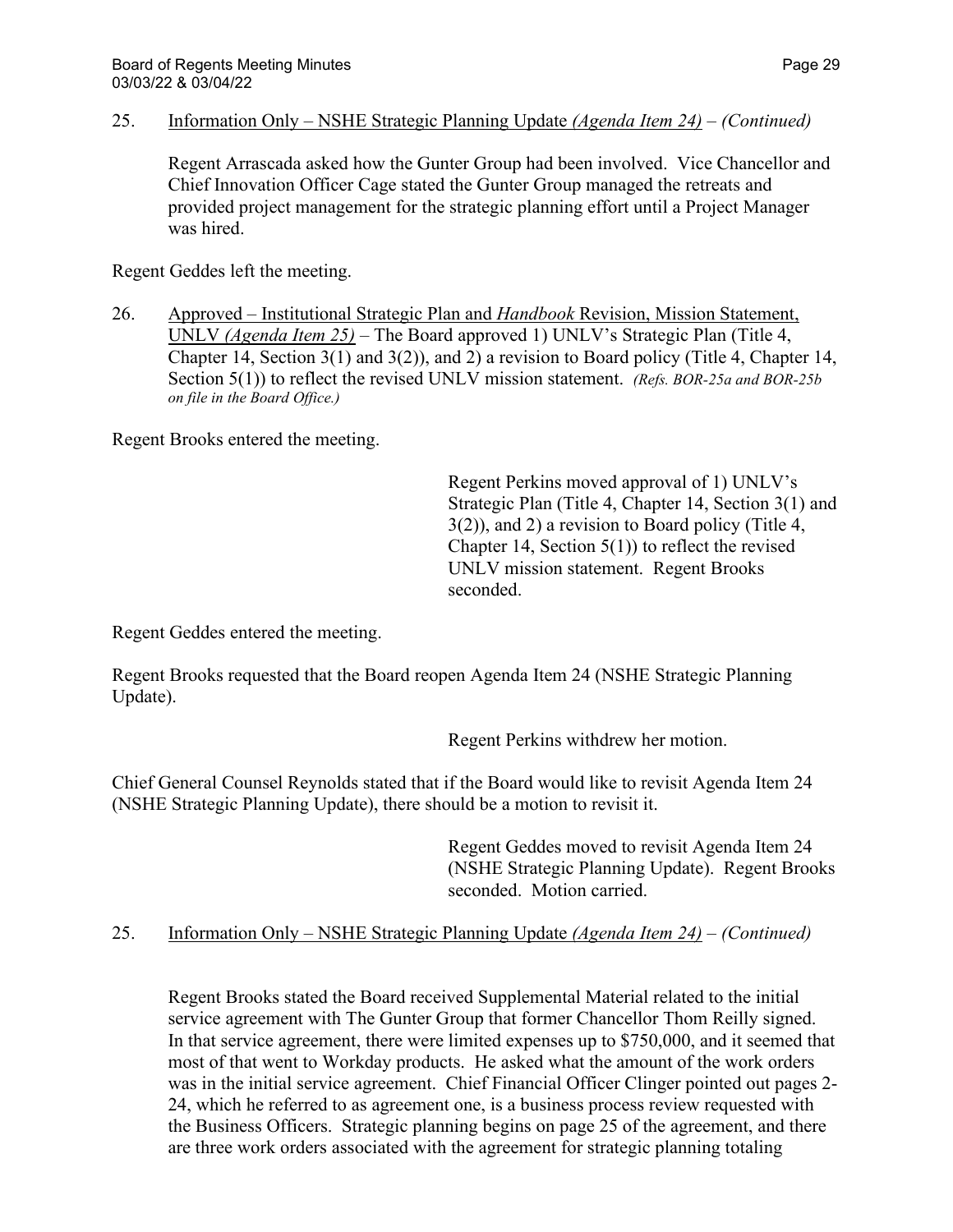25. Information Only – NSHE Strategic Planning Update *(Agenda Item 24)* – *(Continued)*

Regent Arrascada asked how the Gunter Group had been involved. Vice Chancellor and Chief Innovation Officer Cage stated the Gunter Group managed the retreats and provided project management for the strategic planning effort until a Project Manager was hired.

Regent Geddes left the meeting.

26. Approved – Institutional Strategic Plan and *Handbook* Revision, Mission Statement, UNLV *(Agenda Item 25)* – The Board approved 1) UNLV's Strategic Plan (Title 4, Chapter 14, Section 3(1) and 3(2)), and 2) a revision to Board policy (Title 4, Chapter 14, Section 5(1)) to reflect the revised UNLV mission statement. *(Refs. BOR-25a and BOR-25b on file in the Board Office.)*

Regent Brooks entered the meeting.

> Regent Perkins moved approval of 1) UNLV's Strategic Plan (Title 4, Chapter 14, Section 3(1) and 3(2)), and 2) a revision to Board policy (Title 4, Chapter 14, Section 5(1)) to reflect the revised UNLV mission statement. Regent Brooks seconded.

Regent Geddes entered the meeting.

Regent Brooks requested that the Board reopen Agenda Item 24 (NSHE Strategic Planning Update).

> Regent Perkins withdrew her motion.

Chief General Counsel Reynolds stated that if the Board would like to revisit Agenda Item 24 (NSHE Strategic Planning Update), there should be a motion to revisit it.

> Regent Geddes moved to revisit Agenda Item 24 (NSHE Strategic Planning Update). Regent Brooks seconded. Motion carried.

25. Information Only – NSHE Strategic Planning Update *(Agenda Item 24)* – *(Continued)*

Regent Brooks stated the Board received Supplemental Material related to the initial service agreement with The Gunter Group that former Chancellor Thom Reilly signed. In that service agreement, there were limited expenses up to $750,000, and it seemed that most of that went to Workday products. He asked what the amount of the work orders was in the initial service agreement. Chief Financial Officer Clinger pointed out pages 2-24, which he referred to as agreement one, is a business process review requested with the Business Officers. Strategic planning begins on page 25 of the agreement, and there are three work orders associated with the agreement for strategic planning totaling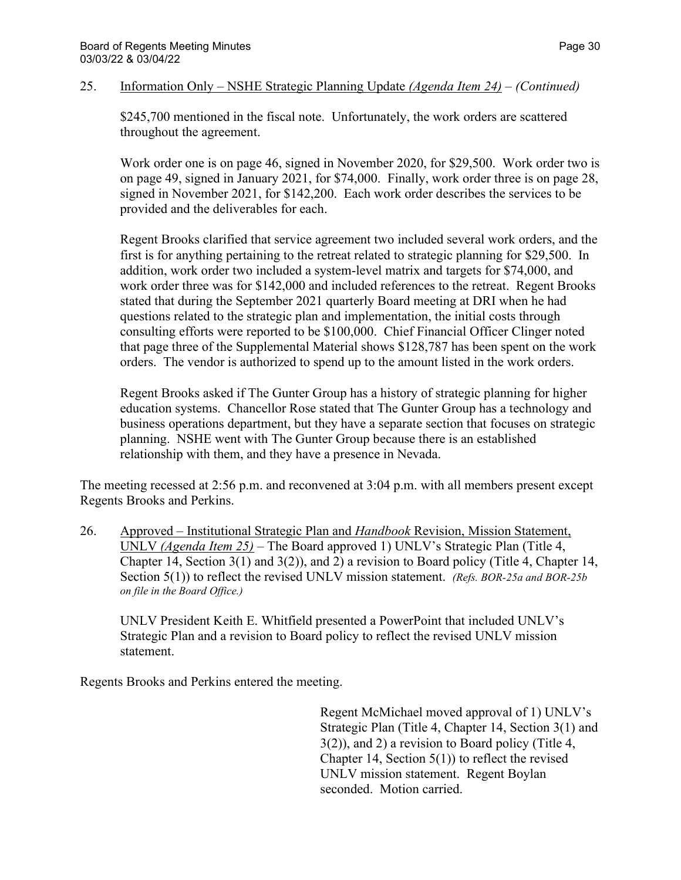25. Information Only – NSHE Strategic Planning Update *(Agenda Item 24)* – *(Continued)*

$245,700 mentioned in the fiscal note. Unfortunately, the work orders are scattered throughout the agreement.

Work order one is on page 46, signed in November 2020, for $29,500. Work order two is on page 49, signed in January 2021, for $74,000. Finally, work order three is on page 28, signed in November 2021, for $142,200. Each work order describes the services to be provided and the deliverables for each.

Regent Brooks clarified that service agreement two included several work orders, and the first is for anything pertaining to the retreat related to strategic planning for $29,500. In addition, work order two included a system-level matrix and targets for $74,000, and work order three was for $142,000 and included references to the retreat. Regent Brooks stated that during the September 2021 quarterly Board meeting at DRI when he had questions related to the strategic plan and implementation, the initial costs through consulting efforts were reported to be $100,000. Chief Financial Officer Clinger noted that page three of the Supplemental Material shows $128,787 has been spent on the work orders. The vendor is authorized to spend up to the amount listed in the work orders.

Regent Brooks asked if The Gunter Group has a history of strategic planning for higher education systems. Chancellor Rose stated that The Gunter Group has a technology and business operations department, but they have a separate section that focuses on strategic planning. NSHE went with The Gunter Group because there is an established relationship with them, and they have a presence in Nevada.

The meeting recessed at 2:56 p.m. and reconvened at 3:04 p.m. with all members present except Regents Brooks and Perkins.

26. Approved – Institutional Strategic Plan and *Handbook* Revision, Mission Statement, UNLV *(Agenda Item 25)* – The Board approved 1) UNLV's Strategic Plan (Title 4, Chapter 14, Section 3(1) and 3(2)), and 2) a revision to Board policy (Title 4, Chapter 14, Section 5(1)) to reflect the revised UNLV mission statement. *(Refs. BOR-25a and BOR-25b on file in the Board Office.)*

UNLV President Keith E. Whitfield presented a PowerPoint that included UNLV's Strategic Plan and a revision to Board policy to reflect the revised UNLV mission statement.

Regents Brooks and Perkins entered the meeting.

Regent McMichael moved approval of 1) UNLV's Strategic Plan (Title 4, Chapter 14, Section 3(1) and 3(2)), and 2) a revision to Board policy (Title 4, Chapter 14, Section 5(1)) to reflect the revised UNLV mission statement. Regent Boylan seconded. Motion carried.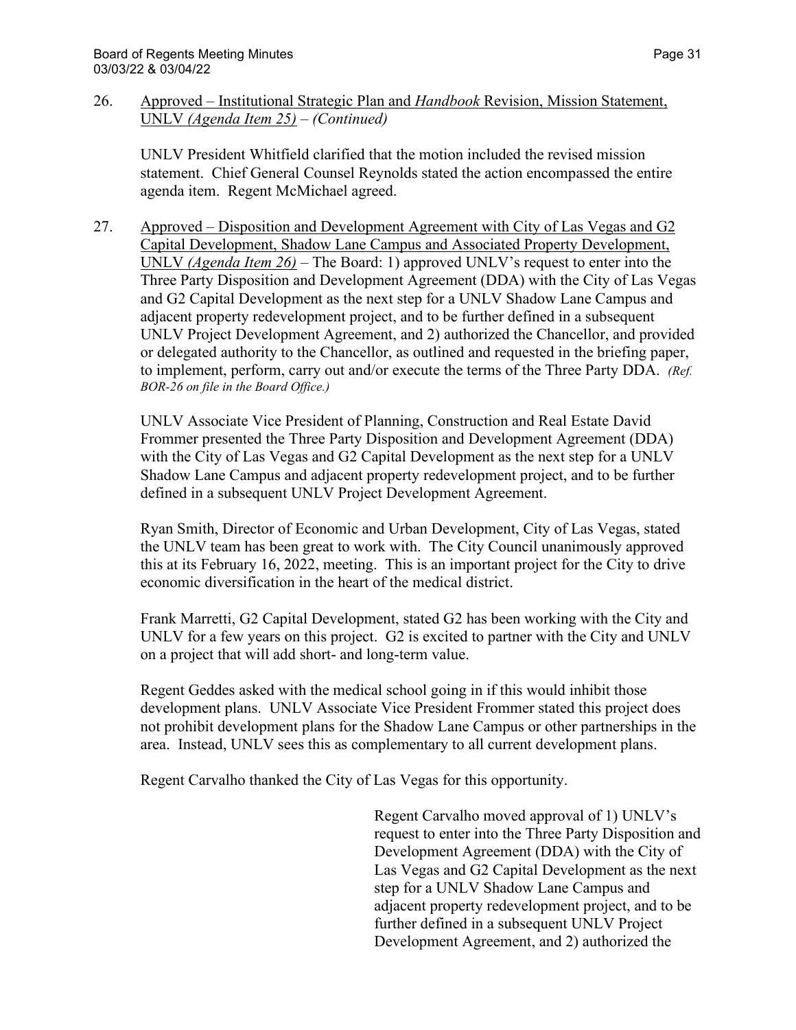26. Approved – Institutional Strategic Plan and *Handbook* Revision, Mission Statement, UNLV *(Agenda Item 25)* – *(Continued)*

UNLV President Whitfield clarified that the motion included the revised mission statement. Chief General Counsel Reynolds stated the action encompassed the entire agenda item. Regent McMichael agreed.

27. Approved – Disposition and Development Agreement with City of Las Vegas and G2 Capital Development, Shadow Lane Campus and Associated Property Development, UNLV *(Agenda Item 26)* – The Board: 1) approved UNLV's request to enter into the Three Party Disposition and Development Agreement (DDA) with the City of Las Vegas and G2 Capital Development as the next step for a UNLV Shadow Lane Campus and adjacent property redevelopment project, and to be further defined in a subsequent UNLV Project Development Agreement, and 2) authorized the Chancellor, and provided or delegated authority to the Chancellor, as outlined and requested in the briefing paper, to implement, perform, carry out and/or execute the terms of the Three Party DDA. *(Ref. BOR-26 on file in the Board Office.)*

UNLV Associate Vice President of Planning, Construction and Real Estate David Frommer presented the Three Party Disposition and Development Agreement (DDA) with the City of Las Vegas and G2 Capital Development as the next step for a UNLV Shadow Lane Campus and adjacent property redevelopment project, and to be further defined in a subsequent UNLV Project Development Agreement.

Ryan Smith, Director of Economic and Urban Development, City of Las Vegas, stated the UNLV team has been great to work with. The City Council unanimously approved this at its February 16, 2022, meeting. This is an important project for the City to drive economic diversification in the heart of the medical district.

Frank Marretti, G2 Capital Development, stated G2 has been working with the City and UNLV for a few years on this project. G2 is excited to partner with the City and UNLV on a project that will add short- and long-term value.

Regent Geddes asked with the medical school going in if this would inhibit those development plans. UNLV Associate Vice President Frommer stated this project does not prohibit development plans for the Shadow Lane Campus or other partnerships in the area. Instead, UNLV sees this as complementary to all current development plans.

Regent Carvalho thanked the City of Las Vegas for this opportunity.

Regent Carvalho moved approval of 1) UNLV's request to enter into the Three Party Disposition and Development Agreement (DDA) with the City of Las Vegas and G2 Capital Development as the next step for a UNLV Shadow Lane Campus and adjacent property redevelopment project, and to be further defined in a subsequent UNLV Project Development Agreement, and 2) authorized the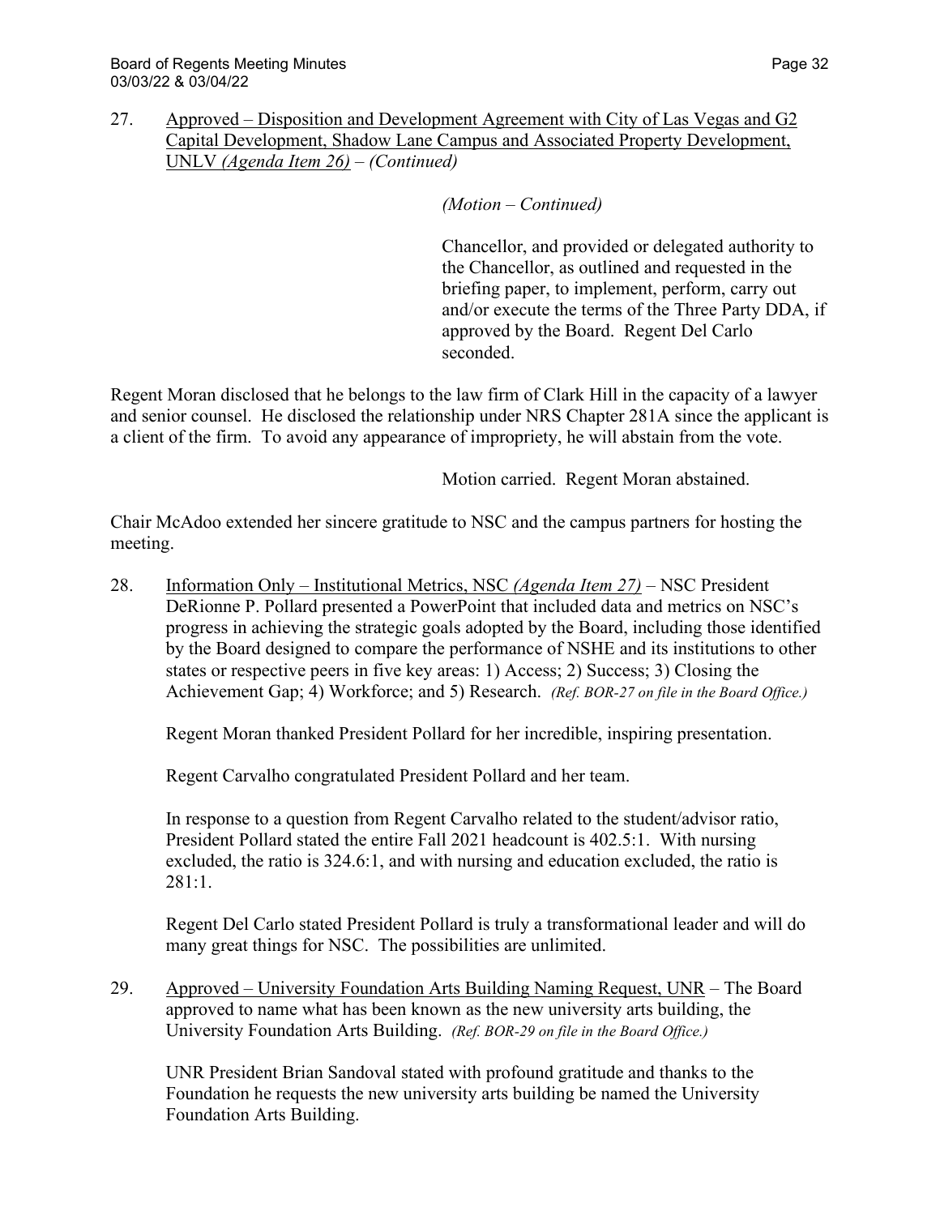27. <u>Approved – Disposition and Development Agreement with City of Las Vegas and G2 Capital Development, Shadow Lane Campus and Associated Property Development, UNLV</u> *(Agenda Item 26)* – *(Continued)*

*(Motion – Continued)*

Chancellor, and provided or delegated authority to the Chancellor, as outlined and requested in the briefing paper, to implement, perform, carry out and/or execute the terms of the Three Party DDA, if approved by the Board. Regent Del Carlo seconded.

Regent Moran disclosed that he belongs to the law firm of Clark Hill in the capacity of a lawyer and senior counsel. He disclosed the relationship under NRS Chapter 281A since the applicant is a client of the firm. To avoid any appearance of impropriety, he will abstain from the vote.

Motion carried. Regent Moran abstained.

Chair McAdoo extended her sincere gratitude to NSC and the campus partners for hosting the meeting.

28. <u>Information Only – Institutional Metrics, NSC</u> *(Agenda Item 27)* – NSC President DeRionne P. Pollard presented a PowerPoint that included data and metrics on NSC's progress in achieving the strategic goals adopted by the Board, including those identified by the Board designed to compare the performance of NSHE and its institutions to other states or respective peers in five key areas: 1) Access; 2) Success; 3) Closing the Achievement Gap; 4) Workforce; and 5) Research. *(Ref. BOR-27 on file in the Board Office.)*

    Regent Moran thanked President Pollard for her incredible, inspiring presentation.

    Regent Carvalho congratulated President Pollard and her team.

    In response to a question from Regent Carvalho related to the student/advisor ratio, President Pollard stated the entire Fall 2021 headcount is 402.5:1. With nursing excluded, the ratio is 324.6:1, and with nursing and education excluded, the ratio is 281:1.

    Regent Del Carlo stated President Pollard is truly a transformational leader and will do many great things for NSC. The possibilities are unlimited.

29. <u>Approved – University Foundation Arts Building Naming Request, UNR</u> – The Board approved to name what has been known as the new university arts building, the University Foundation Arts Building. *(Ref. BOR-29 on file in the Board Office.)*

    UNR President Brian Sandoval stated with profound gratitude and thanks to the Foundation he requests the new university arts building be named the University Foundation Arts Building.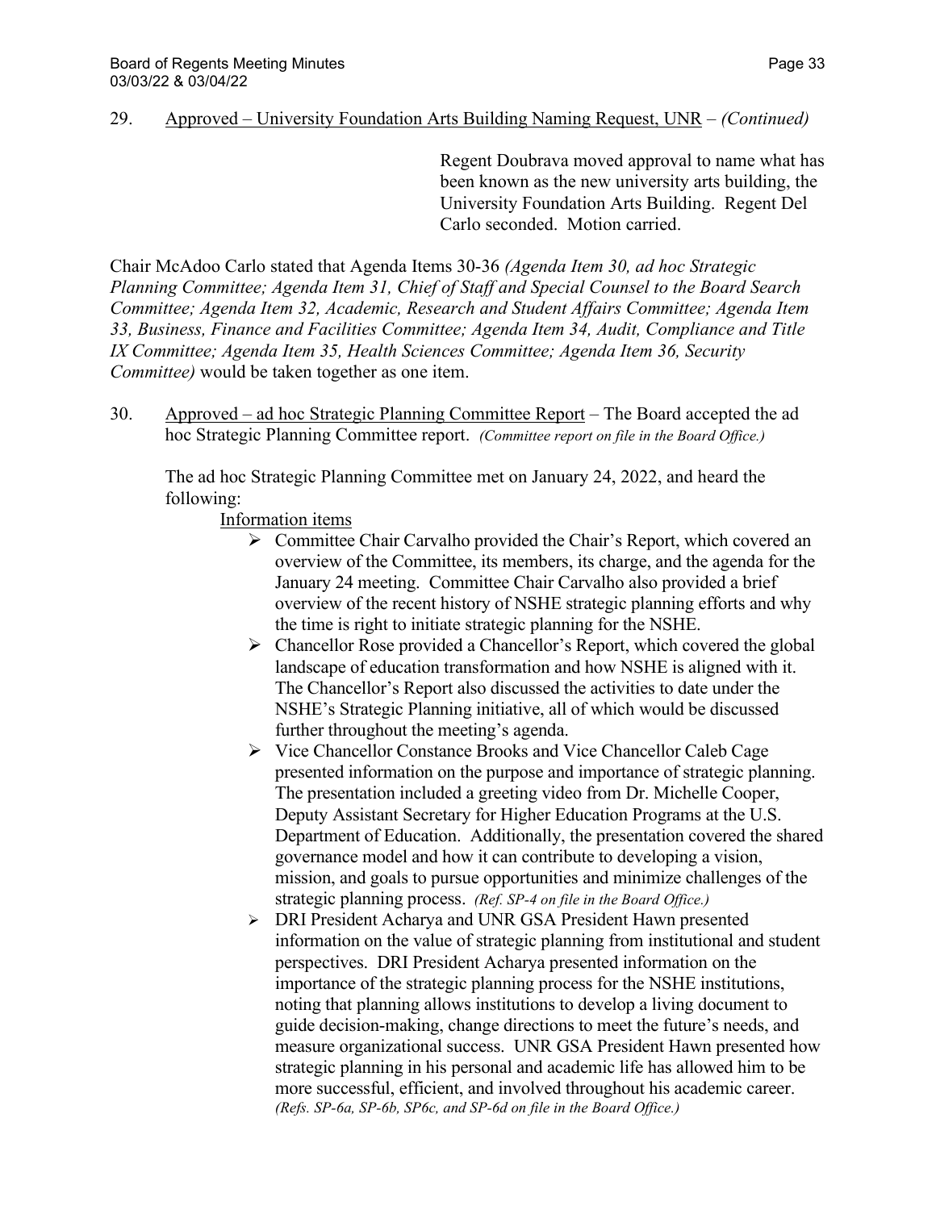29. Approved – University Foundation Arts Building Naming Request, UNR – *(Continued)*

Regent Doubrava moved approval to name what has been known as the new university arts building, the University Foundation Arts Building. Regent Del Carlo seconded. Motion carried.

Chair McAdoo Carlo stated that Agenda Items 30-36 *(Agenda Item 30, ad hoc Strategic Planning Committee; Agenda Item 31, Chief of Staff and Special Counsel to the Board Search Committee; Agenda Item 32, Academic, Research and Student Affairs Committee; Agenda Item 33, Business, Finance and Facilities Committee; Agenda Item 34, Audit, Compliance and Title IX Committee; Agenda Item 35, Health Sciences Committee; Agenda Item 36, Security Committee)* would be taken together as one item.

30. Approved – ad hoc Strategic Planning Committee Report – The Board accepted the ad hoc Strategic Planning Committee report. *(Committee report on file in the Board Office.)*

The ad hoc Strategic Planning Committee met on January 24, 2022, and heard the following:

Information items

- Committee Chair Carvalho provided the Chair's Report, which covered an overview of the Committee, its members, its charge, and the agenda for the January 24 meeting. Committee Chair Carvalho also provided a brief overview of the recent history of NSHE strategic planning efforts and why the time is right to initiate strategic planning for the NSHE.
- Chancellor Rose provided a Chancellor's Report, which covered the global landscape of education transformation and how NSHE is aligned with it. The Chancellor's Report also discussed the activities to date under the NSHE's Strategic Planning initiative, all of which would be discussed further throughout the meeting's agenda.
- Vice Chancellor Constance Brooks and Vice Chancellor Caleb Cage presented information on the purpose and importance of strategic planning. The presentation included a greeting video from Dr. Michelle Cooper, Deputy Assistant Secretary for Higher Education Programs at the U.S. Department of Education. Additionally, the presentation covered the shared governance model and how it can contribute to developing a vision, mission, and goals to pursue opportunities and minimize challenges of the strategic planning process. *(Ref. SP-4 on file in the Board Office.)*
- DRI President Acharya and UNR GSA President Hawn presented information on the value of strategic planning from institutional and student perspectives. DRI President Acharya presented information on the importance of the strategic planning process for the NSHE institutions, noting that planning allows institutions to develop a living document to guide decision-making, change directions to meet the future's needs, and measure organizational success. UNR GSA President Hawn presented how strategic planning in his personal and academic life has allowed him to be more successful, efficient, and involved throughout his academic career. *(Refs. SP-6a, SP-6b, SP6c, and SP-6d on file in the Board Office.)*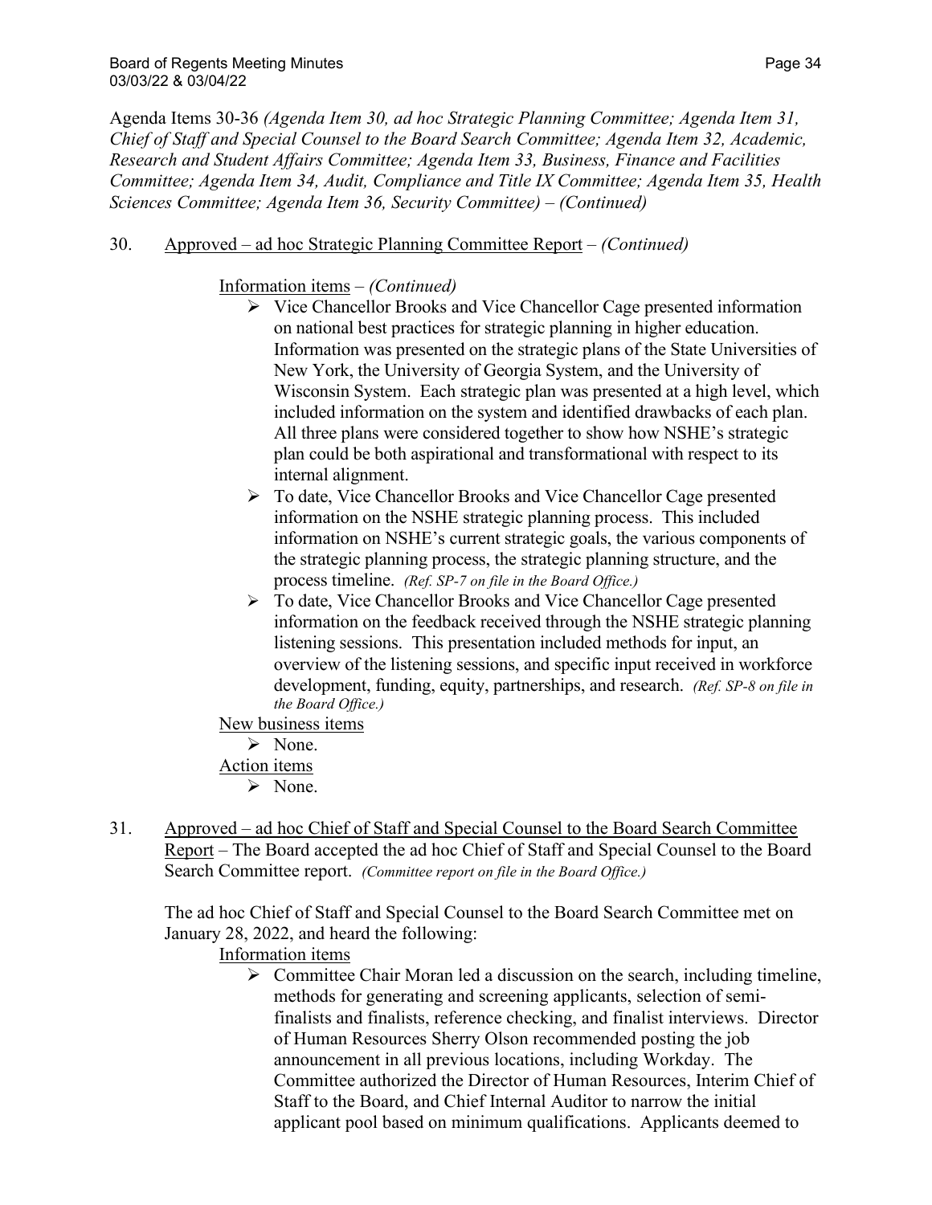Agenda Items 30-36 *(Agenda Item 30, ad hoc Strategic Planning Committee; Agenda Item 31, Chief of Staff and Special Counsel to the Board Search Committee; Agenda Item 32, Academic, Research and Student Affairs Committee; Agenda Item 33, Business, Finance and Facilities Committee; Agenda Item 34, Audit, Compliance and Title IX Committee; Agenda Item 35, Health Sciences Committee; Agenda Item 36, Security Committee) – (Continued)*

30. Approved – ad hoc Strategic Planning Committee Report – *(Continued)*

    Information items – *(Continued)*

    - Vice Chancellor Brooks and Vice Chancellor Cage presented information on national best practices for strategic planning in higher education. Information was presented on the strategic plans of the State Universities of New York, the University of Georgia System, and the University of Wisconsin System. Each strategic plan was presented at a high level, which included information on the system and identified drawbacks of each plan. All three plans were considered together to show how NSHE's strategic plan could be both aspirational and transformational with respect to its internal alignment.
    - To date, Vice Chancellor Brooks and Vice Chancellor Cage presented information on the NSHE strategic planning process. This included information on NSHE's current strategic goals, the various components of the strategic planning process, the strategic planning structure, and the process timeline. *(Ref. SP-7 on file in the Board Office.)*
    - To date, Vice Chancellor Brooks and Vice Chancellor Cage presented information on the feedback received through the NSHE strategic planning listening sessions. This presentation included methods for input, an overview of the listening sessions, and specific input received in workforce development, funding, equity, partnerships, and research. *(Ref. SP-8 on file in the Board Office.)*

    New business items

    - None.

    Action items

    - None.

31. Approved – ad hoc Chief of Staff and Special Counsel to the Board Search Committee Report – The Board accepted the ad hoc Chief of Staff and Special Counsel to the Board Search Committee report. *(Committee report on file in the Board Office.)*

    The ad hoc Chief of Staff and Special Counsel to the Board Search Committee met on January 28, 2022, and heard the following:

    Information items

    - Committee Chair Moran led a discussion on the search, including timeline, methods for generating and screening applicants, selection of semi-finalists and finalists, reference checking, and finalist interviews. Director of Human Resources Sherry Olson recommended posting the job announcement in all previous locations, including Workday. The Committee authorized the Director of Human Resources, Interim Chief of Staff to the Board, and Chief Internal Auditor to narrow the initial applicant pool based on minimum qualifications. Applicants deemed to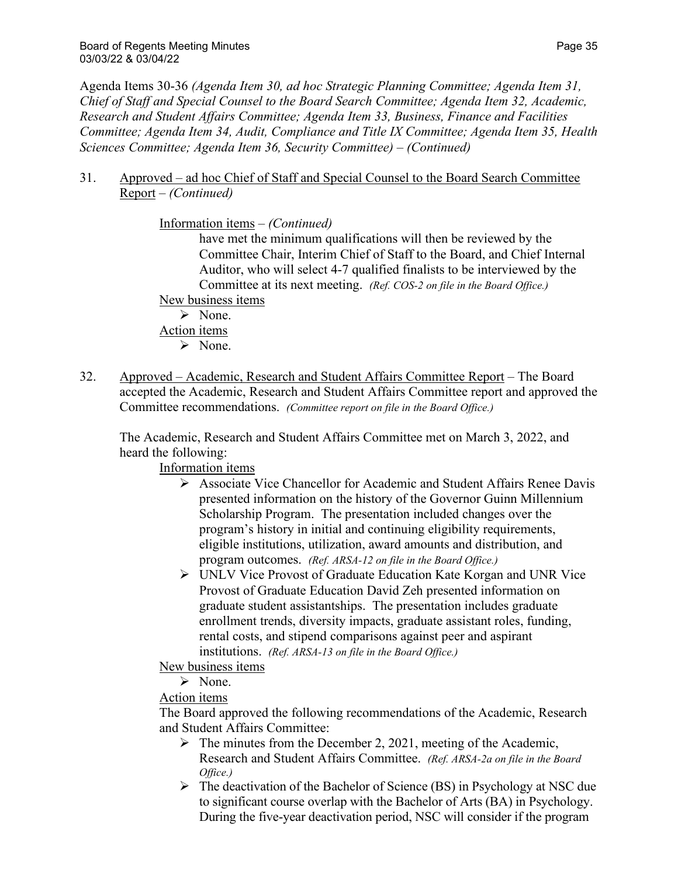Agenda Items 30-36 *(Agenda Item 30, ad hoc Strategic Planning Committee; Agenda Item 31, Chief of Staff and Special Counsel to the Board Search Committee; Agenda Item 32, Academic, Research and Student Affairs Committee; Agenda Item 33, Business, Finance and Facilities Committee; Agenda Item 34, Audit, Compliance and Title IX Committee; Agenda Item 35, Health Sciences Committee; Agenda Item 36, Security Committee) – (Continued)*

31. Approved – ad hoc Chief of Staff and Special Counsel to the Board Search Committee Report – *(Continued)*

    Information items – *(Continued)*

    have met the minimum qualifications will then be reviewed by the Committee Chair, Interim Chief of Staff to the Board, and Chief Internal Auditor, who will select 4-7 qualified finalists to be interviewed by the Committee at its next meeting. *(Ref. COS-2 on file in the Board Office.)*

    New business items

    - None.

    Action items

    - None.

32. Approved – Academic, Research and Student Affairs Committee Report – The Board accepted the Academic, Research and Student Affairs Committee report and approved the Committee recommendations. *(Committee report on file in the Board Office.)*

    The Academic, Research and Student Affairs Committee met on March 3, 2022, and heard the following:

    Information items

    - Associate Vice Chancellor for Academic and Student Affairs Renee Davis presented information on the history of the Governor Guinn Millennium Scholarship Program. The presentation included changes over the program's history in initial and continuing eligibility requirements, eligible institutions, utilization, award amounts and distribution, and program outcomes. *(Ref. ARSA-12 on file in the Board Office.)*
    - UNLV Vice Provost of Graduate Education Kate Korgan and UNR Vice Provost of Graduate Education David Zeh presented information on graduate student assistantships. The presentation includes graduate enrollment trends, diversity impacts, graduate assistant roles, funding, rental costs, and stipend comparisons against peer and aspirant institutions. *(Ref. ARSA-13 on file in the Board Office.)*

    New business items

    - None.

    Action items

    The Board approved the following recommendations of the Academic, Research and Student Affairs Committee:

    - The minutes from the December 2, 2021, meeting of the Academic, Research and Student Affairs Committee. *(Ref. ARSA-2a on file in the Board Office.)*
    - The deactivation of the Bachelor of Science (BS) in Psychology at NSC due to significant course overlap with the Bachelor of Arts (BA) in Psychology. During the five-year deactivation period, NSC will consider if the program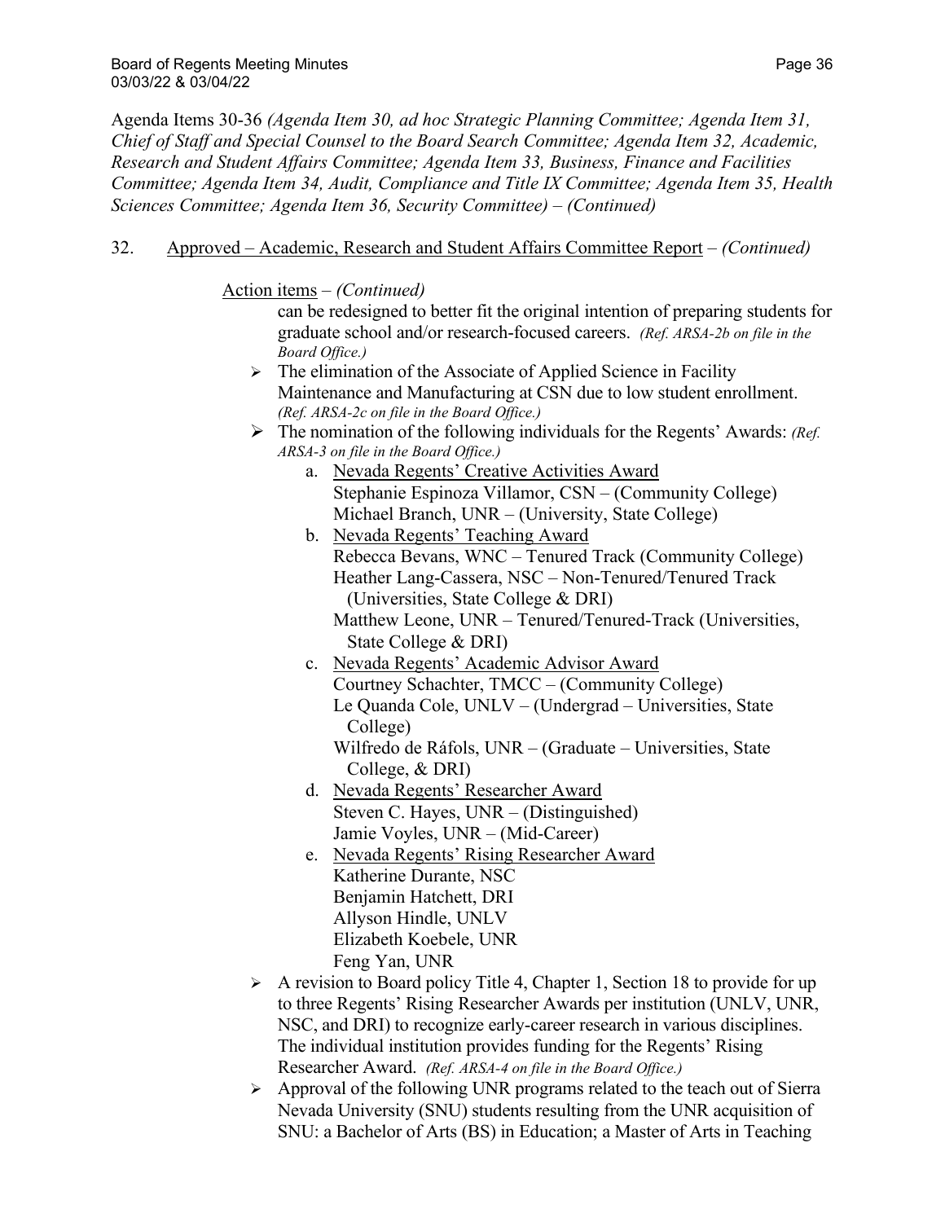Agenda Items 30-36 *(Agenda Item 30, ad hoc Strategic Planning Committee; Agenda Item 31, Chief of Staff and Special Counsel to the Board Search Committee; Agenda Item 32, Academic, Research and Student Affairs Committee; Agenda Item 33, Business, Finance and Facilities Committee; Agenda Item 34, Audit, Compliance and Title IX Committee; Agenda Item 35, Health Sciences Committee; Agenda Item 36, Security Committee) – (Continued)*

32. Approved – Academic, Research and Student Affairs Committee Report – *(Continued)*

Action items – *(Continued)*

can be redesigned to better fit the original intention of preparing students for graduate school and/or research-focused careers. *(Ref. ARSA-2b on file in the Board Office.)*

- The elimination of the Associate of Applied Science in Facility Maintenance and Manufacturing at CSN due to low student enrollment. *(Ref. ARSA-2c on file in the Board Office.)*
- The nomination of the following individuals for the Regents' Awards: *(Ref. ARSA-3 on file in the Board Office.)*
  - a. Nevada Regents' Creative Activities Award
    Stephanie Espinoza Villamor, CSN – (Community College)
    Michael Branch, UNR – (University, State College)
  - b. Nevada Regents' Teaching Award
    Rebecca Bevans, WNC – Tenured Track (Community College)
    Heather Lang-Cassera, NSC – Non-Tenured/Tenured Track (Universities, State College & DRI)
    Matthew Leone, UNR – Tenured/Tenured-Track (Universities, State College & DRI)
  - c. Nevada Regents' Academic Advisor Award
    Courtney Schachter, TMCC – (Community College)
    Le Quanda Cole, UNLV – (Undergrad – Universities, State College)
    Wilfredo de Ráfols, UNR – (Graduate – Universities, State College, & DRI)
  - d. Nevada Regents' Researcher Award
    Steven C. Hayes, UNR – (Distinguished)
    Jamie Voyles, UNR – (Mid-Career)
  - e. Nevada Regents' Rising Researcher Award
    Katherine Durante, NSC
    Benjamin Hatchett, DRI
    Allyson Hindle, UNLV
    Elizabeth Koebele, UNR
    Feng Yan, UNR
- A revision to Board policy Title 4, Chapter 1, Section 18 to provide for up to three Regents' Rising Researcher Awards per institution (UNLV, UNR, NSC, and DRI) to recognize early-career research in various disciplines. The individual institution provides funding for the Regents' Rising Researcher Award. *(Ref. ARSA-4 on file in the Board Office.)*
- Approval of the following UNR programs related to the teach out of Sierra Nevada University (SNU) students resulting from the UNR acquisition of SNU: a Bachelor of Arts (BS) in Education; a Master of Arts in Teaching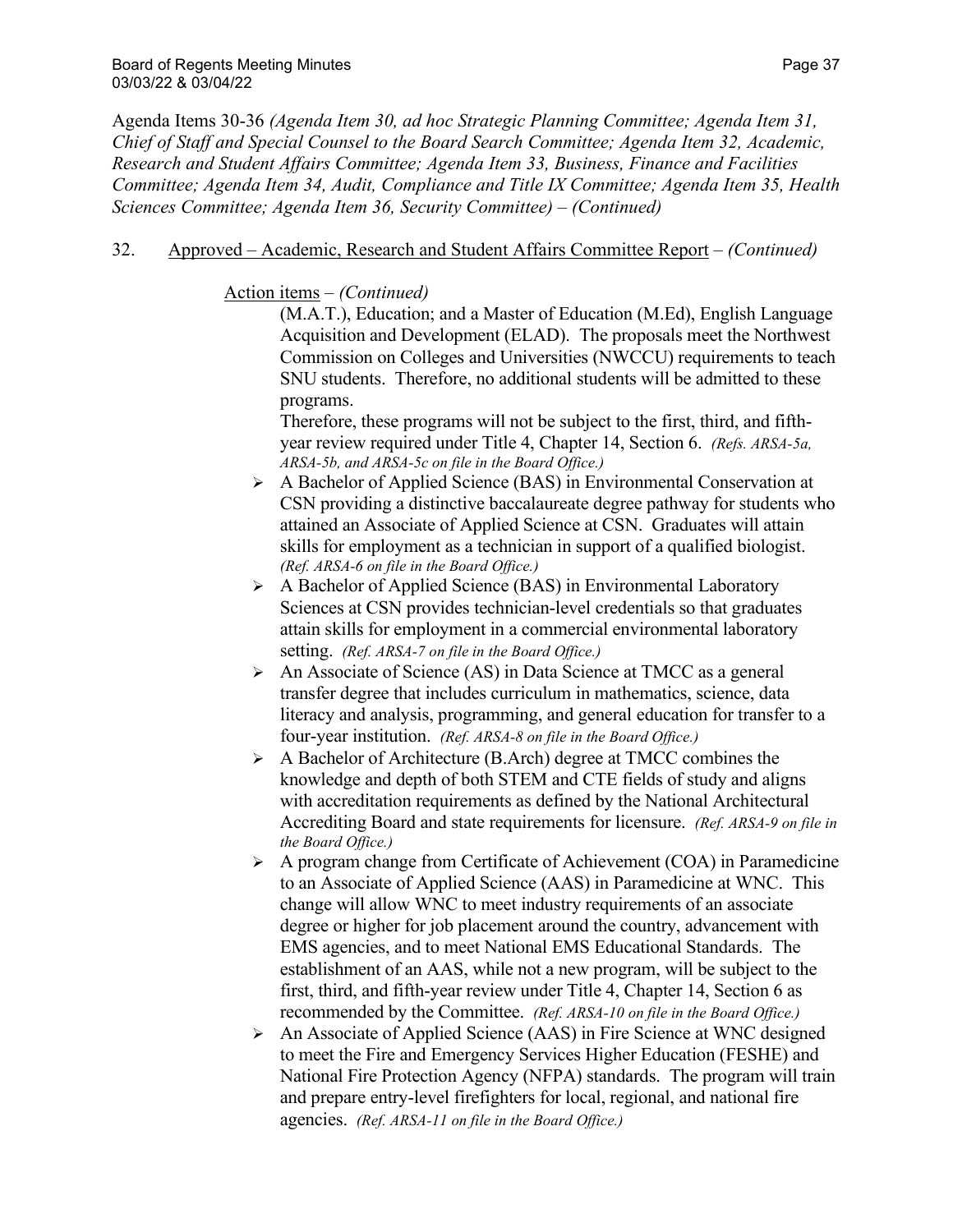Agenda Items 30-36 *(Agenda Item 30, ad hoc Strategic Planning Committee; Agenda Item 31, Chief of Staff and Special Counsel to the Board Search Committee; Agenda Item 32, Academic, Research and Student Affairs Committee; Agenda Item 33, Business, Finance and Facilities Committee; Agenda Item 34, Audit, Compliance and Title IX Committee; Agenda Item 35, Health Sciences Committee; Agenda Item 36, Security Committee) – (Continued)*

32. Approved – Academic, Research and Student Affairs Committee Report – *(Continued)*

Action items – *(Continued)*

(M.A.T.), Education; and a Master of Education (M.Ed), English Language Acquisition and Development (ELAD). The proposals meet the Northwest Commission on Colleges and Universities (NWCCU) requirements to teach SNU students. Therefore, no additional students will be admitted to these programs.

Therefore, these programs will not be subject to the first, third, and fifth-year review required under Title 4, Chapter 14, Section 6. *(Refs. ARSA-5a, ARSA-5b, and ARSA-5c on file in the Board Office.)*

- A Bachelor of Applied Science (BAS) in Environmental Conservation at CSN providing a distinctive baccalaureate degree pathway for students who attained an Associate of Applied Science at CSN. Graduates will attain skills for employment as a technician in support of a qualified biologist. *(Ref. ARSA-6 on file in the Board Office.)*
- A Bachelor of Applied Science (BAS) in Environmental Laboratory Sciences at CSN provides technician-level credentials so that graduates attain skills for employment in a commercial environmental laboratory setting. *(Ref. ARSA-7 on file in the Board Office.)*
- An Associate of Science (AS) in Data Science at TMCC as a general transfer degree that includes curriculum in mathematics, science, data literacy and analysis, programming, and general education for transfer to a four-year institution. *(Ref. ARSA-8 on file in the Board Office.)*
- A Bachelor of Architecture (B.Arch) degree at TMCC combines the knowledge and depth of both STEM and CTE fields of study and aligns with accreditation requirements as defined by the National Architectural Accrediting Board and state requirements for licensure. *(Ref. ARSA-9 on file in the Board Office.)*
- A program change from Certificate of Achievement (COA) in Paramedicine to an Associate of Applied Science (AAS) in Paramedicine at WNC. This change will allow WNC to meet industry requirements of an associate degree or higher for job placement around the country, advancement with EMS agencies, and to meet National EMS Educational Standards. The establishment of an AAS, while not a new program, will be subject to the first, third, and fifth-year review under Title 4, Chapter 14, Section 6 as recommended by the Committee. *(Ref. ARSA-10 on file in the Board Office.)*
- An Associate of Applied Science (AAS) in Fire Science at WNC designed to meet the Fire and Emergency Services Higher Education (FESHE) and National Fire Protection Agency (NFPA) standards. The program will train and prepare entry-level firefighters for local, regional, and national fire agencies. *(Ref. ARSA-11 on file in the Board Office.)*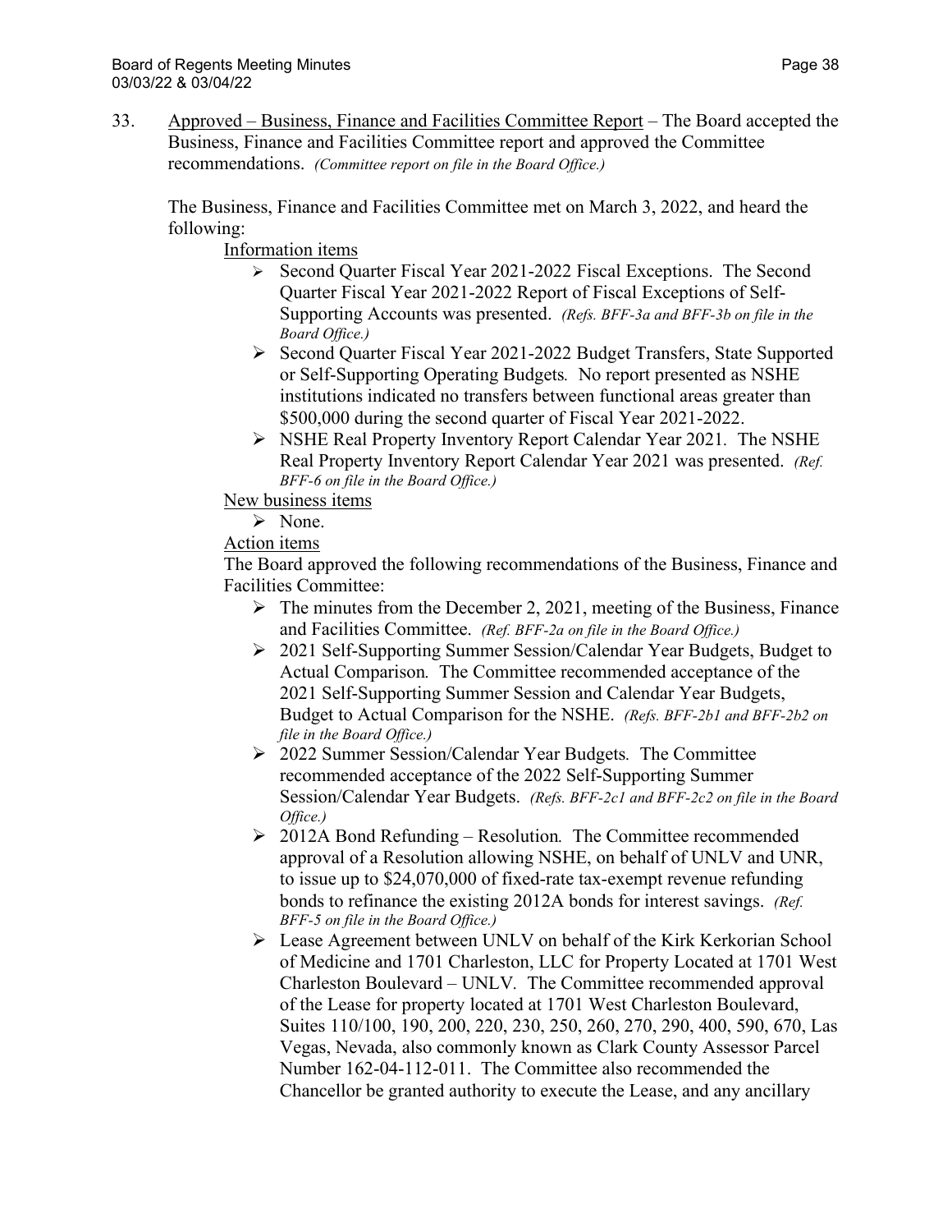33. Approved – Business, Finance and Facilities Committee Report – The Board accepted the Business, Finance and Facilities Committee report and approved the Committee recommendations. *(Committee report on file in the Board Office.)*

The Business, Finance and Facilities Committee met on March 3, 2022, and heard the following:

Information items

- Second Quarter Fiscal Year 2021-2022 Fiscal Exceptions. The Second Quarter Fiscal Year 2021-2022 Report of Fiscal Exceptions of Self-Supporting Accounts was presented. *(Refs. BFF-3a and BFF-3b on file in the Board Office.)*
- Second Quarter Fiscal Year 2021-2022 Budget Transfers, State Supported or Self-Supporting Operating Budgets. No report presented as NSHE institutions indicated no transfers between functional areas greater than \$500,000 during the second quarter of Fiscal Year 2021-2022.
- NSHE Real Property Inventory Report Calendar Year 2021. The NSHE Real Property Inventory Report Calendar Year 2021 was presented. *(Ref. BFF-6 on file in the Board Office.)*

New business items

- None.

Action items

The Board approved the following recommendations of the Business, Finance and Facilities Committee:

- The minutes from the December 2, 2021, meeting of the Business, Finance and Facilities Committee. *(Ref. BFF-2a on file in the Board Office.)*
- 2021 Self-Supporting Summer Session/Calendar Year Budgets, Budget to Actual Comparison. The Committee recommended acceptance of the 2021 Self-Supporting Summer Session and Calendar Year Budgets, Budget to Actual Comparison for the NSHE. *(Refs. BFF-2b1 and BFF-2b2 on file in the Board Office.)*
- 2022 Summer Session/Calendar Year Budgets. The Committee recommended acceptance of the 2022 Self-Supporting Summer Session/Calendar Year Budgets. *(Refs. BFF-2c1 and BFF-2c2 on file in the Board Office.)*
- 2012A Bond Refunding – Resolution. The Committee recommended approval of a Resolution allowing NSHE, on behalf of UNLV and UNR, to issue up to \$24,070,000 of fixed-rate tax-exempt revenue refunding bonds to refinance the existing 2012A bonds for interest savings. *(Ref. BFF-5 on file in the Board Office.)*
- Lease Agreement between UNLV on behalf of the Kirk Kerkorian School of Medicine and 1701 Charleston, LLC for Property Located at 1701 West Charleston Boulevard – UNLV. The Committee recommended approval of the Lease for property located at 1701 West Charleston Boulevard, Suites 110/100, 190, 200, 220, 230, 250, 260, 270, 290, 400, 590, 670, Las Vegas, Nevada, also commonly known as Clark County Assessor Parcel Number 162-04-112-011. The Committee also recommended the Chancellor be granted authority to execute the Lease, and any ancillary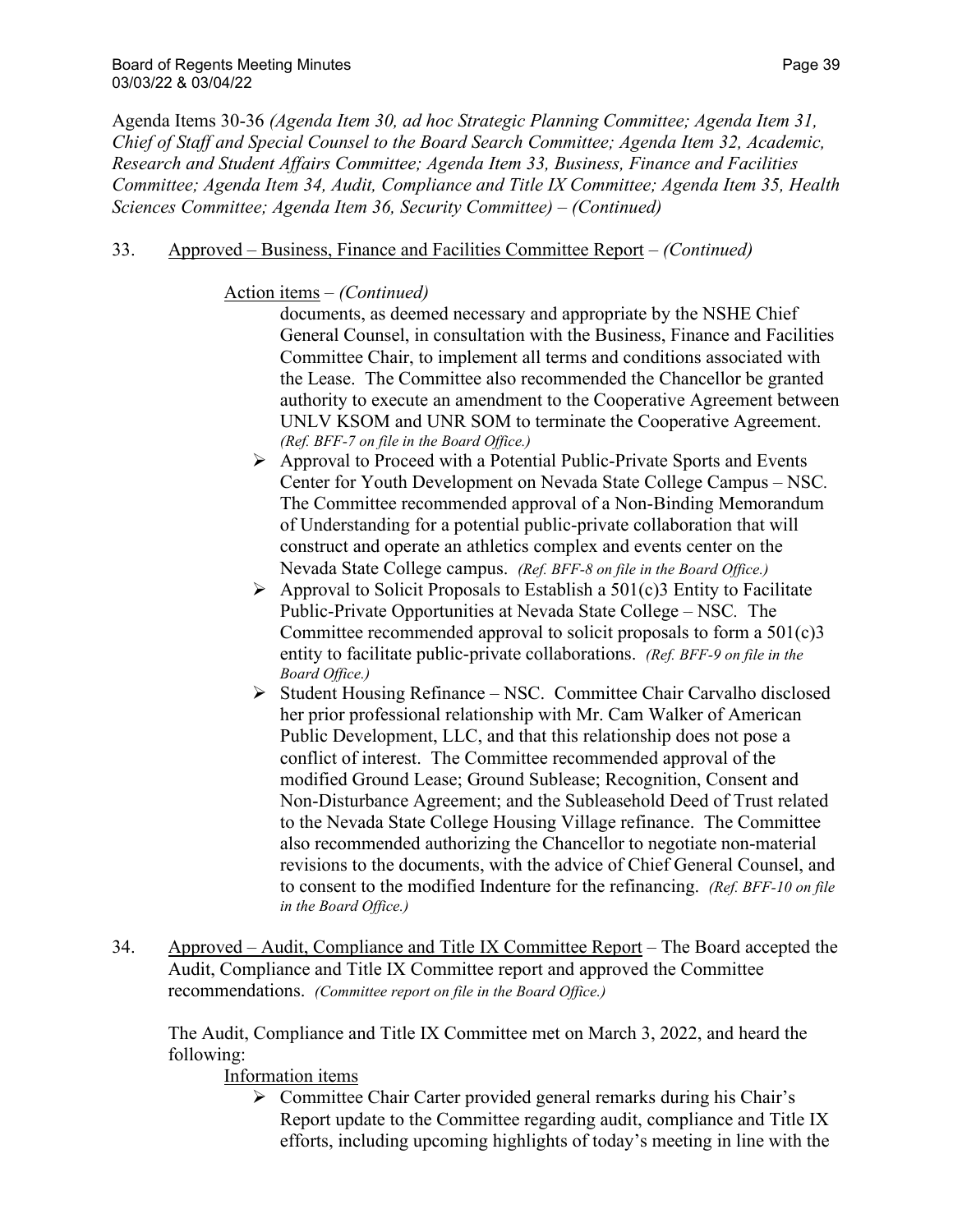Agenda Items 30-36 *(Agenda Item 30, ad hoc Strategic Planning Committee; Agenda Item 31, Chief of Staff and Special Counsel to the Board Search Committee; Agenda Item 32, Academic, Research and Student Affairs Committee; Agenda Item 33, Business, Finance and Facilities Committee; Agenda Item 34, Audit, Compliance and Title IX Committee; Agenda Item 35, Health Sciences Committee; Agenda Item 36, Security Committee) – (Continued)*

33. Approved – Business, Finance and Facilities Committee Report – *(Continued)*

Action items – *(Continued)*

documents, as deemed necessary and appropriate by the NSHE Chief General Counsel, in consultation with the Business, Finance and Facilities Committee Chair, to implement all terms and conditions associated with the Lease. The Committee also recommended the Chancellor be granted authority to execute an amendment to the Cooperative Agreement between UNLV KSOM and UNR SOM to terminate the Cooperative Agreement. *(Ref. BFF-7 on file in the Board Office.)*

- Approval to Proceed with a Potential Public-Private Sports and Events Center for Youth Development on Nevada State College Campus – NSC. The Committee recommended approval of a Non-Binding Memorandum of Understanding for a potential public-private collaboration that will construct and operate an athletics complex and events center on the Nevada State College campus. *(Ref. BFF-8 on file in the Board Office.)*
- Approval to Solicit Proposals to Establish a 501(c)3 Entity to Facilitate Public-Private Opportunities at Nevada State College – NSC. The Committee recommended approval to solicit proposals to form a 501(c)3 entity to facilitate public-private collaborations. *(Ref. BFF-9 on file in the Board Office.)*
- Student Housing Refinance – NSC. Committee Chair Carvalho disclosed her prior professional relationship with Mr. Cam Walker of American Public Development, LLC, and that this relationship does not pose a conflict of interest. The Committee recommended approval of the modified Ground Lease; Ground Sublease; Recognition, Consent and Non-Disturbance Agreement; and the Subleasehold Deed of Trust related to the Nevada State College Housing Village refinance. The Committee also recommended authorizing the Chancellor to negotiate non-material revisions to the documents, with the advice of Chief General Counsel, and to consent to the modified Indenture for the refinancing. *(Ref. BFF-10 on file in the Board Office.)*

34. Approved – Audit, Compliance and Title IX Committee Report – The Board accepted the Audit, Compliance and Title IX Committee report and approved the Committee recommendations. *(Committee report on file in the Board Office.)*

The Audit, Compliance and Title IX Committee met on March 3, 2022, and heard the following:

Information items

- Committee Chair Carter provided general remarks during his Chair's Report update to the Committee regarding audit, compliance and Title IX efforts, including upcoming highlights of today's meeting in line with the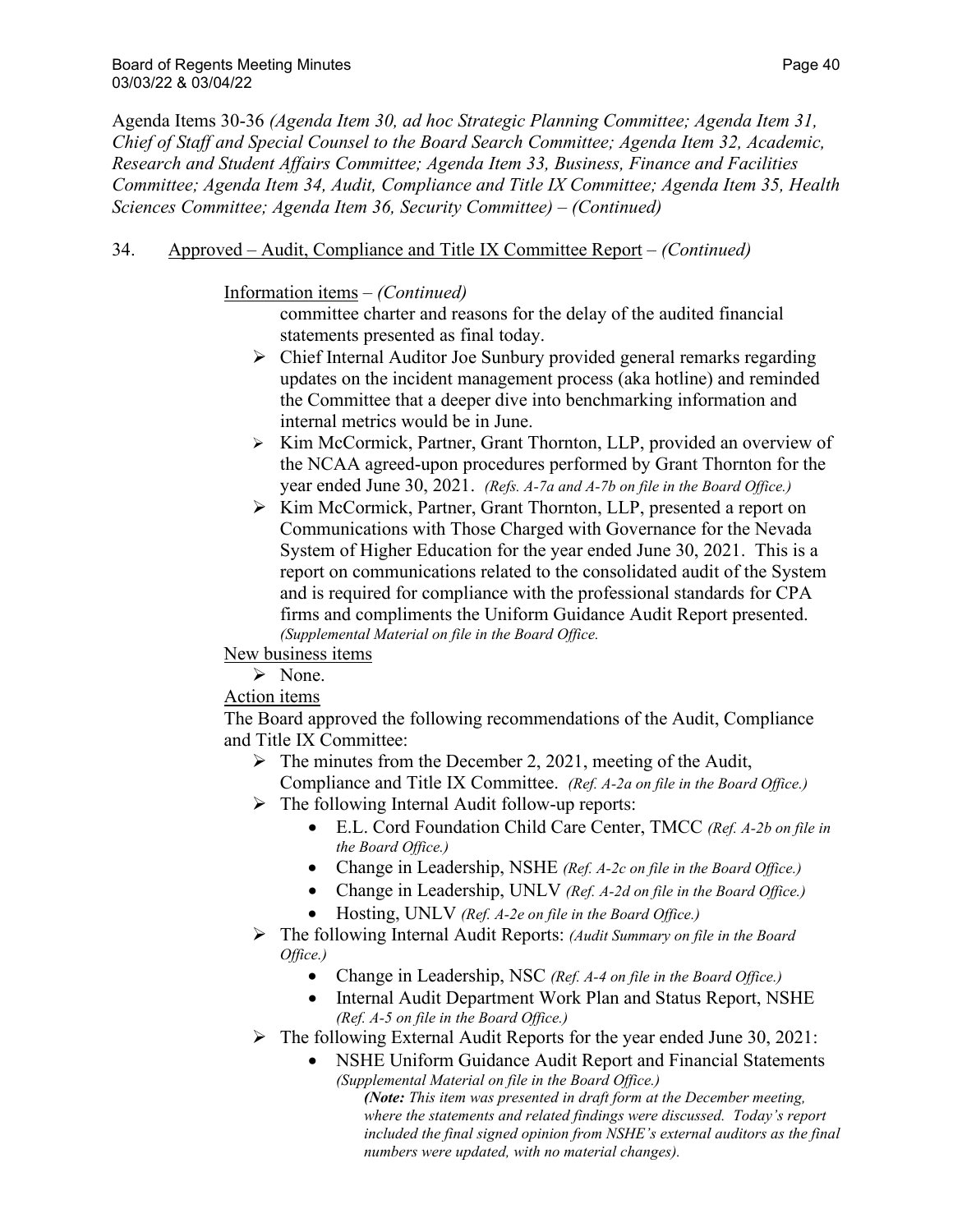Agenda Items 30-36 *(Agenda Item 30, ad hoc Strategic Planning Committee; Agenda Item 31, Chief of Staff and Special Counsel to the Board Search Committee; Agenda Item 32, Academic, Research and Student Affairs Committee; Agenda Item 33, Business, Finance and Facilities Committee; Agenda Item 34, Audit, Compliance and Title IX Committee; Agenda Item 35, Health Sciences Committee; Agenda Item 36, Security Committee) – (Continued)*

34. Approved – Audit, Compliance and Title IX Committee Report – *(Continued)*

Information items – *(Continued)*

committee charter and reasons for the delay of the audited financial statements presented as final today.

- Chief Internal Auditor Joe Sunbury provided general remarks regarding updates on the incident management process (aka hotline) and reminded the Committee that a deeper dive into benchmarking information and internal metrics would be in June.
- Kim McCormick, Partner, Grant Thornton, LLP, provided an overview of the NCAA agreed-upon procedures performed by Grant Thornton for the year ended June 30, 2021. *(Refs. A-7a and A-7b on file in the Board Office.)*
- Kim McCormick, Partner, Grant Thornton, LLP, presented a report on Communications with Those Charged with Governance for the Nevada System of Higher Education for the year ended June 30, 2021. This is a report on communications related to the consolidated audit of the System and is required for compliance with the professional standards for CPA firms and compliments the Uniform Guidance Audit Report presented. *(Supplemental Material on file in the Board Office.*

New business items

- None.

Action items

The Board approved the following recommendations of the Audit, Compliance and Title IX Committee:

- The minutes from the December 2, 2021, meeting of the Audit, Compliance and Title IX Committee. *(Ref. A-2a on file in the Board Office.)*
- The following Internal Audit follow-up reports:
  - E.L. Cord Foundation Child Care Center, TMCC *(Ref. A-2b on file in the Board Office.)*
  - Change in Leadership, NSHE *(Ref. A-2c on file in the Board Office.)*
  - Change in Leadership, UNLV *(Ref. A-2d on file in the Board Office.)*
  - Hosting, UNLV *(Ref. A-2e on file in the Board Office.)*
- The following Internal Audit Reports: *(Audit Summary on file in the Board Office.)*
  - Change in Leadership, NSC *(Ref. A-4 on file in the Board Office.)*
  - Internal Audit Department Work Plan and Status Report, NSHE *(Ref. A-5 on file in the Board Office.)*
- The following External Audit Reports for the year ended June 30, 2021:
  - NSHE Uniform Guidance Audit Report and Financial Statements *(Supplemental Material on file in the Board Office.)*

    ***(Note:** This item was presented in draft form at the December meeting, where the statements and related findings were discussed. Today's report included the final signed opinion from NSHE's external auditors as the final numbers were updated, with no material changes).*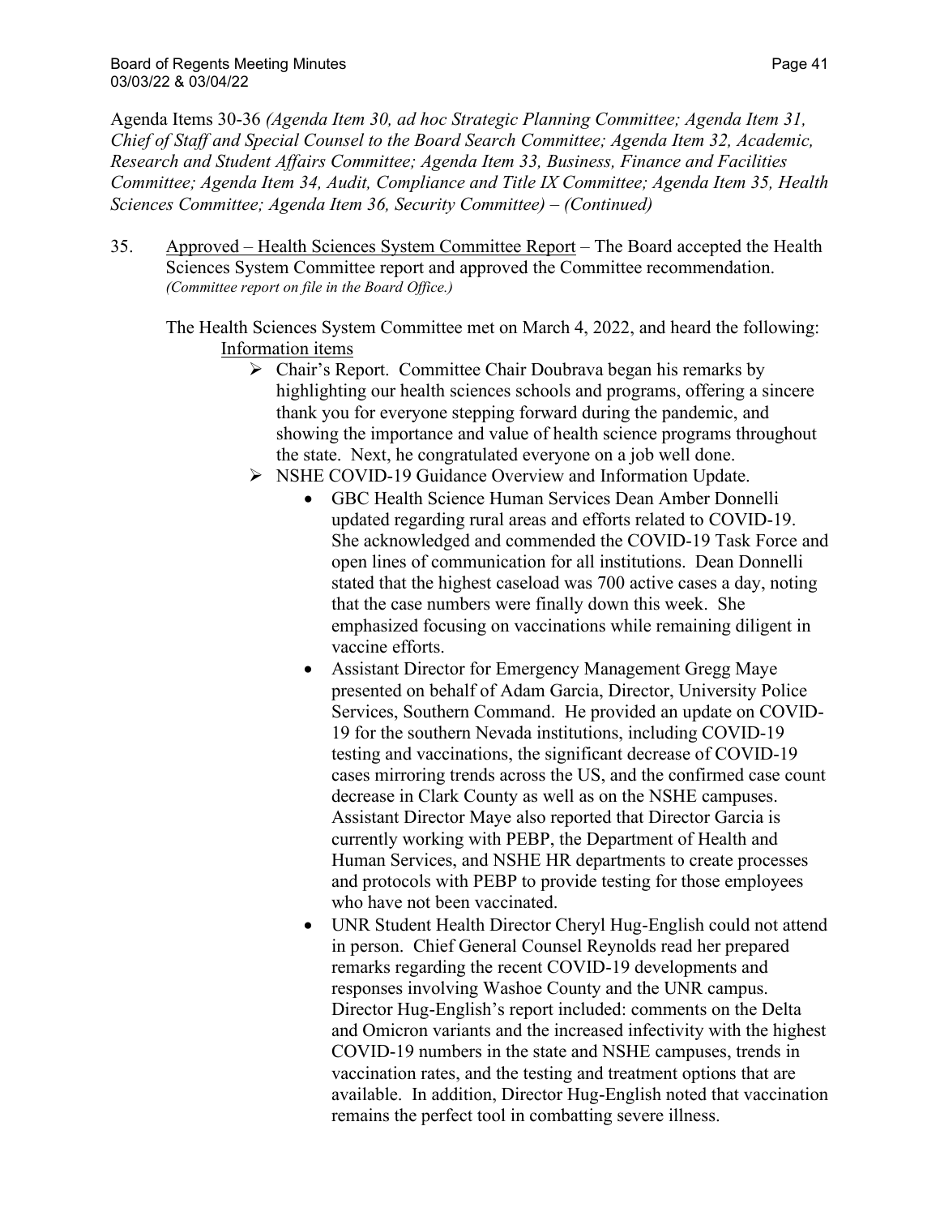Agenda Items 30-36 *(Agenda Item 30, ad hoc Strategic Planning Committee; Agenda Item 31, Chief of Staff and Special Counsel to the Board Search Committee; Agenda Item 32, Academic, Research and Student Affairs Committee; Agenda Item 33, Business, Finance and Facilities Committee; Agenda Item 34, Audit, Compliance and Title IX Committee; Agenda Item 35, Health Sciences Committee; Agenda Item 36, Security Committee) – (Continued)*

35. Approved – Health Sciences System Committee Report – The Board accepted the Health Sciences System Committee report and approved the Committee recommendation. *(Committee report on file in the Board Office.)*

 The Health Sciences System Committee met on March 4, 2022, and heard the following:

 Information items

 - Chair's Report. Committee Chair Doubrava began his remarks by highlighting our health sciences schools and programs, offering a sincere thank you for everyone stepping forward during the pandemic, and showing the importance and value of health science programs throughout the state. Next, he congratulated everyone on a job well done.
 - NSHE COVID-19 Guidance Overview and Information Update.
 - GBC Health Science Human Services Dean Amber Donnelli updated regarding rural areas and efforts related to COVID-19. She acknowledged and commended the COVID-19 Task Force and open lines of communication for all institutions. Dean Donnelli stated that the highest caseload was 700 active cases a day, noting that the case numbers were finally down this week. She emphasized focusing on vaccinations while remaining diligent in vaccine efforts.
 - Assistant Director for Emergency Management Gregg Maye presented on behalf of Adam Garcia, Director, University Police Services, Southern Command. He provided an update on COVID-19 for the southern Nevada institutions, including COVID-19 testing and vaccinations, the significant decrease of COVID-19 cases mirroring trends across the US, and the confirmed case count decrease in Clark County as well as on the NSHE campuses. Assistant Director Maye also reported that Director Garcia is currently working with PEBP, the Department of Health and Human Services, and NSHE HR departments to create processes and protocols with PEBP to provide testing for those employees who have not been vaccinated.
 - UNR Student Health Director Cheryl Hug-English could not attend in person. Chief General Counsel Reynolds read her prepared remarks regarding the recent COVID-19 developments and responses involving Washoe County and the UNR campus. Director Hug-English's report included: comments on the Delta and Omicron variants and the increased infectivity with the highest COVID-19 numbers in the state and NSHE campuses, trends in vaccination rates, and the testing and treatment options that are available. In addition, Director Hug-English noted that vaccination remains the perfect tool in combatting severe illness.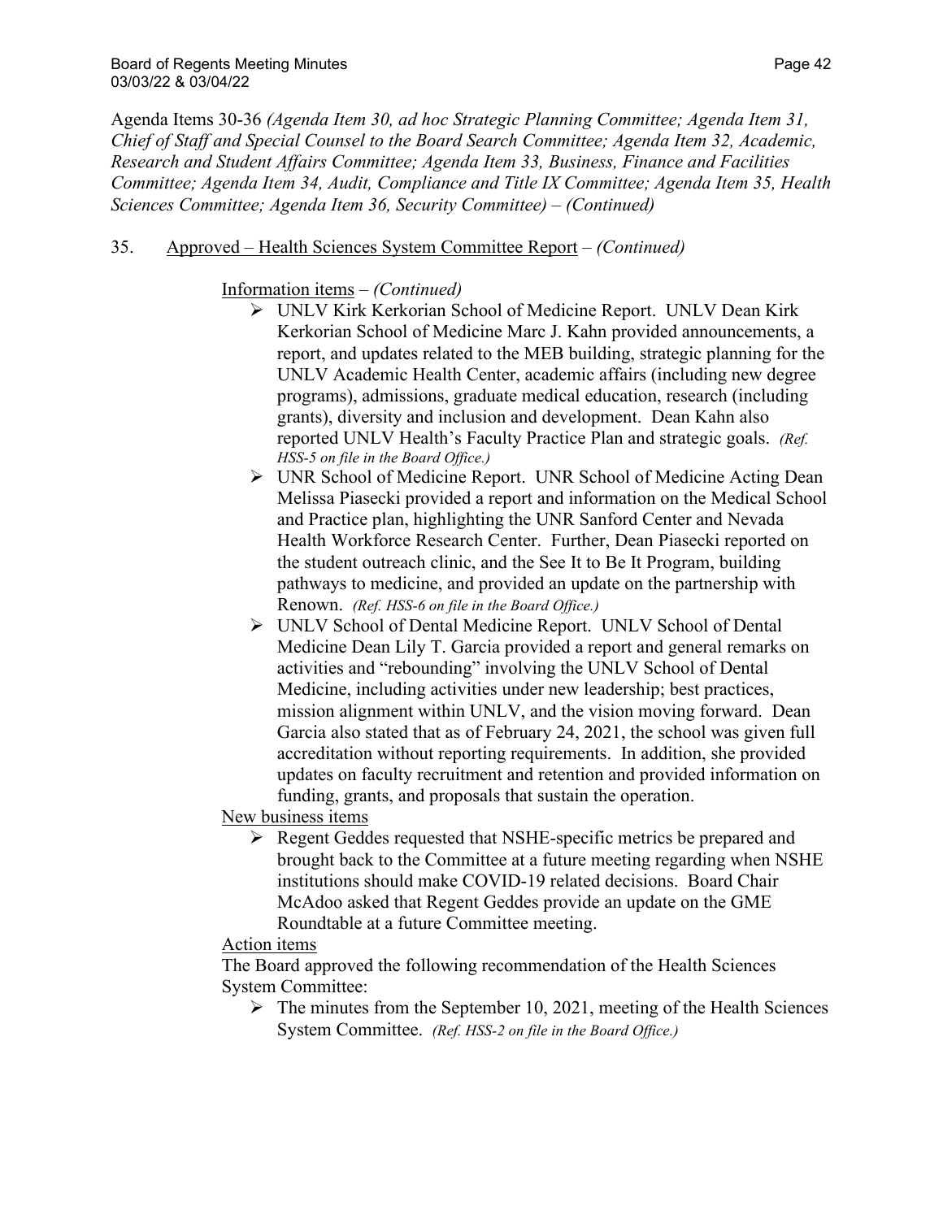Agenda Items 30-36 *(Agenda Item 30, ad hoc Strategic Planning Committee; Agenda Item 31, Chief of Staff and Special Counsel to the Board Search Committee; Agenda Item 32, Academic, Research and Student Affairs Committee; Agenda Item 33, Business, Finance and Facilities Committee; Agenda Item 34, Audit, Compliance and Title IX Committee; Agenda Item 35, Health Sciences Committee; Agenda Item 36, Security Committee) – (Continued)*

35. Approved – Health Sciences System Committee Report – *(Continued)*

Information items – *(Continued)*

- UNLV Kirk Kerkorian School of Medicine Report. UNLV Dean Kirk Kerkorian School of Medicine Marc J. Kahn provided announcements, a report, and updates related to the MEB building, strategic planning for the UNLV Academic Health Center, academic affairs (including new degree programs), admissions, graduate medical education, research (including grants), diversity and inclusion and development. Dean Kahn also reported UNLV Health's Faculty Practice Plan and strategic goals. *(Ref. HSS-5 on file in the Board Office.)*
- UNR School of Medicine Report. UNR School of Medicine Acting Dean Melissa Piasecki provided a report and information on the Medical School and Practice plan, highlighting the UNR Sanford Center and Nevada Health Workforce Research Center. Further, Dean Piasecki reported on the student outreach clinic, and the See It to Be It Program, building pathways to medicine, and provided an update on the partnership with Renown. *(Ref. HSS-6 on file in the Board Office.)*
- UNLV School of Dental Medicine Report. UNLV School of Dental Medicine Dean Lily T. Garcia provided a report and general remarks on activities and "rebounding" involving the UNLV School of Dental Medicine, including activities under new leadership; best practices, mission alignment within UNLV, and the vision moving forward. Dean Garcia also stated that as of February 24, 2021, the school was given full accreditation without reporting requirements. In addition, she provided updates on faculty recruitment and retention and provided information on funding, grants, and proposals that sustain the operation.

New business items

- Regent Geddes requested that NSHE-specific metrics be prepared and brought back to the Committee at a future meeting regarding when NSHE institutions should make COVID-19 related decisions. Board Chair McAdoo asked that Regent Geddes provide an update on the GME Roundtable at a future Committee meeting.

Action items

The Board approved the following recommendation of the Health Sciences System Committee:

- The minutes from the September 10, 2021, meeting of the Health Sciences System Committee. *(Ref. HSS-2 on file in the Board Office.)*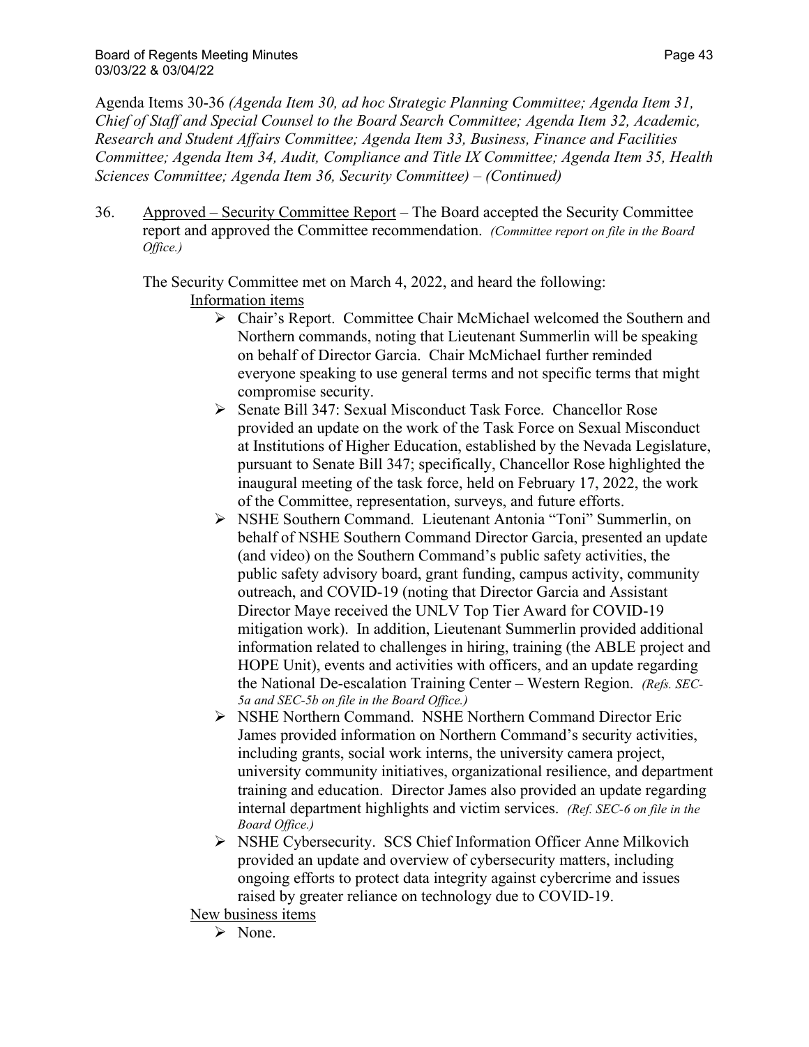Agenda Items 30-36 *(Agenda Item 30, ad hoc Strategic Planning Committee; Agenda Item 31, Chief of Staff and Special Counsel to the Board Search Committee; Agenda Item 32, Academic, Research and Student Affairs Committee; Agenda Item 33, Business, Finance and Facilities Committee; Agenda Item 34, Audit, Compliance and Title IX Committee; Agenda Item 35, Health Sciences Committee; Agenda Item 36, Security Committee) – (Continued)*

36. Approved – Security Committee Report – The Board accepted the Security Committee report and approved the Committee recommendation. *(Committee report on file in the Board Office.)*

The Security Committee met on March 4, 2022, and heard the following:

Information items

- Chair's Report. Committee Chair McMichael welcomed the Southern and Northern commands, noting that Lieutenant Summerlin will be speaking on behalf of Director Garcia. Chair McMichael further reminded everyone speaking to use general terms and not specific terms that might compromise security.
- Senate Bill 347: Sexual Misconduct Task Force. Chancellor Rose provided an update on the work of the Task Force on Sexual Misconduct at Institutions of Higher Education, established by the Nevada Legislature, pursuant to Senate Bill 347; specifically, Chancellor Rose highlighted the inaugural meeting of the task force, held on February 17, 2022, the work of the Committee, representation, surveys, and future efforts.
- NSHE Southern Command. Lieutenant Antonia "Toni" Summerlin, on behalf of NSHE Southern Command Director Garcia, presented an update (and video) on the Southern Command's public safety activities, the public safety advisory board, grant funding, campus activity, community outreach, and COVID-19 (noting that Director Garcia and Assistant Director Maye received the UNLV Top Tier Award for COVID-19 mitigation work). In addition, Lieutenant Summerlin provided additional information related to challenges in hiring, training (the ABLE project and HOPE Unit), events and activities with officers, and an update regarding the National De-escalation Training Center – Western Region. *(Refs. SEC-5a and SEC-5b on file in the Board Office.)*
- NSHE Northern Command. NSHE Northern Command Director Eric James provided information on Northern Command's security activities, including grants, social work interns, the university camera project, university community initiatives, organizational resilience, and department training and education. Director James also provided an update regarding internal department highlights and victim services. *(Ref. SEC-6 on file in the Board Office.)*
- NSHE Cybersecurity. SCS Chief Information Officer Anne Milkovich provided an update and overview of cybersecurity matters, including ongoing efforts to protect data integrity against cybercrime and issues raised by greater reliance on technology due to COVID-19.

New business items

- None.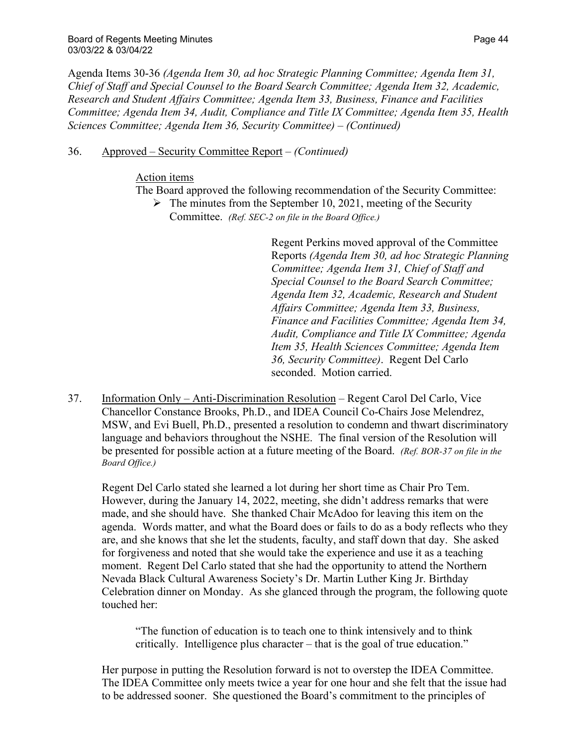Agenda Items 30-36 *(Agenda Item 30, ad hoc Strategic Planning Committee; Agenda Item 31, Chief of Staff and Special Counsel to the Board Search Committee; Agenda Item 32, Academic, Research and Student Affairs Committee; Agenda Item 33, Business, Finance and Facilities Committee; Agenda Item 34, Audit, Compliance and Title IX Committee; Agenda Item 35, Health Sciences Committee; Agenda Item 36, Security Committee)* – *(Continued)*

36. Approved – Security Committee Report – *(Continued)*

Action items

The Board approved the following recommendation of the Security Committee:

- The minutes from the September 10, 2021, meeting of the Security Committee. *(Ref. SEC-2 on file in the Board Office.)*

Regent Perkins moved approval of the Committee Reports *(Agenda Item 30, ad hoc Strategic Planning Committee; Agenda Item 31, Chief of Staff and Special Counsel to the Board Search Committee; Agenda Item 32, Academic, Research and Student Affairs Committee; Agenda Item 33, Business, Finance and Facilities Committee; Agenda Item 34, Audit, Compliance and Title IX Committee; Agenda Item 35, Health Sciences Committee; Agenda Item 36, Security Committee)*. Regent Del Carlo seconded. Motion carried.

37. Information Only – Anti-Discrimination Resolution – Regent Carol Del Carlo, Vice Chancellor Constance Brooks, Ph.D., and IDEA Council Co-Chairs Jose Melendrez, MSW, and Evi Buell, Ph.D., presented a resolution to condemn and thwart discriminatory language and behaviors throughout the NSHE. The final version of the Resolution will be presented for possible action at a future meeting of the Board. *(Ref. BOR-37 on file in the Board Office.)*

Regent Del Carlo stated she learned a lot during her short time as Chair Pro Tem. However, during the January 14, 2022, meeting, she didn't address remarks that were made, and she should have. She thanked Chair McAdoo for leaving this item on the agenda. Words matter, and what the Board does or fails to do as a body reflects who they are, and she knows that she let the students, faculty, and staff down that day. She asked for forgiveness and noted that she would take the experience and use it as a teaching moment. Regent Del Carlo stated that she had the opportunity to attend the Northern Nevada Black Cultural Awareness Society's Dr. Martin Luther King Jr. Birthday Celebration dinner on Monday. As she glanced through the program, the following quote touched her:

> "The function of education is to teach one to think intensively and to think critically. Intelligence plus character – that is the goal of true education."

Her purpose in putting the Resolution forward is not to overstep the IDEA Committee. The IDEA Committee only meets twice a year for one hour and she felt that the issue had to be addressed sooner. She questioned the Board's commitment to the principles of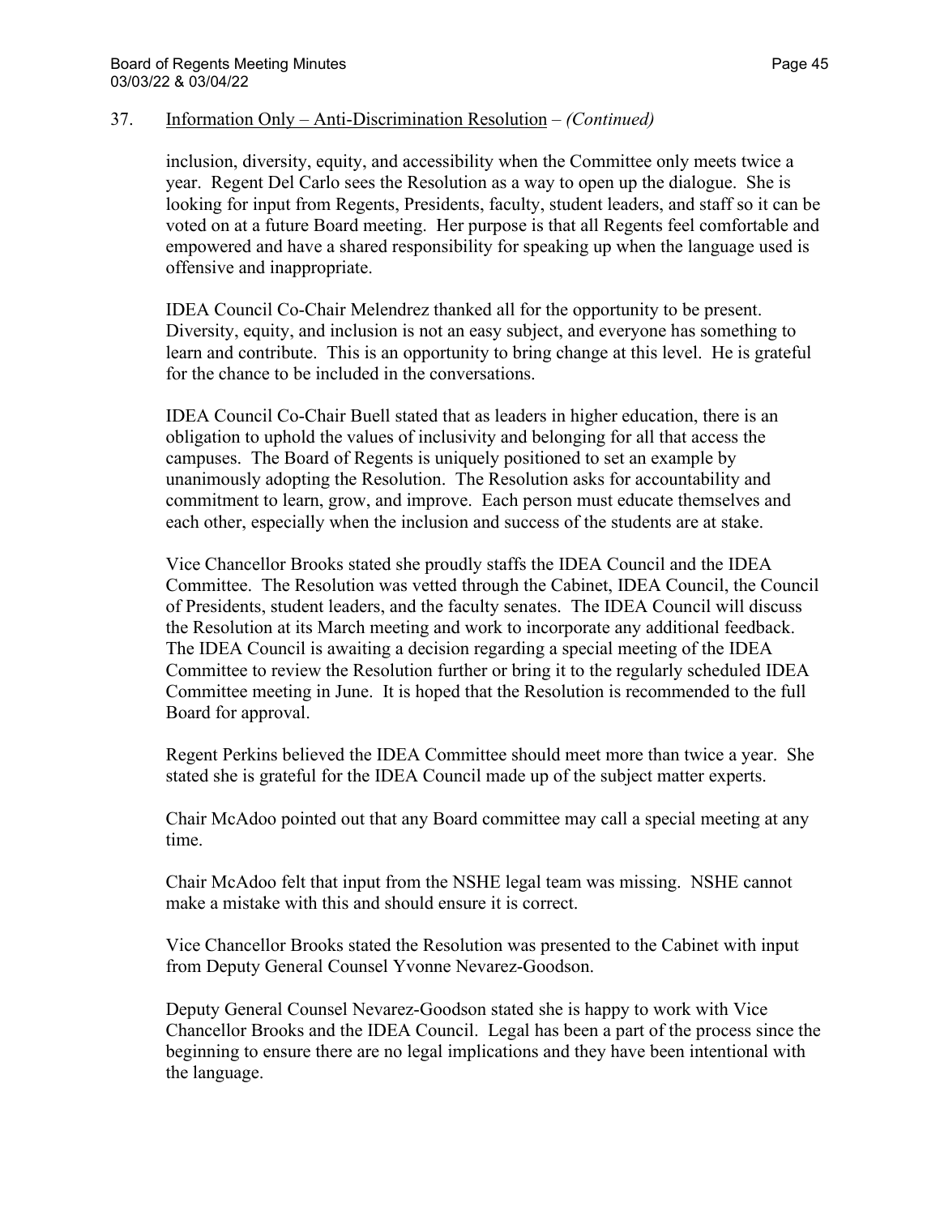37. Information Only – Anti-Discrimination Resolution – *(Continued)*

inclusion, diversity, equity, and accessibility when the Committee only meets twice a year. Regent Del Carlo sees the Resolution as a way to open up the dialogue. She is looking for input from Regents, Presidents, faculty, student leaders, and staff so it can be voted on at a future Board meeting. Her purpose is that all Regents feel comfortable and empowered and have a shared responsibility for speaking up when the language used is offensive and inappropriate.

IDEA Council Co-Chair Melendrez thanked all for the opportunity to be present. Diversity, equity, and inclusion is not an easy subject, and everyone has something to learn and contribute. This is an opportunity to bring change at this level. He is grateful for the chance to be included in the conversations.

IDEA Council Co-Chair Buell stated that as leaders in higher education, there is an obligation to uphold the values of inclusivity and belonging for all that access the campuses. The Board of Regents is uniquely positioned to set an example by unanimously adopting the Resolution. The Resolution asks for accountability and commitment to learn, grow, and improve. Each person must educate themselves and each other, especially when the inclusion and success of the students are at stake.

Vice Chancellor Brooks stated she proudly staffs the IDEA Council and the IDEA Committee. The Resolution was vetted through the Cabinet, IDEA Council, the Council of Presidents, student leaders, and the faculty senates. The IDEA Council will discuss the Resolution at its March meeting and work to incorporate any additional feedback. The IDEA Council is awaiting a decision regarding a special meeting of the IDEA Committee to review the Resolution further or bring it to the regularly scheduled IDEA Committee meeting in June. It is hoped that the Resolution is recommended to the full Board for approval.

Regent Perkins believed the IDEA Committee should meet more than twice a year. She stated she is grateful for the IDEA Council made up of the subject matter experts.

Chair McAdoo pointed out that any Board committee may call a special meeting at any time.

Chair McAdoo felt that input from the NSHE legal team was missing. NSHE cannot make a mistake with this and should ensure it is correct.

Vice Chancellor Brooks stated the Resolution was presented to the Cabinet with input from Deputy General Counsel Yvonne Nevarez-Goodson.

Deputy General Counsel Nevarez-Goodson stated she is happy to work with Vice Chancellor Brooks and the IDEA Council. Legal has been a part of the process since the beginning to ensure there are no legal implications and they have been intentional with the language.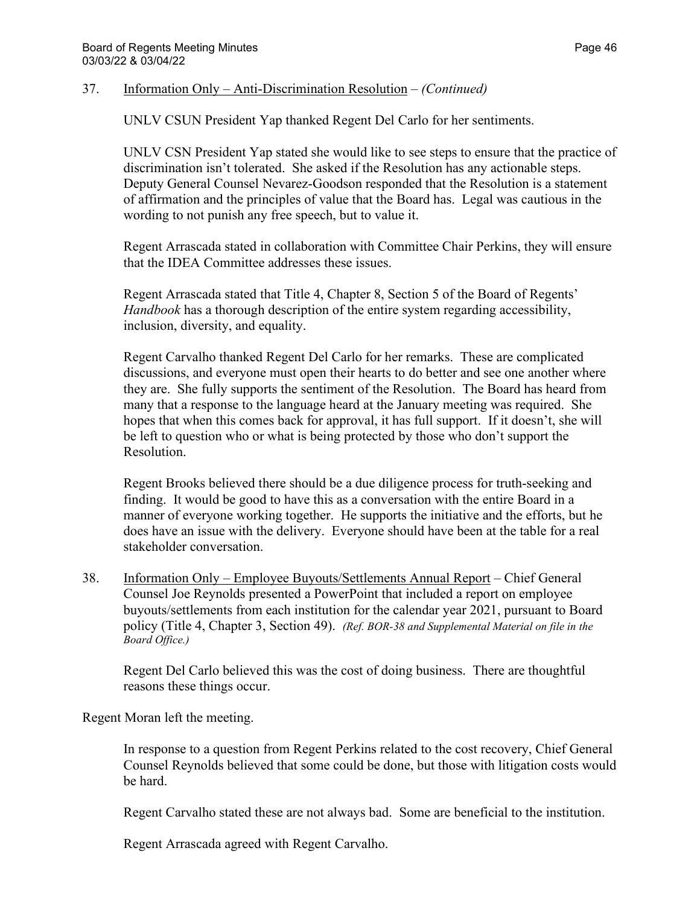37. Information Only – Anti-Discrimination Resolution – *(Continued)*

UNLV CSUN President Yap thanked Regent Del Carlo for her sentiments.

UNLV CSN President Yap stated she would like to see steps to ensure that the practice of discrimination isn't tolerated. She asked if the Resolution has any actionable steps. Deputy General Counsel Nevarez-Goodson responded that the Resolution is a statement of affirmation and the principles of value that the Board has. Legal was cautious in the wording to not punish any free speech, but to value it.

Regent Arrascada stated in collaboration with Committee Chair Perkins, they will ensure that the IDEA Committee addresses these issues.

Regent Arrascada stated that Title 4, Chapter 8, Section 5 of the Board of Regents' *Handbook* has a thorough description of the entire system regarding accessibility, inclusion, diversity, and equality.

Regent Carvalho thanked Regent Del Carlo for her remarks. These are complicated discussions, and everyone must open their hearts to do better and see one another where they are. She fully supports the sentiment of the Resolution. The Board has heard from many that a response to the language heard at the January meeting was required. She hopes that when this comes back for approval, it has full support. If it doesn't, she will be left to question who or what is being protected by those who don't support the Resolution.

Regent Brooks believed there should be a due diligence process for truth-seeking and finding. It would be good to have this as a conversation with the entire Board in a manner of everyone working together. He supports the initiative and the efforts, but he does have an issue with the delivery. Everyone should have been at the table for a real stakeholder conversation.

38. Information Only – Employee Buyouts/Settlements Annual Report – Chief General Counsel Joe Reynolds presented a PowerPoint that included a report on employee buyouts/settlements from each institution for the calendar year 2021, pursuant to Board policy (Title 4, Chapter 3, Section 49). *(Ref. BOR-38 and Supplemental Material on file in the Board Office.)*

Regent Del Carlo believed this was the cost of doing business. There are thoughtful reasons these things occur.

Regent Moran left the meeting.

In response to a question from Regent Perkins related to the cost recovery, Chief General Counsel Reynolds believed that some could be done, but those with litigation costs would be hard.

Regent Carvalho stated these are not always bad. Some are beneficial to the institution.

Regent Arrascada agreed with Regent Carvalho.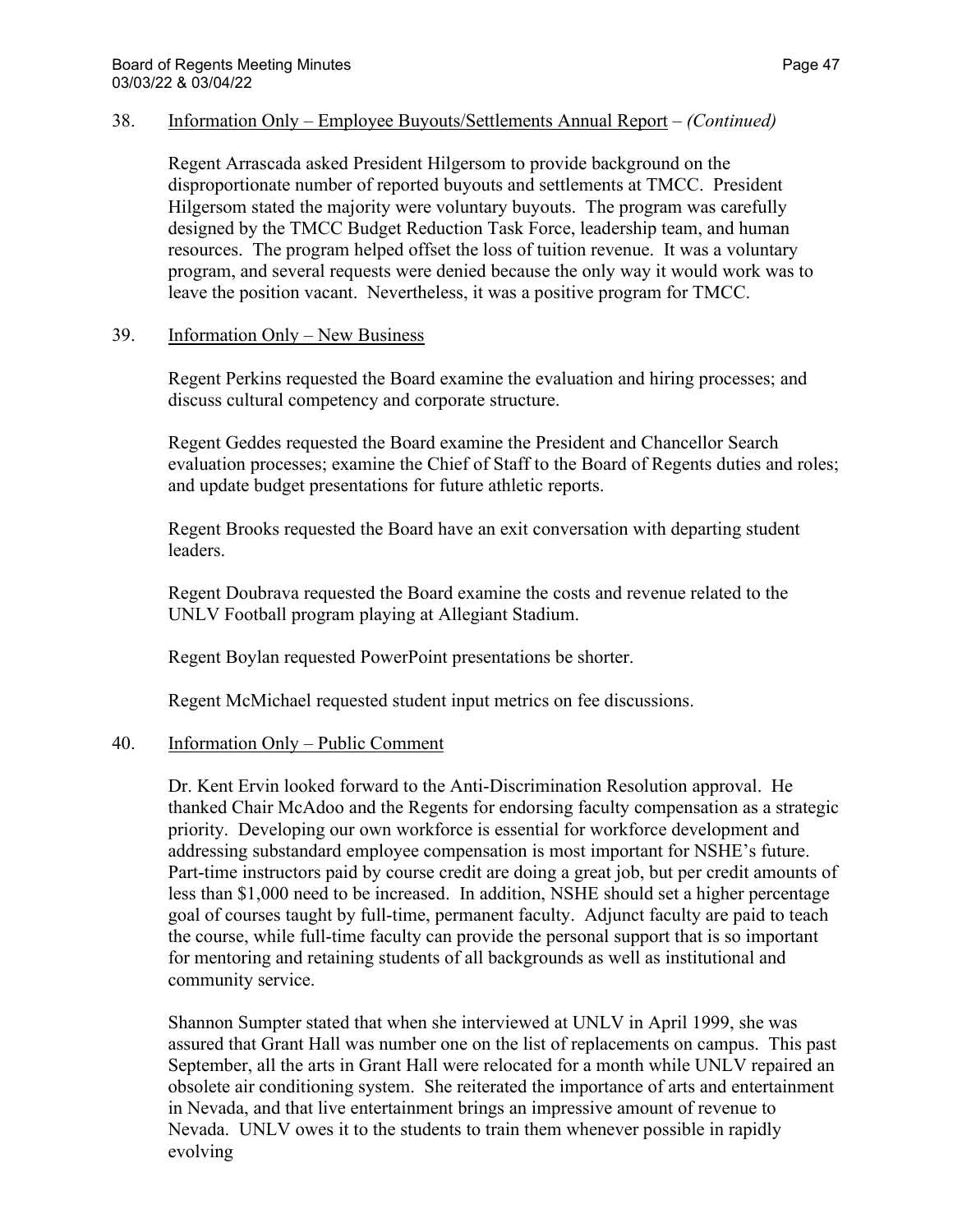38. Information Only – Employee Buyouts/Settlements Annual Report – *(Continued)*

Regent Arrascada asked President Hilgersom to provide background on the disproportionate number of reported buyouts and settlements at TMCC. President Hilgersom stated the majority were voluntary buyouts. The program was carefully designed by the TMCC Budget Reduction Task Force, leadership team, and human resources. The program helped offset the loss of tuition revenue. It was a voluntary program, and several requests were denied because the only way it would work was to leave the position vacant. Nevertheless, it was a positive program for TMCC.

39. Information Only – New Business

Regent Perkins requested the Board examine the evaluation and hiring processes; and discuss cultural competency and corporate structure.

Regent Geddes requested the Board examine the President and Chancellor Search evaluation processes; examine the Chief of Staff to the Board of Regents duties and roles; and update budget presentations for future athletic reports.

Regent Brooks requested the Board have an exit conversation with departing student leaders.

Regent Doubrava requested the Board examine the costs and revenue related to the UNLV Football program playing at Allegiant Stadium.

Regent Boylan requested PowerPoint presentations be shorter.

Regent McMichael requested student input metrics on fee discussions.

40. Information Only – Public Comment

Dr. Kent Ervin looked forward to the Anti-Discrimination Resolution approval. He thanked Chair McAdoo and the Regents for endorsing faculty compensation as a strategic priority. Developing our own workforce is essential for workforce development and addressing substandard employee compensation is most important for NSHE's future. Part-time instructors paid by course credit are doing a great job, but per credit amounts of less than $1,000 need to be increased. In addition, NSHE should set a higher percentage goal of courses taught by full-time, permanent faculty. Adjunct faculty are paid to teach the course, while full-time faculty can provide the personal support that is so important for mentoring and retaining students of all backgrounds as well as institutional and community service.

Shannon Sumpter stated that when she interviewed at UNLV in April 1999, she was assured that Grant Hall was number one on the list of replacements on campus. This past September, all the arts in Grant Hall were relocated for a month while UNLV repaired an obsolete air conditioning system. She reiterated the importance of arts and entertainment in Nevada, and that live entertainment brings an impressive amount of revenue to Nevada. UNLV owes it to the students to train them whenever possible in rapidly evolving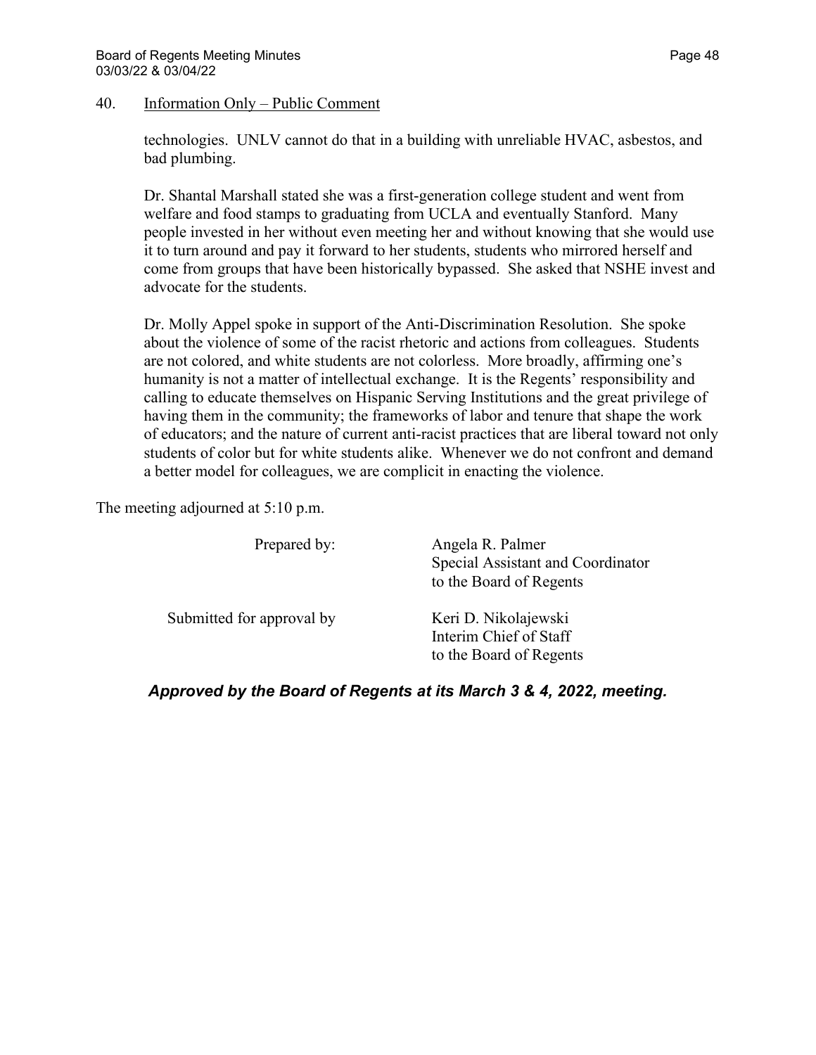40. Information Only – Public Comment

technologies. UNLV cannot do that in a building with unreliable HVAC, asbestos, and bad plumbing.

Dr. Shantal Marshall stated she was a first-generation college student and went from welfare and food stamps to graduating from UCLA and eventually Stanford. Many people invested in her without even meeting her and without knowing that she would use it to turn around and pay it forward to her students, students who mirrored herself and come from groups that have been historically bypassed. She asked that NSHE invest and advocate for the students.

Dr. Molly Appel spoke in support of the Anti-Discrimination Resolution. She spoke about the violence of some of the racist rhetoric and actions from colleagues. Students are not colored, and white students are not colorless. More broadly, affirming one's humanity is not a matter of intellectual exchange. It is the Regents' responsibility and calling to educate themselves on Hispanic Serving Institutions and the great privilege of having them in the community; the frameworks of labor and tenure that shape the work of educators; and the nature of current anti-racist practices that are liberal toward not only students of color but for white students alike. Whenever we do not confront and demand a better model for colleagues, we are complicit in enacting the violence.

The meeting adjourned at 5:10 p.m.

Prepared by: Angela R. Palmer
Special Assistant and Coordinator
to the Board of Regents

Submitted for approval by Keri D. Nikolajewski
Interim Chief of Staff
to the Board of Regents

***Approved by the Board of Regents at its March 3 & 4, 2022, meeting.***